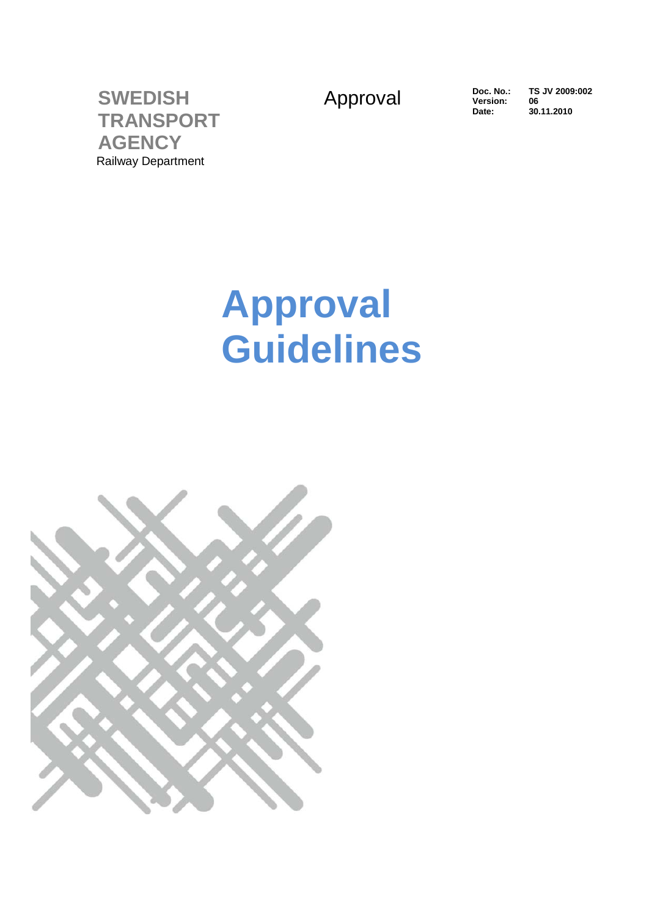**SWEDISH TRANSPORT AGENCY**
Railway Department

Approval

| | |
|---|---|
| **Doc. No.:** | **TS JV 2009:002** |
| **Version:** | **06** |
| **Date:** | **30.11.2010** |

# Approval Guidelines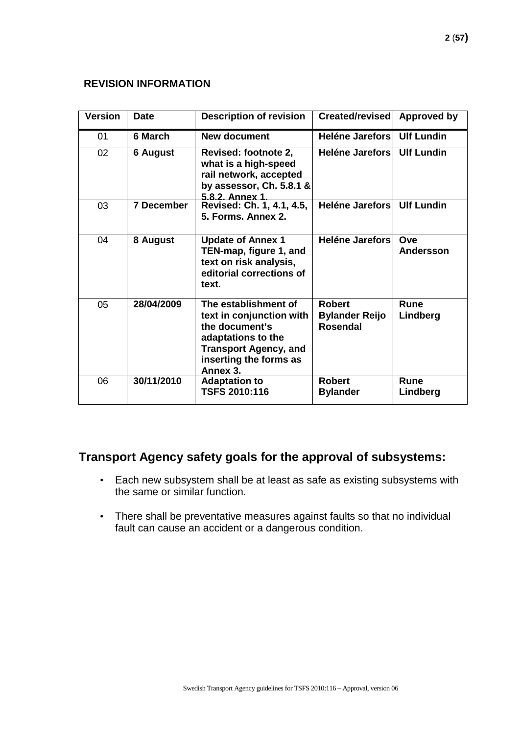**REVISION INFORMATION**

| Version | Date | Description of revision | Created/revised | Approved by |
|---|---|---|---|---|
| 01 | **6 March** | **New document** | **Heléne Jarefors** | **Ulf Lundin** |
| 02 | **6 August** | **Revised: footnote 2, what is a high-speed rail network, accepted by assessor, Ch. 5.8.1 & 5.8.2. Annex 1.** | **Heléne Jarefors** | **Ulf Lundin** |
| 03 | **7 December** | **Revised: Ch. 1, 4.1, 4.5, 5. Forms. Annex 2.** | **Heléne Jarefors** | **Ulf Lundin** |
| 04 | **8 August** | **Update of Annex 1 TEN-map, figure 1, and text on risk analysis, editorial corrections of text.** | **Heléne Jarefors** | **Ove Andersson** |
| 05 | **28/04/2009** | **The establishment of text in conjunction with the document's adaptations to the Transport Agency, and inserting the forms as Annex 3.** | **Robert Bylander Reijo Rosendal** | **Rune Lindberg** |
| 06 | **30/11/2010** | **Adaptation to TSFS 2010:116** | **Robert Bylander** | **Rune Lindberg** |

## Transport Agency safety goals for the approval of subsystems:

- Each new subsystem shall be at least as safe as existing subsystems with the same or similar function.
- There shall be preventative measures against faults so that no individual fault can cause an accident or a dangerous condition.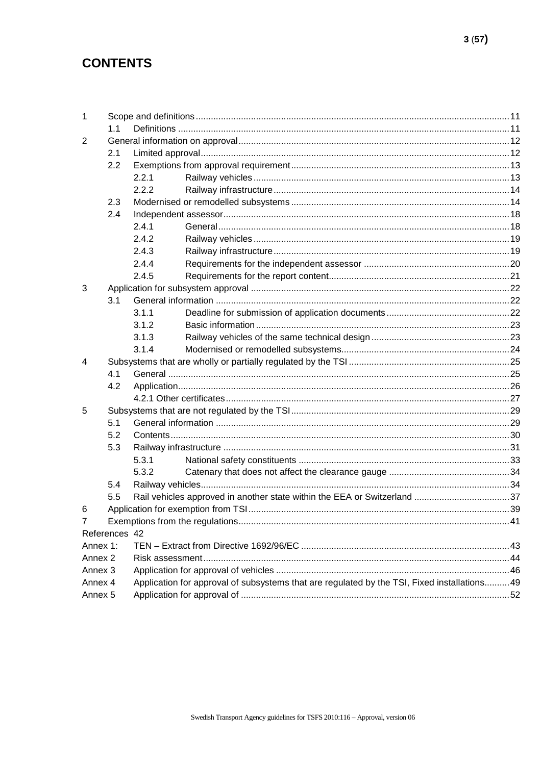# CONTENTS

| | | | |
|---|---|---|---|
| 1 | Scope and definitions | | 11 |
| | 1.1 Definitions | | 11 |
| 2 | General information on approval | | 12 |
| | 2.1 Limited approval | | 12 |
| | 2.2 Exemptions from approval requirement | | 13 |
| | | 2.2.1 Railway vehicles | 13 |
| | | 2.2.2 Railway infrastructure | 14 |
| | 2.3 Modernised or remodelled subsystems | | 14 |
| | 2.4 Independent assessor | | 18 |
| | | 2.4.1 General | 18 |
| | | 2.4.2 Railway vehicles | 19 |
| | | 2.4.3 Railway infrastructure | 19 |
| | | 2.4.4 Requirements for the independent assessor | 20 |
| | | 2.4.5 Requirements for the report content | 21 |
| 3 | Application for subsystem approval | | 22 |
| | 3.1 General information | | 22 |
| | | 3.1.1 Deadline for submission of application documents | 22 |
| | | 3.1.2 Basic information | 23 |
| | | 3.1.3 Railway vehicles of the same technical design | 23 |
| | | 3.1.4 Modernised or remodelled subsystems | 24 |
| 4 | Subsystems that are wholly or partially regulated by the TSI | | 25 |
| | 4.1 General | | 25 |
| | 4.2 Application | | 26 |
| | | 4.2.1 Other certificates | 27 |
| 5 | Subsystems that are not regulated by the TSI | | 29 |
| | 5.1 General information | | 29 |
| | 5.2 Contents | | 30 |
| | 5.3 Railway infrastructure | | 31 |
| | | 5.3.1 National safety constituents | 33 |
| | | 5.3.2 Catenary that does not affect the clearance gauge | 34 |
| | 5.4 Railway vehicles | | 34 |
| | 5.5 Rail vehicles approved in another state within the EEA or Switzerland | | 37 |
| 6 | Application for exemption from TSI | | 39 |
| 7 | Exemptions from the regulations | | 41 |
| References | | | 42 |
| Annex 1: | TEN – Extract from Directive 1692/96/EC | | 43 |
| Annex 2 | Risk assessment | | 44 |
| Annex 3 | Application for approval of vehicles | | 46 |
| Annex 4 | Application for approval of subsystems that are regulated by the TSI, Fixed installations | | 49 |
| Annex 5 | Application for approval of | | 52 |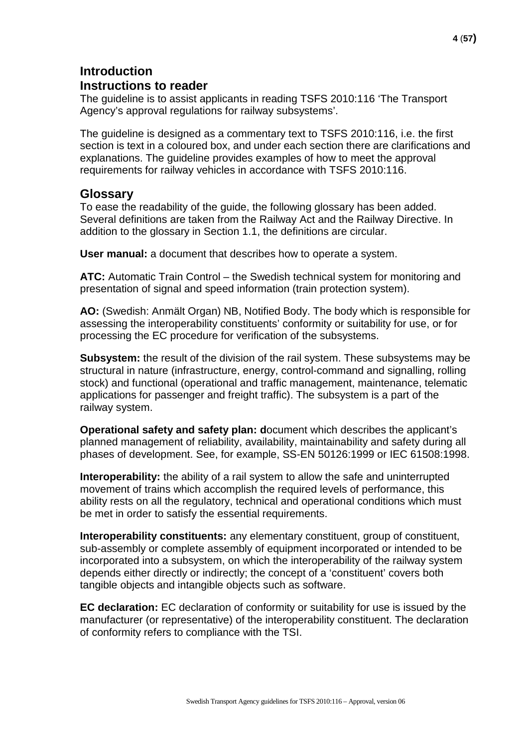# Introduction

## Instructions to reader

The guideline is to assist applicants in reading TSFS 2010:116 'The Transport Agency's approval regulations for railway subsystems'.

The guideline is designed as a commentary text to TSFS 2010:116, i.e. the first section is text in a coloured box, and under each section there are clarifications and explanations. The guideline provides examples of how to meet the approval requirements for railway vehicles in accordance with TSFS 2010:116.

## Glossary

To ease the readability of the guide, the following glossary has been added. Several definitions are taken from the Railway Act and the Railway Directive. In addition to the glossary in Section 1.1, the definitions are circular.

**User manual:** a document that describes how to operate a system.

**ATC:** Automatic Train Control – the Swedish technical system for monitoring and presentation of signal and speed information (train protection system).

**AO:** (Swedish: Anmält Organ) NB, Notified Body. The body which is responsible for assessing the interoperability constituents' conformity or suitability for use, or for processing the EC procedure for verification of the subsystems.

**Subsystem:** the result of the division of the rail system. These subsystems may be structural in nature (infrastructure, energy, control-command and signalling, rolling stock) and functional (operational and traffic management, maintenance, telematic applications for passenger and freight traffic). The subsystem is a part of the railway system.

**Operational safety and safety plan: d**ocument which describes the applicant's planned management of reliability, availability, maintainability and safety during all phases of development. See, for example, SS-EN 50126:1999 or IEC 61508:1998.

**Interoperability:** the ability of a rail system to allow the safe and uninterrupted movement of trains which accomplish the required levels of performance, this ability rests on all the regulatory, technical and operational conditions which must be met in order to satisfy the essential requirements.

**Interoperability constituents:** any elementary constituent, group of constituent, sub-assembly or complete assembly of equipment incorporated or intended to be incorporated into a subsystem, on which the interoperability of the railway system depends either directly or indirectly; the concept of a 'constituent' covers both tangible objects and intangible objects such as software.

**EC declaration:** EC declaration of conformity or suitability for use is issued by the manufacturer (or representative) of the interoperability constituent. The declaration of conformity refers to compliance with the TSI.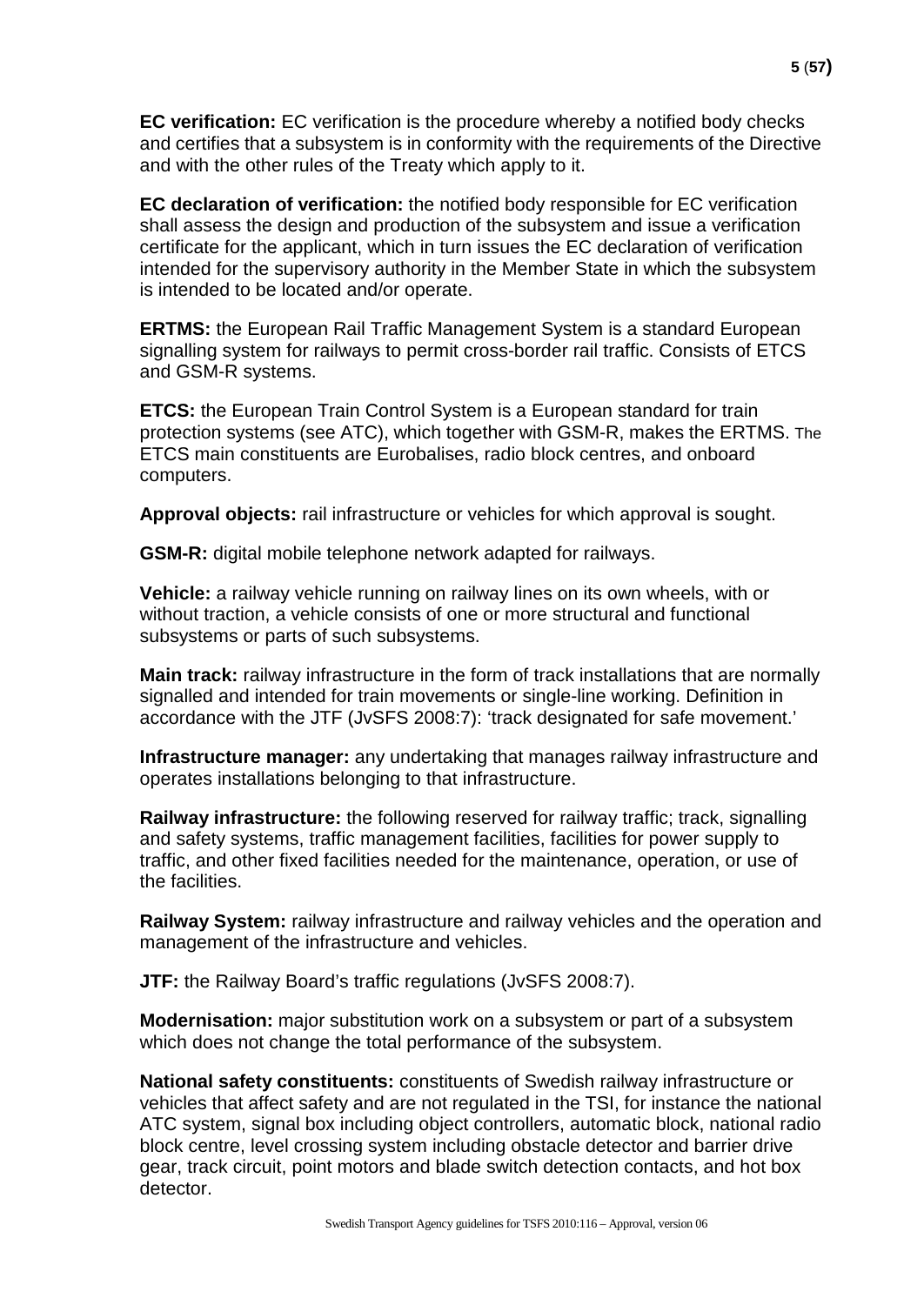**EC verification:** EC verification is the procedure whereby a notified body checks and certifies that a subsystem is in conformity with the requirements of the Directive and with the other rules of the Treaty which apply to it.

**EC declaration of verification:** the notified body responsible for EC verification shall assess the design and production of the subsystem and issue a verification certificate for the applicant, which in turn issues the EC declaration of verification intended for the supervisory authority in the Member State in which the subsystem is intended to be located and/or operate.

**ERTMS:** the European Rail Traffic Management System is a standard European signalling system for railways to permit cross-border rail traffic. Consists of ETCS and GSM-R systems.

**ETCS:** the European Train Control System is a European standard for train protection systems (see ATC), which together with GSM-R, makes the ERTMS. The ETCS main constituents are Eurobalises, radio block centres, and onboard computers.

**Approval objects:** rail infrastructure or vehicles for which approval is sought.

**GSM-R:** digital mobile telephone network adapted for railways.

**Vehicle:** a railway vehicle running on railway lines on its own wheels, with or without traction, a vehicle consists of one or more structural and functional subsystems or parts of such subsystems.

**Main track:** railway infrastructure in the form of track installations that are normally signalled and intended for train movements or single-line working. Definition in accordance with the JTF (JvSFS 2008:7): 'track designated for safe movement.'

**Infrastructure manager:** any undertaking that manages railway infrastructure and operates installations belonging to that infrastructure.

**Railway infrastructure:** the following reserved for railway traffic; track, signalling and safety systems, traffic management facilities, facilities for power supply to traffic, and other fixed facilities needed for the maintenance, operation, or use of the facilities.

**Railway System:** railway infrastructure and railway vehicles and the operation and management of the infrastructure and vehicles.

**JTF:** the Railway Board's traffic regulations (JvSFS 2008:7).

**Modernisation:** major substitution work on a subsystem or part of a subsystem which does not change the total performance of the subsystem.

**National safety constituents:** constituents of Swedish railway infrastructure or vehicles that affect safety and are not regulated in the TSI, for instance the national ATC system, signal box including object controllers, automatic block, national radio block centre, level crossing system including obstacle detector and barrier drive gear, track circuit, point motors and blade switch detection contacts, and hot box detector.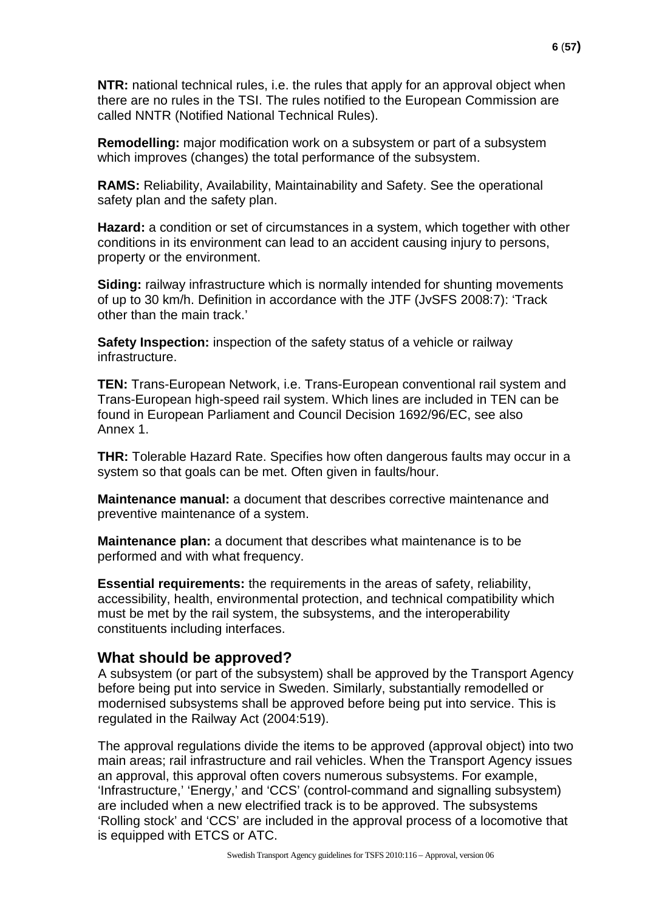**NTR:** national technical rules, i.e. the rules that apply for an approval object when there are no rules in the TSI. The rules notified to the European Commission are called NNTR (Notified National Technical Rules).

**Remodelling:** major modification work on a subsystem or part of a subsystem which improves (changes) the total performance of the subsystem.

**RAMS:** Reliability, Availability, Maintainability and Safety. See the operational safety plan and the safety plan.

**Hazard:** a condition or set of circumstances in a system, which together with other conditions in its environment can lead to an accident causing injury to persons, property or the environment.

**Siding:** railway infrastructure which is normally intended for shunting movements of up to 30 km/h. Definition in accordance with the JTF (JvSFS 2008:7): 'Track other than the main track.'

**Safety Inspection:** inspection of the safety status of a vehicle or railway infrastructure.

**TEN:** Trans-European Network, i.e. Trans-European conventional rail system and Trans-European high-speed rail system. Which lines are included in TEN can be found in European Parliament and Council Decision 1692/96/EC, see also Annex 1.

**THR:** Tolerable Hazard Rate. Specifies how often dangerous faults may occur in a system so that goals can be met. Often given in faults/hour.

**Maintenance manual:** a document that describes corrective maintenance and preventive maintenance of a system.

**Maintenance plan:** a document that describes what maintenance is to be performed and with what frequency.

**Essential requirements:** the requirements in the areas of safety, reliability, accessibility, health, environmental protection, and technical compatibility which must be met by the rail system, the subsystems, and the interoperability constituents including interfaces.

## What should be approved?

A subsystem (or part of the subsystem) shall be approved by the Transport Agency before being put into service in Sweden. Similarly, substantially remodelled or modernised subsystems shall be approved before being put into service. This is regulated in the Railway Act (2004:519).

The approval regulations divide the items to be approved (approval object) into two main areas; rail infrastructure and rail vehicles. When the Transport Agency issues an approval, this approval often covers numerous subsystems. For example, 'Infrastructure,' 'Energy,' and 'CCS' (control-command and signalling subsystem) are included when a new electrified track is to be approved. The subsystems 'Rolling stock' and 'CCS' are included in the approval process of a locomotive that is equipped with ETCS or ATC.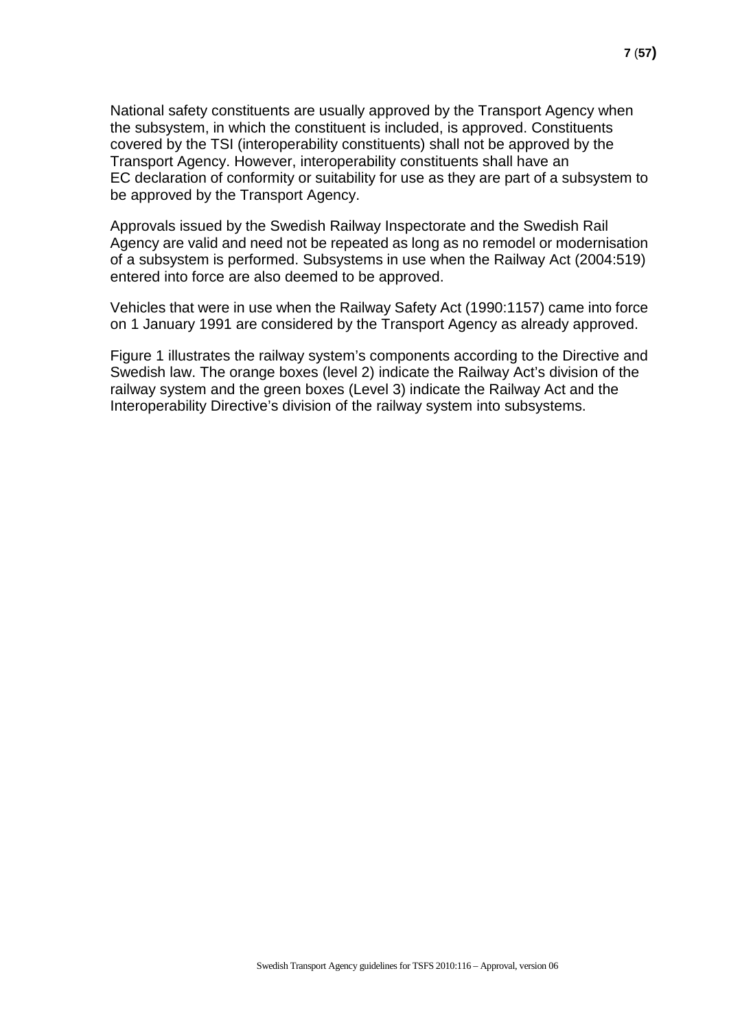National safety constituents are usually approved by the Transport Agency when the subsystem, in which the constituent is included, is approved. Constituents covered by the TSI (interoperability constituents) shall not be approved by the Transport Agency. However, interoperability constituents shall have an EC declaration of conformity or suitability for use as they are part of a subsystem to be approved by the Transport Agency.

Approvals issued by the Swedish Railway Inspectorate and the Swedish Rail Agency are valid and need not be repeated as long as no remodel or modernisation of a subsystem is performed. Subsystems in use when the Railway Act (2004:519) entered into force are also deemed to be approved.

Vehicles that were in use when the Railway Safety Act (1990:1157) came into force on 1 January 1991 are considered by the Transport Agency as already approved.

Figure 1 illustrates the railway system's components according to the Directive and Swedish law. The orange boxes (level 2) indicate the Railway Act's division of the railway system and the green boxes (Level 3) indicate the Railway Act and the Interoperability Directive's division of the railway system into subsystems.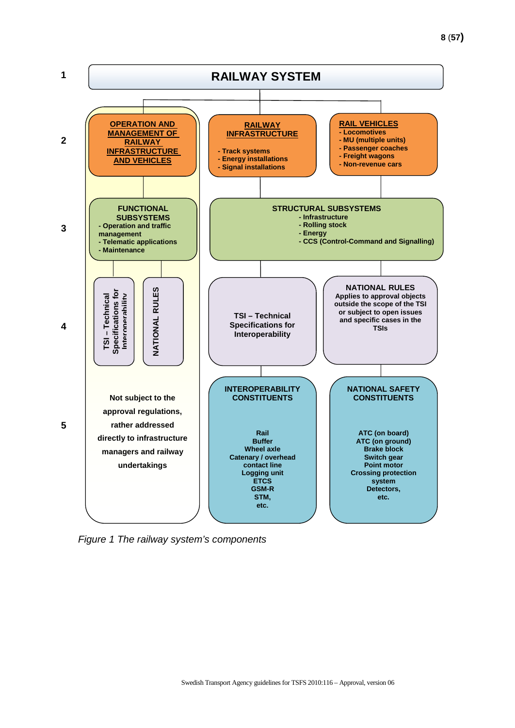**1** RAILWAY SYSTEM

**2**

- **OPERATION AND MANAGEMENT OF RAILWAY INFRASTRUCTURE AND VEHICLES**
- **RAILWAY INFRASTRUCTURE**
  - Track systems
  - Energy installations
  - Signal installations
- **RAIL VEHICLES**
  - Locomotives
  - MU (multiple units)
  - Passenger coaches
  - Freight wagons
  - Non-revenue cars

**3**

- **FUNCTIONAL SUBSYSTEMS**
  - Operation and traffic management
  - Telematic applications
  - Maintenance
- **STRUCTURAL SUBSYSTEMS**
  - Infrastructure
  - Rolling stock
  - Energy
  - CCS (Control-Command and Signalling)

**4**

- TSI – Technical Specifications for Interoperability
- NATIONAL RULES
- TSI – Technical Specifications for Interoperability
- NATIONAL RULES: Applies to approval objects outside the scope of the TSI or subject to open issues and specific cases in the TSIs

**5**

- Not subject to the approval regulations, rather addressed directly to infrastructure managers and railway undertakings
- **INTEROPERABILITY CONSTITUENTS**: Rail, Buffer, Wheel axle, Catenary / overhead contact line, Logging unit, ETCS, GSM-R, STM, etc.
- **NATIONAL SAFETY CONSTITUENTS**: ATC (on board), ATC (on ground), Brake block, Switch gear, Point motor, Crossing protection system, Detectors, etc.

*Figure 1 The railway system's components*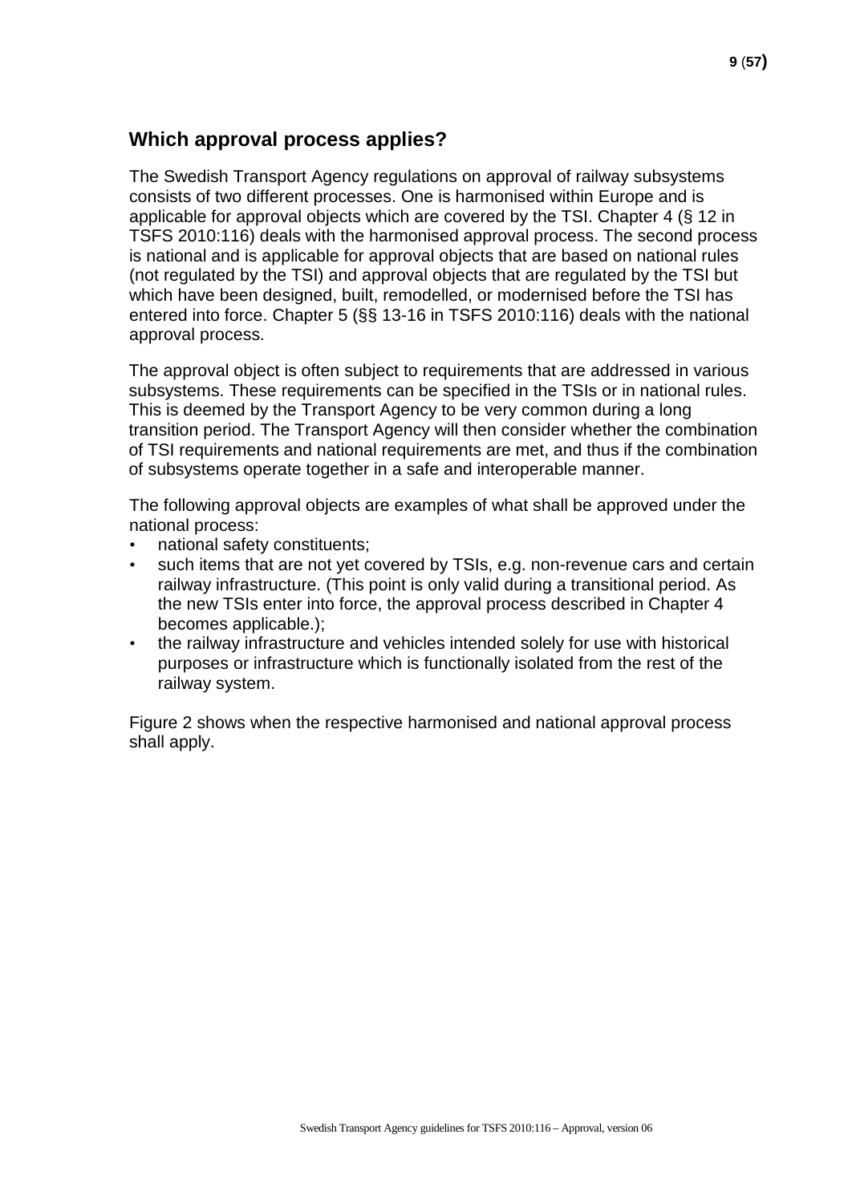## Which approval process applies?

The Swedish Transport Agency regulations on approval of railway subsystems consists of two different processes. One is harmonised within Europe and is applicable for approval objects which are covered by the TSI. Chapter 4 (§ 12 in TSFS 2010:116) deals with the harmonised approval process. The second process is national and is applicable for approval objects that are based on national rules (not regulated by the TSI) and approval objects that are regulated by the TSI but which have been designed, built, remodelled, or modernised before the TSI has entered into force. Chapter 5 (§§ 13-16 in TSFS 2010:116) deals with the national approval process.

The approval object is often subject to requirements that are addressed in various subsystems. These requirements can be specified in the TSIs or in national rules. This is deemed by the Transport Agency to be very common during a long transition period. The Transport Agency will then consider whether the combination of TSI requirements and national requirements are met, and thus if the combination of subsystems operate together in a safe and interoperable manner.

The following approval objects are examples of what shall be approved under the national process:

- national safety constituents;
- such items that are not yet covered by TSIs, e.g. non-revenue cars and certain railway infrastructure. (This point is only valid during a transitional period. As the new TSIs enter into force, the approval process described in Chapter 4 becomes applicable.);
- the railway infrastructure and vehicles intended solely for use with historical purposes or infrastructure which is functionally isolated from the rest of the railway system.

Figure 2 shows when the respective harmonised and national approval process shall apply.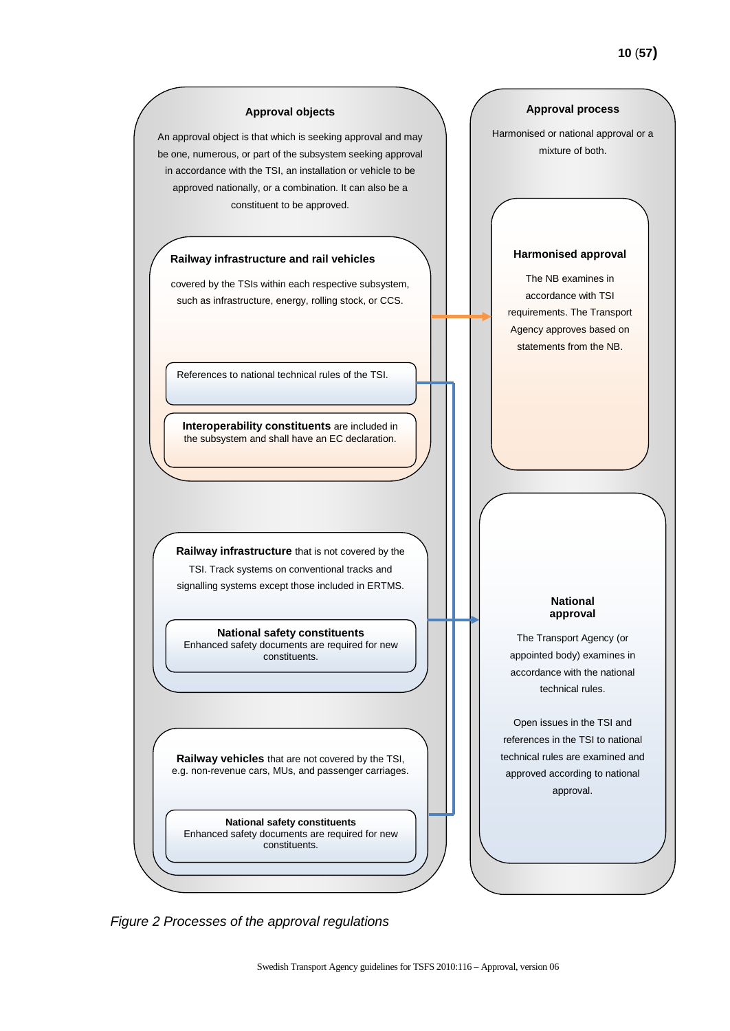**Approval objects**

An approval object is that which is seeking approval and may be one, numerous, or part of the subsystem seeking approval in accordance with the TSI, an installation or vehicle to be approved nationally, or a combination. It can also be a constituent to be approved.

**Railway infrastructure and rail vehicles**

covered by the TSIs within each respective subsystem, such as infrastructure, energy, rolling stock, or CCS.

References to national technical rules of the TSI.

**Interoperability constituents** are included in the subsystem and shall have an EC declaration.

**Railway infrastructure** that is not covered by the TSI. Track systems on conventional tracks and signalling systems except those included in ERTMS.

**National safety constituents**
Enhanced safety documents are required for new constituents.

**Railway vehicles** that are not covered by the TSI, e.g. non-revenue cars, MUs, and passenger carriages.

**National safety constituents**
Enhanced safety documents are required for new constituents.

**Approval process**

Harmonised or national approval or a mixture of both.

**Harmonised approval**

The NB examines in accordance with TSI requirements. The Transport Agency approves based on statements from the NB.

**National approval**

The Transport Agency (or appointed body) examines in accordance with the national technical rules.

Open issues in the TSI and references in the TSI to national technical rules are examined and approved according to national approval.

*Figure 2 Processes of the approval regulations*

Swedish Transport Agency guidelines for TSFS 2010:116 – Approval, version 06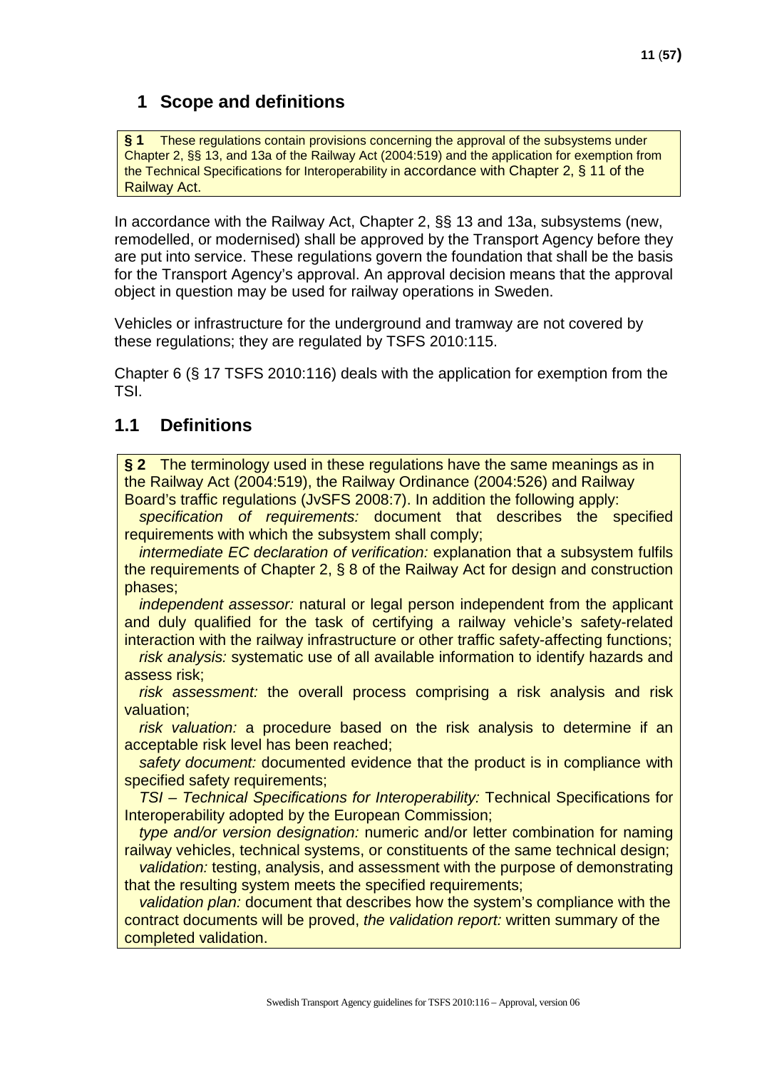# 1 Scope and definitions

**§ 1** These regulations contain provisions concerning the approval of the subsystems under Chapter 2, §§ 13, and 13a of the Railway Act (2004:519) and the application for exemption from the Technical Specifications for Interoperability in accordance with Chapter 2, § 11 of the Railway Act.

In accordance with the Railway Act, Chapter 2, §§ 13 and 13a, subsystems (new, remodelled, or modernised) shall be approved by the Transport Agency before they are put into service. These regulations govern the foundation that shall be the basis for the Transport Agency's approval. An approval decision means that the approval object in question may be used for railway operations in Sweden.

Vehicles or infrastructure for the underground and tramway are not covered by these regulations; they are regulated by TSFS 2010:115.

Chapter 6 (§ 17 TSFS 2010:116) deals with the application for exemption from the TSI.

## 1.1 Definitions

**§ 2** The terminology used in these regulations have the same meanings as in the Railway Act (2004:519), the Railway Ordinance (2004:526) and Railway Board's traffic regulations (JvSFS 2008:7). In addition the following apply:

*specification of requirements:* document that describes the specified requirements with which the subsystem shall comply;

*intermediate EC declaration of verification:* explanation that a subsystem fulfils the requirements of Chapter 2, § 8 of the Railway Act for design and construction phases;

*independent assessor:* natural or legal person independent from the applicant and duly qualified for the task of certifying a railway vehicle's safety-related interaction with the railway infrastructure or other traffic safety-affecting functions;

*risk analysis:* systematic use of all available information to identify hazards and assess risk;

*risk assessment:* the overall process comprising a risk analysis and risk valuation;

*risk valuation:* a procedure based on the risk analysis to determine if an acceptable risk level has been reached;

*safety document:* documented evidence that the product is in compliance with specified safety requirements;

*TSI – Technical Specifications for Interoperability:* Technical Specifications for Interoperability adopted by the European Commission;

*type and/or version designation:* numeric and/or letter combination for naming railway vehicles, technical systems, or constituents of the same technical design;

*validation:* testing, analysis, and assessment with the purpose of demonstrating that the resulting system meets the specified requirements;

*validation plan:* document that describes how the system's compliance with the contract documents will be proved, *the validation report:* written summary of the completed validation.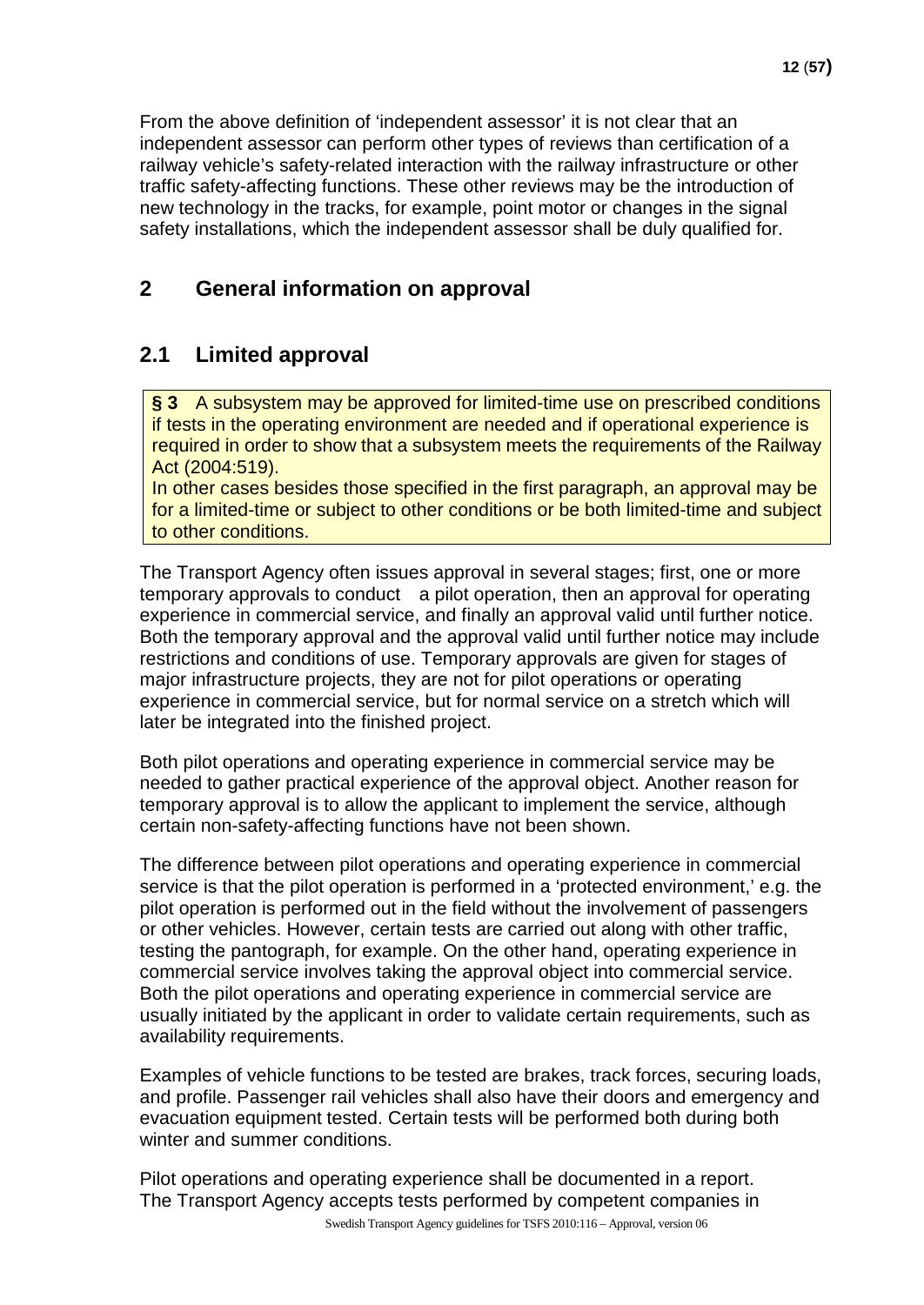From the above definition of 'independent assessor' it is not clear that an independent assessor can perform other types of reviews than certification of a railway vehicle's safety-related interaction with the railway infrastructure or other traffic safety-affecting functions. These other reviews may be the introduction of new technology in the tracks, for example, point motor or changes in the signal safety installations, which the independent assessor shall be duly qualified for.

# 2 General information on approval

## 2.1 Limited approval

> **§ 3** A subsystem may be approved for limited-time use on prescribed conditions if tests in the operating environment are needed and if operational experience is required in order to show that a subsystem meets the requirements of the Railway Act (2004:519).
> In other cases besides those specified in the first paragraph, an approval may be for a limited-time or subject to other conditions or be both limited-time and subject to other conditions.

The Transport Agency often issues approval in several stages; first, one or more temporary approvals to conduct a pilot operation, then an approval for operating experience in commercial service, and finally an approval valid until further notice. Both the temporary approval and the approval valid until further notice may include restrictions and conditions of use. Temporary approvals are given for stages of major infrastructure projects, they are not for pilot operations or operating experience in commercial service, but for normal service on a stretch which will later be integrated into the finished project.

Both pilot operations and operating experience in commercial service may be needed to gather practical experience of the approval object. Another reason for temporary approval is to allow the applicant to implement the service, although certain non-safety-affecting functions have not been shown.

The difference between pilot operations and operating experience in commercial service is that the pilot operation is performed in a 'protected environment,' e.g. the pilot operation is performed out in the field without the involvement of passengers or other vehicles. However, certain tests are carried out along with other traffic, testing the pantograph, for example. On the other hand, operating experience in commercial service involves taking the approval object into commercial service. Both the pilot operations and operating experience in commercial service are usually initiated by the applicant in order to validate certain requirements, such as availability requirements.

Examples of vehicle functions to be tested are brakes, track forces, securing loads, and profile. Passenger rail vehicles shall also have their doors and emergency and evacuation equipment tested. Certain tests will be performed both during both winter and summer conditions.

Pilot operations and operating experience shall be documented in a report. The Transport Agency accepts tests performed by competent companies in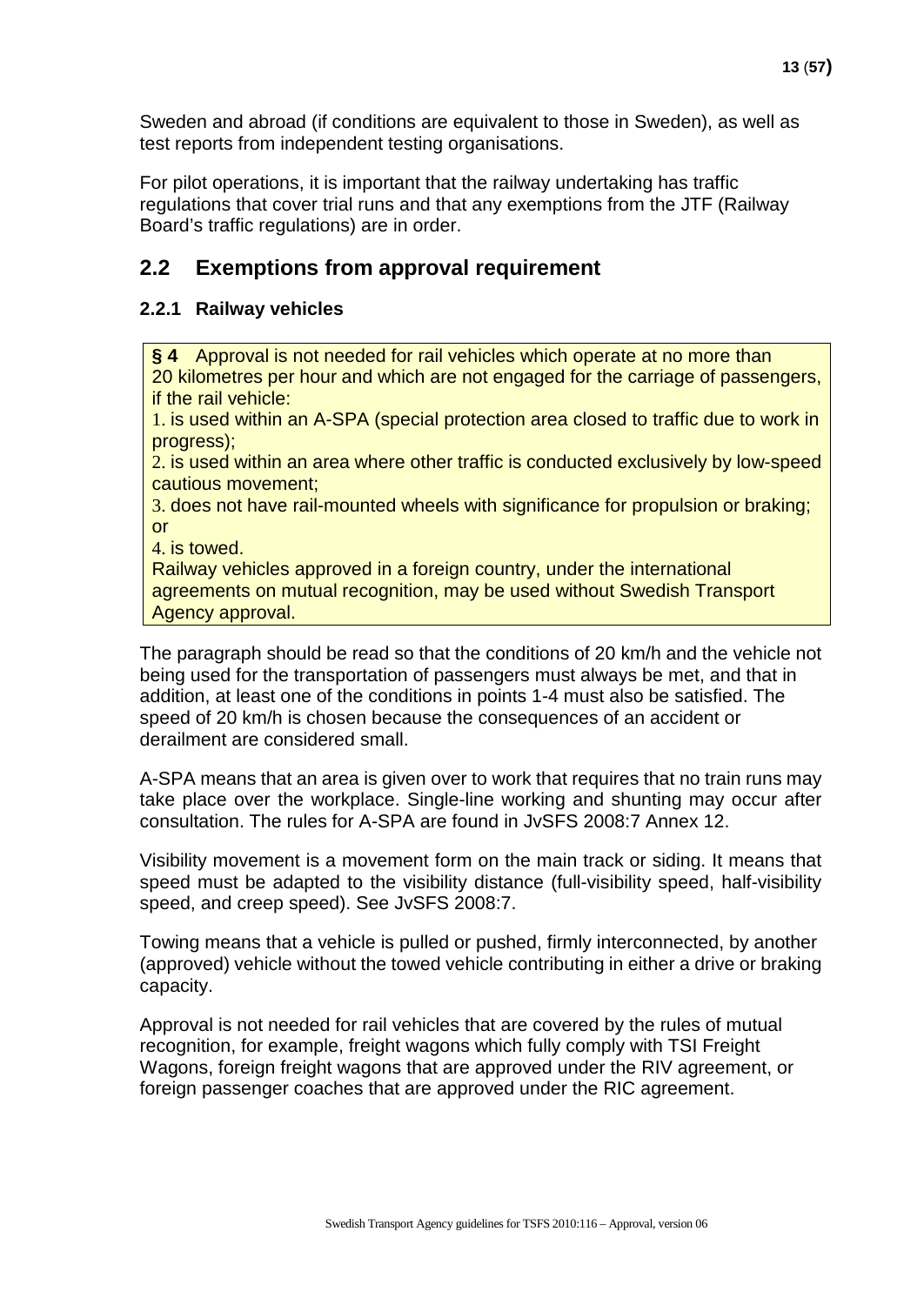Sweden and abroad (if conditions are equivalent to those in Sweden), as well as test reports from independent testing organisations.

For pilot operations, it is important that the railway undertaking has traffic regulations that cover trial runs and that any exemptions from the JTF (Railway Board's traffic regulations) are in order.

## 2.2 Exemptions from approval requirement

### 2.2.1 Railway vehicles

> **§ 4** Approval is not needed for rail vehicles which operate at no more than 20 kilometres per hour and which are not engaged for the carriage of passengers, if the rail vehicle:
>
> 1. is used within an A-SPA (special protection area closed to traffic due to work in progress);
> 2. is used within an area where other traffic is conducted exclusively by low-speed cautious movement;
> 3. does not have rail-mounted wheels with significance for propulsion or braking; or
> 4. is towed.
>
> Railway vehicles approved in a foreign country, under the international agreements on mutual recognition, may be used without Swedish Transport Agency approval.

The paragraph should be read so that the conditions of 20 km/h and the vehicle not being used for the transportation of passengers must always be met, and that in addition, at least one of the conditions in points 1-4 must also be satisfied. The speed of 20 km/h is chosen because the consequences of an accident or derailment are considered small.

A-SPA means that an area is given over to work that requires that no train runs may take place over the workplace. Single-line working and shunting may occur after consultation. The rules for A-SPA are found in JvSFS 2008:7 Annex 12.

Visibility movement is a movement form on the main track or siding. It means that speed must be adapted to the visibility distance (full-visibility speed, half-visibility speed, and creep speed). See JvSFS 2008:7.

Towing means that a vehicle is pulled or pushed, firmly interconnected, by another (approved) vehicle without the towed vehicle contributing in either a drive or braking capacity.

Approval is not needed for rail vehicles that are covered by the rules of mutual recognition, for example, freight wagons which fully comply with TSI Freight Wagons, foreign freight wagons that are approved under the RIV agreement, or foreign passenger coaches that are approved under the RIC agreement.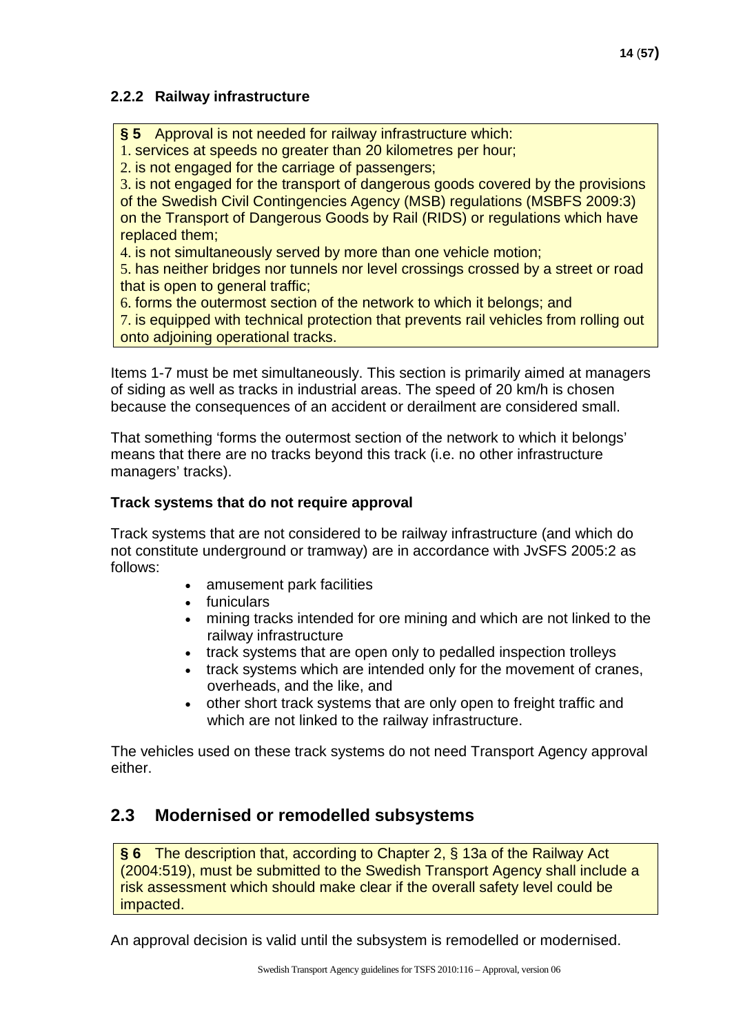### 2.2.2 Railway infrastructure

**§ 5** Approval is not needed for railway infrastructure which:
1. services at speeds no greater than 20 kilometres per hour;
2. is not engaged for the carriage of passengers;
3. is not engaged for the transport of dangerous goods covered by the provisions of the Swedish Civil Contingencies Agency (MSB) regulations (MSBFS 2009:3) on the Transport of Dangerous Goods by Rail (RIDS) or regulations which have replaced them;
4. is not simultaneously served by more than one vehicle motion;
5. has neither bridges nor tunnels nor level crossings crossed by a street or road that is open to general traffic;
6. forms the outermost section of the network to which it belongs; and
7. is equipped with technical protection that prevents rail vehicles from rolling out onto adjoining operational tracks.

Items 1-7 must be met simultaneously. This section is primarily aimed at managers of siding as well as tracks in industrial areas. The speed of 20 km/h is chosen because the consequences of an accident or derailment are considered small.

That something 'forms the outermost section of the network to which it belongs' means that there are no tracks beyond this track (i.e. no other infrastructure managers' tracks).

**Track systems that do not require approval**

Track systems that are not considered to be railway infrastructure (and which do not constitute underground or tramway) are in accordance with JvSFS 2005:2 as follows:

- amusement park facilities
- funiculars
- mining tracks intended for ore mining and which are not linked to the railway infrastructure
- track systems that are open only to pedalled inspection trolleys
- track systems which are intended only for the movement of cranes, overheads, and the like, and
- other short track systems that are only open to freight traffic and which are not linked to the railway infrastructure.

The vehicles used on these track systems do not need Transport Agency approval either.

## 2.3 Modernised or remodelled subsystems

**§ 6** The description that, according to Chapter 2, § 13a of the Railway Act (2004:519), must be submitted to the Swedish Transport Agency shall include a risk assessment which should make clear if the overall safety level could be impacted.

An approval decision is valid until the subsystem is remodelled or modernised.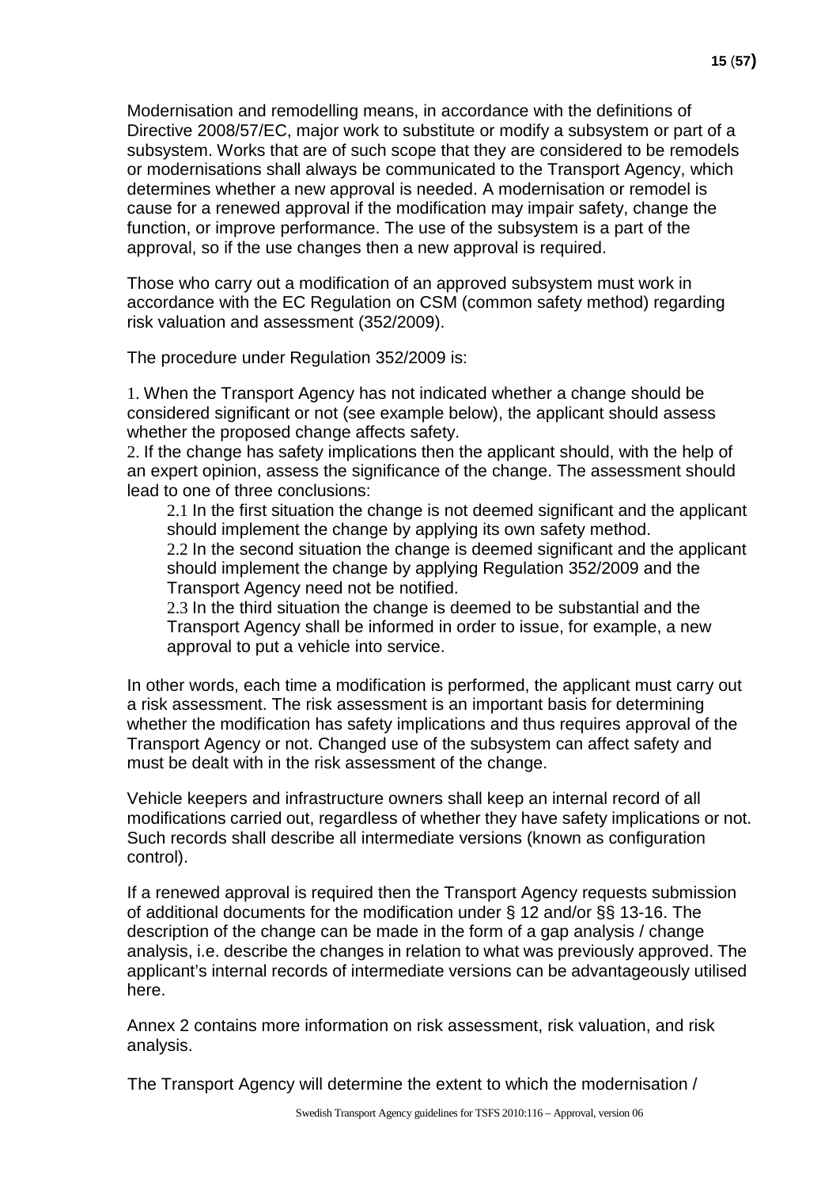Modernisation and remodelling means, in accordance with the definitions of Directive 2008/57/EC, major work to substitute or modify a subsystem or part of a subsystem. Works that are of such scope that they are considered to be remodels or modernisations shall always be communicated to the Transport Agency, which determines whether a new approval is needed. A modernisation or remodel is cause for a renewed approval if the modification may impair safety, change the function, or improve performance. The use of the subsystem is a part of the approval, so if the use changes then a new approval is required.

Those who carry out a modification of an approved subsystem must work in accordance with the EC Regulation on CSM (common safety method) regarding risk valuation and assessment (352/2009).

The procedure under Regulation 352/2009 is:

1. When the Transport Agency has not indicated whether a change should be considered significant or not (see example below), the applicant should assess whether the proposed change affects safety.
2. If the change has safety implications then the applicant should, with the help of an expert opinion, assess the significance of the change. The assessment should lead to one of three conclusions:
   - 2.1 In the first situation the change is not deemed significant and the applicant should implement the change by applying its own safety method.
   - 2.2 In the second situation the change is deemed significant and the applicant should implement the change by applying Regulation 352/2009 and the Transport Agency need not be notified.
   - 2.3 In the third situation the change is deemed to be substantial and the Transport Agency shall be informed in order to issue, for example, a new approval to put a vehicle into service.

In other words, each time a modification is performed, the applicant must carry out a risk assessment. The risk assessment is an important basis for determining whether the modification has safety implications and thus requires approval of the Transport Agency or not. Changed use of the subsystem can affect safety and must be dealt with in the risk assessment of the change.

Vehicle keepers and infrastructure owners shall keep an internal record of all modifications carried out, regardless of whether they have safety implications or not. Such records shall describe all intermediate versions (known as configuration control).

If a renewed approval is required then the Transport Agency requests submission of additional documents for the modification under § 12 and/or §§ 13-16. The description of the change can be made in the form of a gap analysis / change analysis, i.e. describe the changes in relation to what was previously approved. The applicant's internal records of intermediate versions can be advantageously utilised here.

Annex 2 contains more information on risk assessment, risk valuation, and risk analysis.

The Transport Agency will determine the extent to which the modernisation /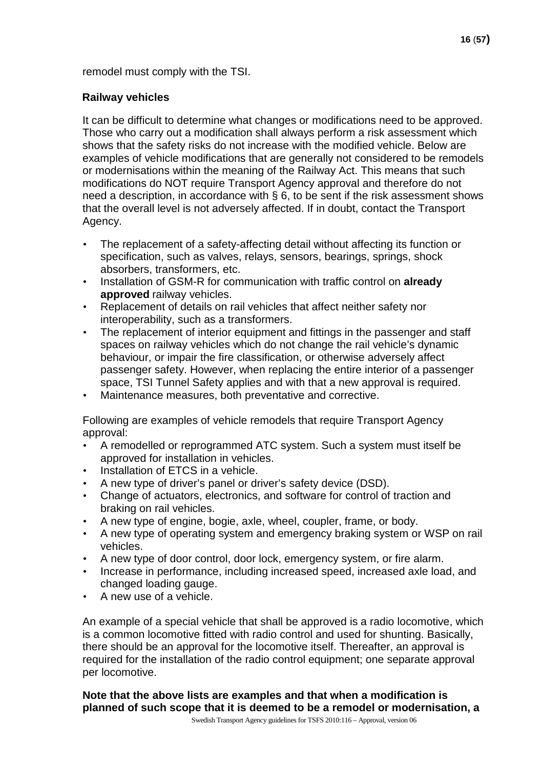remodel must comply with the TSI.

### Railway vehicles

It can be difficult to determine what changes or modifications need to be approved. Those who carry out a modification shall always perform a risk assessment which shows that the safety risks do not increase with the modified vehicle. Below are examples of vehicle modifications that are generally not considered to be remodels or modernisations within the meaning of the Railway Act. This means that such modifications do NOT require Transport Agency approval and therefore do not need a description, in accordance with § 6, to be sent if the risk assessment shows that the overall level is not adversely affected. If in doubt, contact the Transport Agency.

- The replacement of a safety-affecting detail without affecting its function or specification, such as valves, relays, sensors, bearings, springs, shock absorbers, transformers, etc.
- Installation of GSM-R for communication with traffic control on **already approved** railway vehicles.
- Replacement of details on rail vehicles that affect neither safety nor interoperability, such as a transformers.
- The replacement of interior equipment and fittings in the passenger and staff spaces on railway vehicles which do not change the rail vehicle's dynamic behaviour, or impair the fire classification, or otherwise adversely affect passenger safety. However, when replacing the entire interior of a passenger space, TSI Tunnel Safety applies and with that a new approval is required.
- Maintenance measures, both preventative and corrective.

Following are examples of vehicle remodels that require Transport Agency approval:

- A remodelled or reprogrammed ATC system. Such a system must itself be approved for installation in vehicles.
- Installation of ETCS in a vehicle.
- A new type of driver's panel or driver's safety device (DSD).
- Change of actuators, electronics, and software for control of traction and braking on rail vehicles.
- A new type of engine, bogie, axle, wheel, coupler, frame, or body.
- A new type of operating system and emergency braking system or WSP on rail vehicles.
- A new type of door control, door lock, emergency system, or fire alarm.
- Increase in performance, including increased speed, increased axle load, and changed loading gauge.
- A new use of a vehicle.

An example of a special vehicle that shall be approved is a radio locomotive, which is a common locomotive fitted with radio control and used for shunting. Basically, there should be an approval for the locomotive itself. Thereafter, an approval is required for the installation of the radio control equipment; one separate approval per locomotive.

**Note that the above lists are examples and that when a modification is planned of such scope that it is deemed to be a remodel or modernisation, a**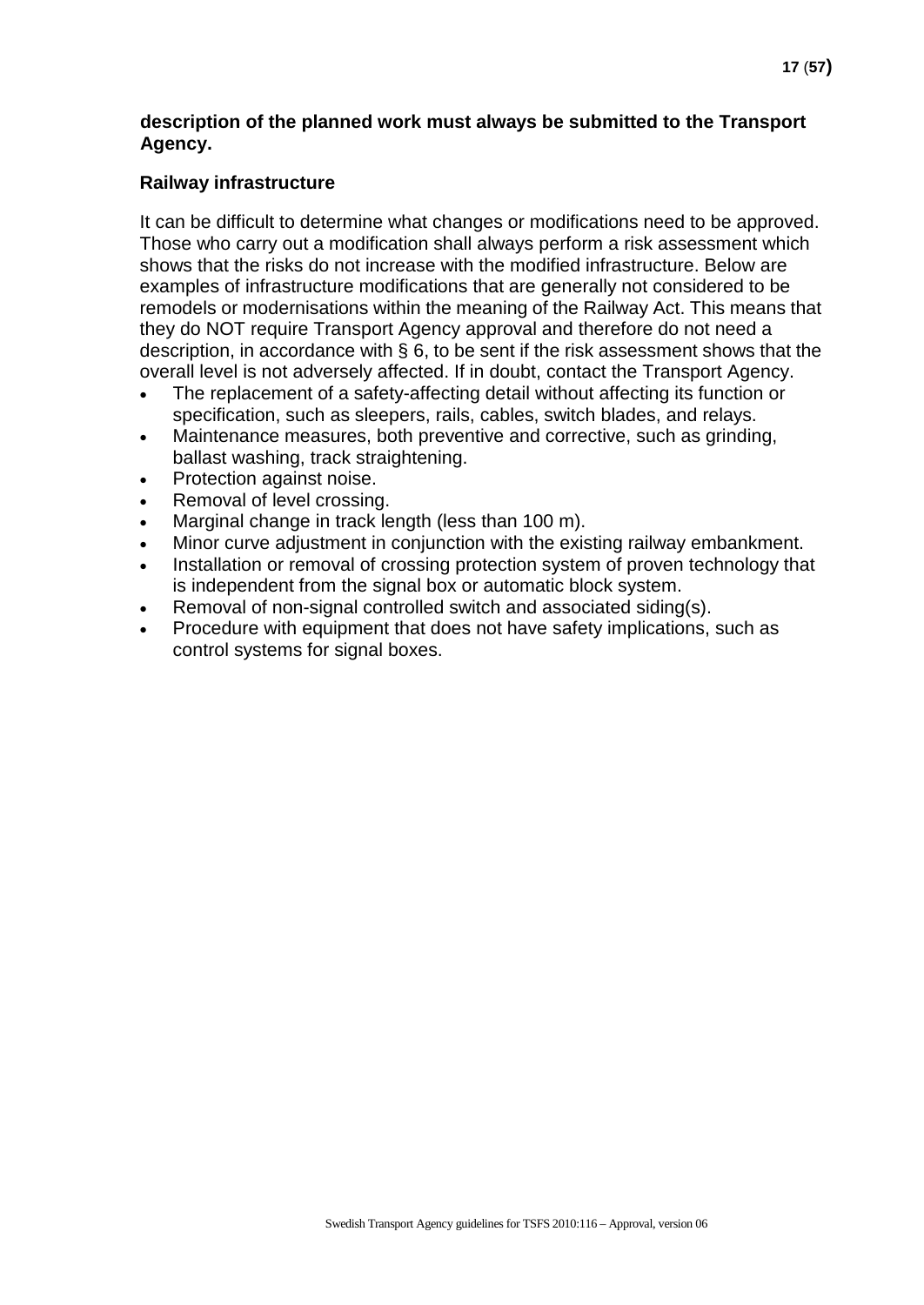**description of the planned work must always be submitted to the Transport Agency.**

### Railway infrastructure

It can be difficult to determine what changes or modifications need to be approved. Those who carry out a modification shall always perform a risk assessment which shows that the risks do not increase with the modified infrastructure. Below are examples of infrastructure modifications that are generally not considered to be remodels or modernisations within the meaning of the Railway Act. This means that they do NOT require Transport Agency approval and therefore do not need a description, in accordance with § 6, to be sent if the risk assessment shows that the overall level is not adversely affected. If in doubt, contact the Transport Agency.

- The replacement of a safety-affecting detail without affecting its function or specification, such as sleepers, rails, cables, switch blades, and relays.
- Maintenance measures, both preventive and corrective, such as grinding, ballast washing, track straightening.
- Protection against noise.
- Removal of level crossing.
- Marginal change in track length (less than 100 m).
- Minor curve adjustment in conjunction with the existing railway embankment.
- Installation or removal of crossing protection system of proven technology that is independent from the signal box or automatic block system.
- Removal of non-signal controlled switch and associated siding(s).
- Procedure with equipment that does not have safety implications, such as control systems for signal boxes.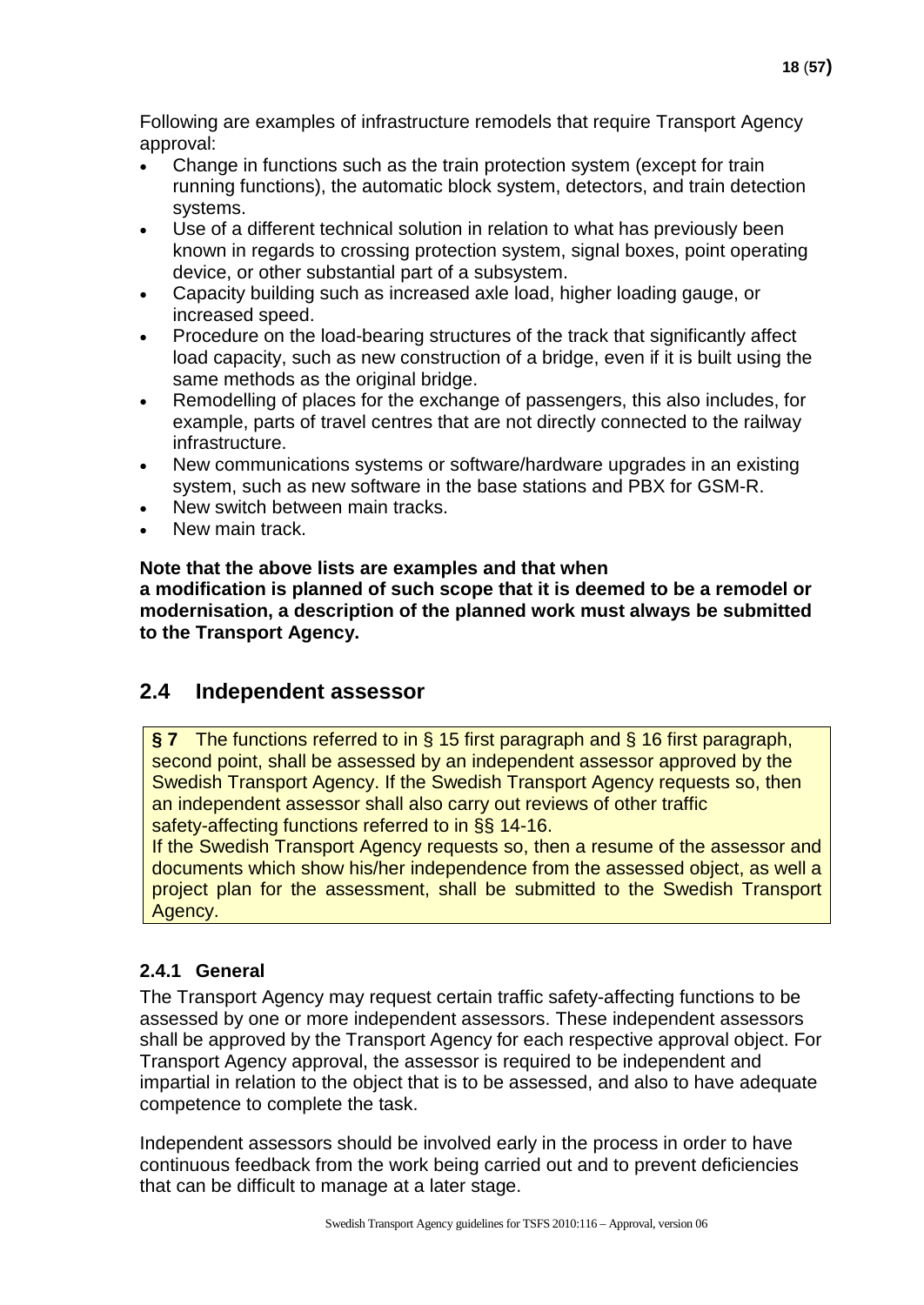Following are examples of infrastructure remodels that require Transport Agency approval:

- Change in functions such as the train protection system (except for train running functions), the automatic block system, detectors, and train detection systems.
- Use of a different technical solution in relation to what has previously been known in regards to crossing protection system, signal boxes, point operating device, or other substantial part of a subsystem.
- Capacity building such as increased axle load, higher loading gauge, or increased speed.
- Procedure on the load-bearing structures of the track that significantly affect load capacity, such as new construction of a bridge, even if it is built using the same methods as the original bridge.
- Remodelling of places for the exchange of passengers, this also includes, for example, parts of travel centres that are not directly connected to the railway infrastructure.
- New communications systems or software/hardware upgrades in an existing system, such as new software in the base stations and PBX for GSM-R.
- New switch between main tracks.
- New main track.

**Note that the above lists are examples and that when a modification is planned of such scope that it is deemed to be a remodel or modernisation, a description of the planned work must always be submitted to the Transport Agency.**

## 2.4 Independent assessor

> **§ 7** The functions referred to in § 15 first paragraph and § 16 first paragraph, second point, shall be assessed by an independent assessor approved by the Swedish Transport Agency. If the Swedish Transport Agency requests so, then an independent assessor shall also carry out reviews of other traffic safety-affecting functions referred to in §§ 14-16.
>
> If the Swedish Transport Agency requests so, then a resume of the assessor and documents which show his/her independence from the assessed object, as well a project plan for the assessment, shall be submitted to the Swedish Transport Agency.

### 2.4.1 General

The Transport Agency may request certain traffic safety-affecting functions to be assessed by one or more independent assessors. These independent assessors shall be approved by the Transport Agency for each respective approval object. For Transport Agency approval, the assessor is required to be independent and impartial in relation to the object that is to be assessed, and also to have adequate competence to complete the task.

Independent assessors should be involved early in the process in order to have continuous feedback from the work being carried out and to prevent deficiencies that can be difficult to manage at a later stage.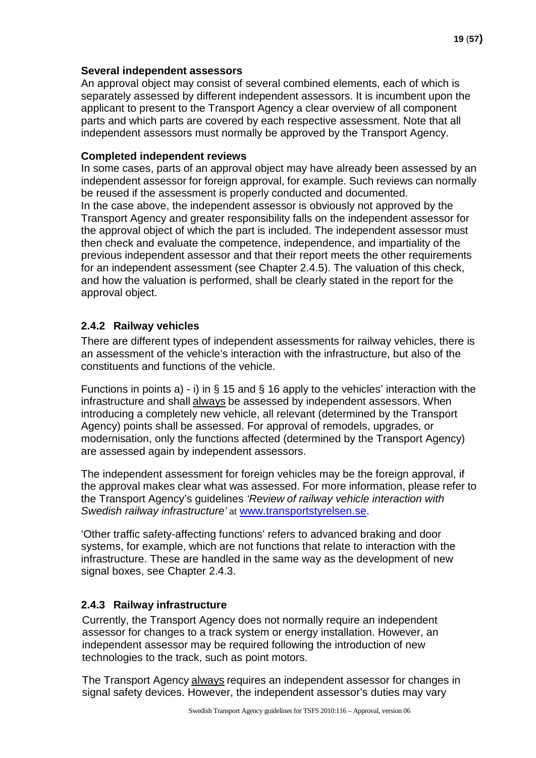**Several independent assessors**
An approval object may consist of several combined elements, each of which is separately assessed by different independent assessors. It is incumbent upon the applicant to present to the Transport Agency a clear overview of all component parts and which parts are covered by each respective assessment. Note that all independent assessors must normally be approved by the Transport Agency.

**Completed independent reviews**
In some cases, parts of an approval object may have already been assessed by an independent assessor for foreign approval, for example. Such reviews can normally be reused if the assessment is properly conducted and documented.
In the case above, the independent assessor is obviously not approved by the Transport Agency and greater responsibility falls on the independent assessor for the approval object of which the part is included. The independent assessor must then check and evaluate the competence, independence, and impartiality of the previous independent assessor and that their report meets the other requirements for an independent assessment (see Chapter 2.4.5). The valuation of this check, and how the valuation is performed, shall be clearly stated in the report for the approval object.

### 2.4.2 Railway vehicles

There are different types of independent assessments for railway vehicles, there is an assessment of the vehicle's interaction with the infrastructure, but also of the constituents and functions of the vehicle.

Functions in points a) - i) in § 15 and § 16 apply to the vehicles' interaction with the infrastructure and shall always be assessed by independent assessors. When introducing a completely new vehicle, all relevant (determined by the Transport Agency) points shall be assessed. For approval of remodels, upgrades, or modernisation, only the functions affected (determined by the Transport Agency) are assessed again by independent assessors.

The independent assessment for foreign vehicles may be the foreign approval, if the approval makes clear what was assessed. For more information, please refer to the Transport Agency's guidelines *'Review of railway vehicle interaction with Swedish railway infrastructure'* at www.transportstyrelsen.se.

'Other traffic safety-affecting functions' refers to advanced braking and door systems, for example, which are not functions that relate to interaction with the infrastructure. These are handled in the same way as the development of new signal boxes, see Chapter 2.4.3.

### 2.4.3 Railway infrastructure

Currently, the Transport Agency does not normally require an independent assessor for changes to a track system or energy installation. However, an independent assessor may be required following the introduction of new technologies to the track, such as point motors.

The Transport Agency always requires an independent assessor for changes in signal safety devices. However, the independent assessor's duties may vary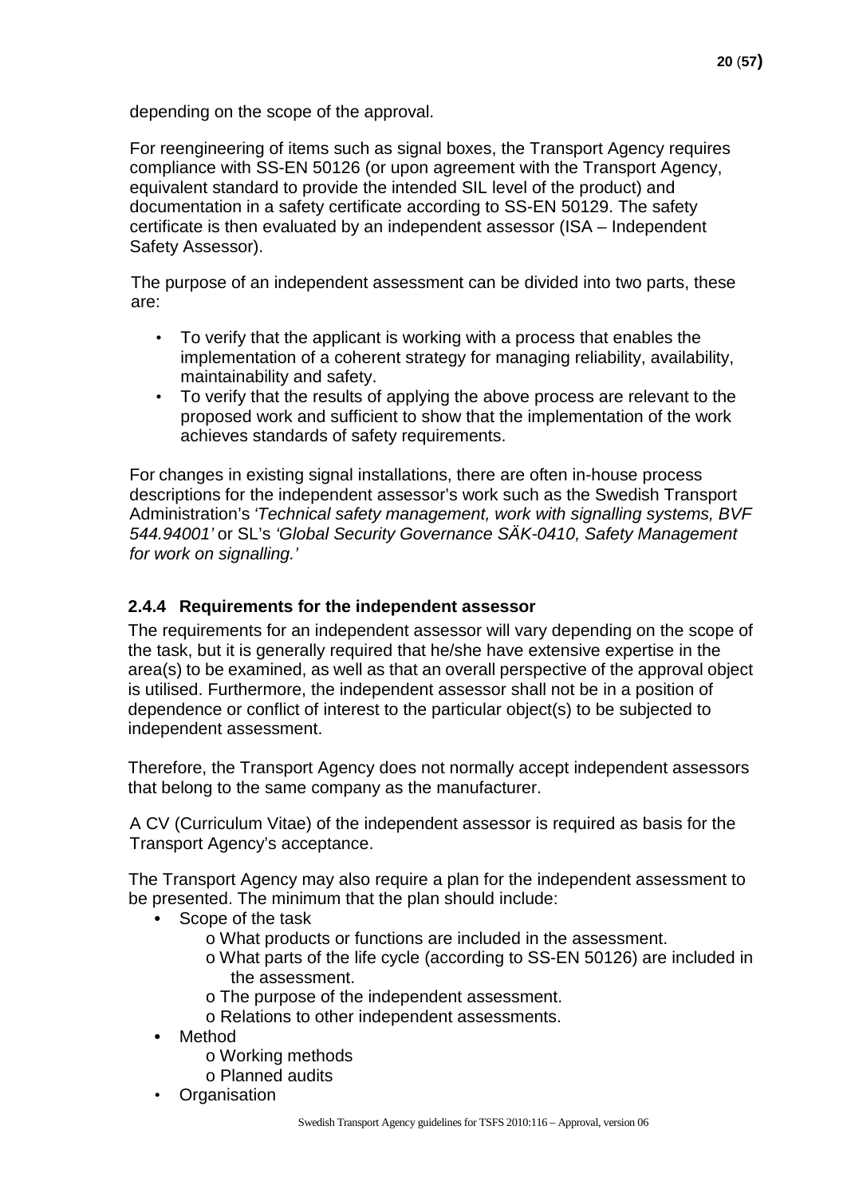depending on the scope of the approval.

For reengineering of items such as signal boxes, the Transport Agency requires compliance with SS-EN 50126 (or upon agreement with the Transport Agency, equivalent standard to provide the intended SIL level of the product) and documentation in a safety certificate according to SS-EN 50129. The safety certificate is then evaluated by an independent assessor (ISA – Independent Safety Assessor).

The purpose of an independent assessment can be divided into two parts, these are:

- To verify that the applicant is working with a process that enables the implementation of a coherent strategy for managing reliability, availability, maintainability and safety.
- To verify that the results of applying the above process are relevant to the proposed work and sufficient to show that the implementation of the work achieves standards of safety requirements.

For changes in existing signal installations, there are often in-house process descriptions for the independent assessor's work such as the Swedish Transport Administration's *'Technical safety management, work with signalling systems, BVF 544.94001'* or SL's *'Global Security Governance SÄK-0410, Safety Management for work on signalling.'*

### 2.4.4 Requirements for the independent assessor

The requirements for an independent assessor will vary depending on the scope of the task, but it is generally required that he/she have extensive expertise in the area(s) to be examined, as well as that an overall perspective of the approval object is utilised. Furthermore, the independent assessor shall not be in a position of dependence or conflict of interest to the particular object(s) to be subjected to independent assessment.

Therefore, the Transport Agency does not normally accept independent assessors that belong to the same company as the manufacturer.

A CV (Curriculum Vitae) of the independent assessor is required as basis for the Transport Agency's acceptance.

The Transport Agency may also require a plan for the independent assessment to be presented. The minimum that the plan should include:

- Scope of the task
  - What products or functions are included in the assessment.
  - What parts of the life cycle (according to SS-EN 50126) are included in the assessment.
  - The purpose of the independent assessment.
  - Relations to other independent assessments.
- Method
  - Working methods
  - Planned audits
- Organisation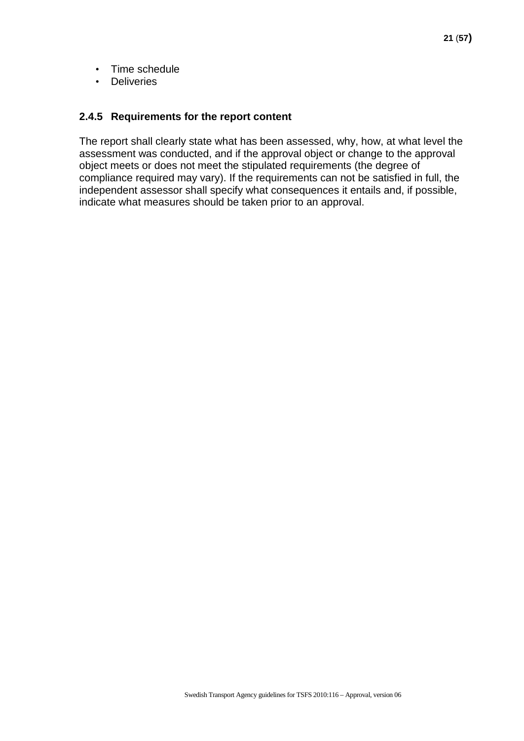- Time schedule
- Deliveries

### 2.4.5 Requirements for the report content

The report shall clearly state what has been assessed, why, how, at what level the assessment was conducted, and if the approval object or change to the approval object meets or does not meet the stipulated requirements (the degree of compliance required may vary). If the requirements can not be satisfied in full, the independent assessor shall specify what consequences it entails and, if possible, indicate what measures should be taken prior to an approval.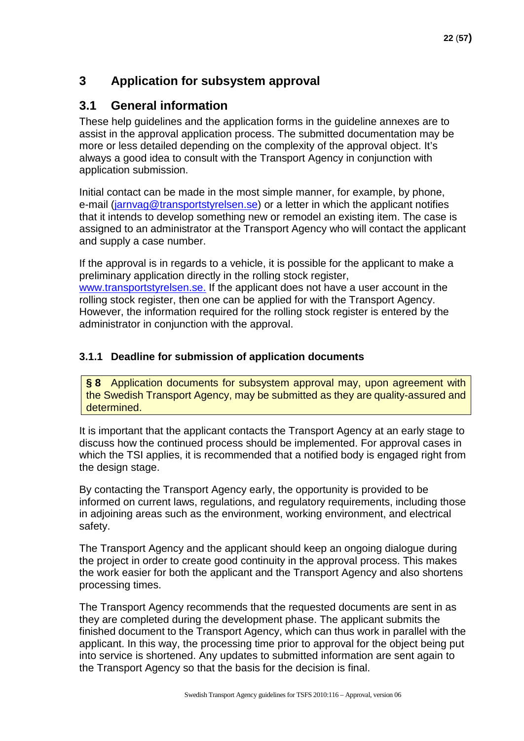# 3 Application for subsystem approval

## 3.1 General information

These help guidelines and the application forms in the guideline annexes are to assist in the approval application process. The submitted documentation may be more or less detailed depending on the complexity of the approval object. It's always a good idea to consult with the Transport Agency in conjunction with application submission.

Initial contact can be made in the most simple manner, for example, by phone, e-mail (jarnvag@transportstyrelsen.se) or a letter in which the applicant notifies that it intends to develop something new or remodel an existing item. The case is assigned to an administrator at the Transport Agency who will contact the applicant and supply a case number.

If the approval is in regards to a vehicle, it is possible for the applicant to make a preliminary application directly in the rolling stock register, www.transportstyrelsen.se. If the applicant does not have a user account in the rolling stock register, then one can be applied for with the Transport Agency. However, the information required for the rolling stock register is entered by the administrator in conjunction with the approval.

### 3.1.1 Deadline for submission of application documents

> **§ 8** Application documents for subsystem approval may, upon agreement with the Swedish Transport Agency, may be submitted as they are quality-assured and determined.

It is important that the applicant contacts the Transport Agency at an early stage to discuss how the continued process should be implemented. For approval cases in which the TSI applies, it is recommended that a notified body is engaged right from the design stage.

By contacting the Transport Agency early, the opportunity is provided to be informed on current laws, regulations, and regulatory requirements, including those in adjoining areas such as the environment, working environment, and electrical safety.

The Transport Agency and the applicant should keep an ongoing dialogue during the project in order to create good continuity in the approval process. This makes the work easier for both the applicant and the Transport Agency and also shortens processing times.

The Transport Agency recommends that the requested documents are sent in as they are completed during the development phase. The applicant submits the finished document to the Transport Agency, which can thus work in parallel with the applicant. In this way, the processing time prior to approval for the object being put into service is shortened. Any updates to submitted information are sent again to the Transport Agency so that the basis for the decision is final.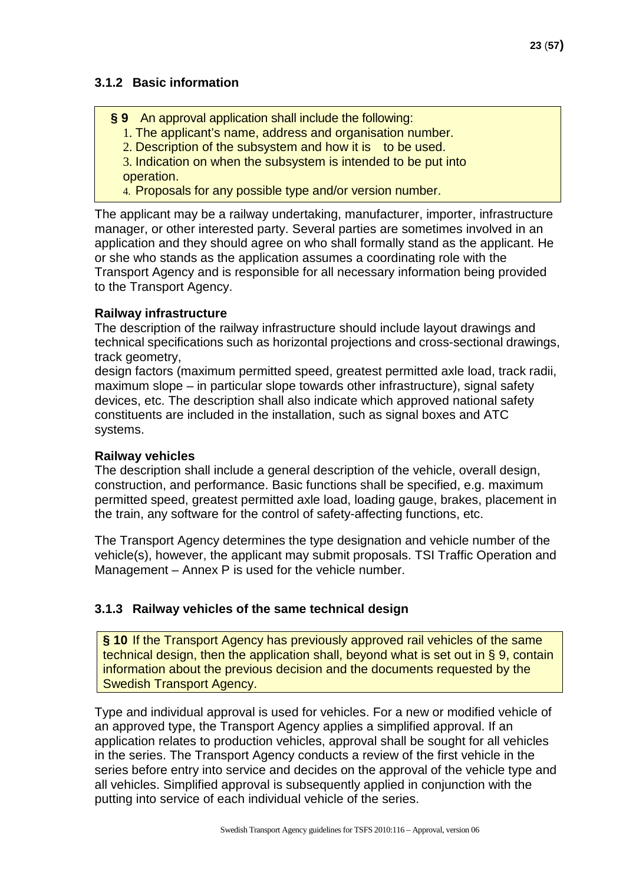### 3.1.2 Basic information

> **§ 9** An approval application shall include the following:
> 1. The applicant's name, address and organisation number.
> 2. Description of the subsystem and how it is to be used.
> 3. Indication on when the subsystem is intended to be put into operation.
> 4. Proposals for any possible type and/or version number.

The applicant may be a railway undertaking, manufacturer, importer, infrastructure manager, or other interested party. Several parties are sometimes involved in an application and they should agree on who shall formally stand as the applicant. He or she who stands as the application assumes a coordinating role with the Transport Agency and is responsible for all necessary information being provided to the Transport Agency.

**Railway infrastructure**

The description of the railway infrastructure should include layout drawings and technical specifications such as horizontal projections and cross-sectional drawings, track geometry,
design factors (maximum permitted speed, greatest permitted axle load, track radii, maximum slope – in particular slope towards other infrastructure), signal safety devices, etc. The description shall also indicate which approved national safety constituents are included in the installation, such as signal boxes and ATC systems.

**Railway vehicles**

The description shall include a general description of the vehicle, overall design, construction, and performance. Basic functions shall be specified, e.g. maximum permitted speed, greatest permitted axle load, loading gauge, brakes, placement in the train, any software for the control of safety-affecting functions, etc.

The Transport Agency determines the type designation and vehicle number of the vehicle(s), however, the applicant may submit proposals. TSI Traffic Operation and Management – Annex P is used for the vehicle number.

### 3.1.3 Railway vehicles of the same technical design

> **§ 10** If the Transport Agency has previously approved rail vehicles of the same technical design, then the application shall, beyond what is set out in § 9, contain information about the previous decision and the documents requested by the Swedish Transport Agency.

Type and individual approval is used for vehicles. For a new or modified vehicle of an approved type, the Transport Agency applies a simplified approval. If an application relates to production vehicles, approval shall be sought for all vehicles in the series. The Transport Agency conducts a review of the first vehicle in the series before entry into service and decides on the approval of the vehicle type and all vehicles. Simplified approval is subsequently applied in conjunction with the putting into service of each individual vehicle of the series.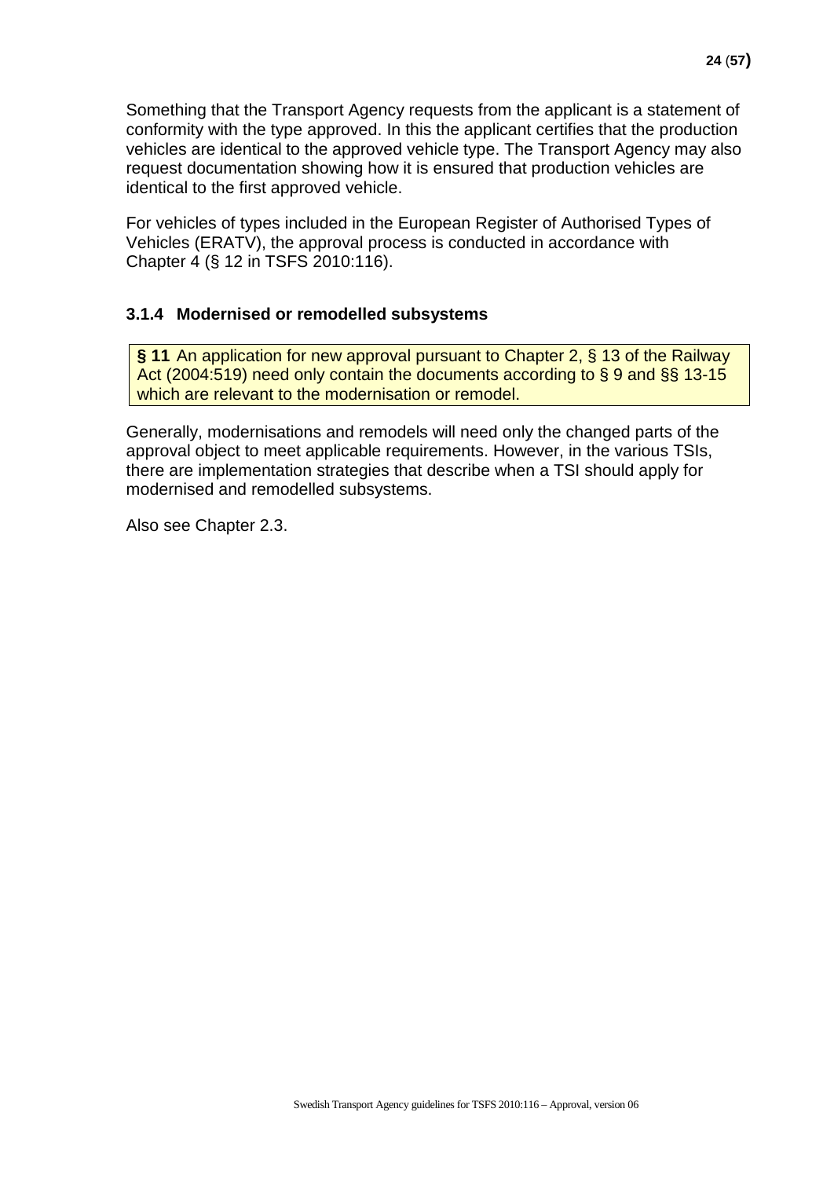Something that the Transport Agency requests from the applicant is a statement of conformity with the type approved. In this the applicant certifies that the production vehicles are identical to the approved vehicle type. The Transport Agency may also request documentation showing how it is ensured that production vehicles are identical to the first approved vehicle.

For vehicles of types included in the European Register of Authorised Types of Vehicles (ERATV), the approval process is conducted in accordance with Chapter 4 (§ 12 in TSFS 2010:116).

### 3.1.4 Modernised or remodelled subsystems

> **§ 11** An application for new approval pursuant to Chapter 2, § 13 of the Railway Act (2004:519) need only contain the documents according to § 9 and §§ 13-15 which are relevant to the modernisation or remodel.

Generally, modernisations and remodels will need only the changed parts of the approval object to meet applicable requirements. However, in the various TSIs, there are implementation strategies that describe when a TSI should apply for modernised and remodelled subsystems.

Also see Chapter 2.3.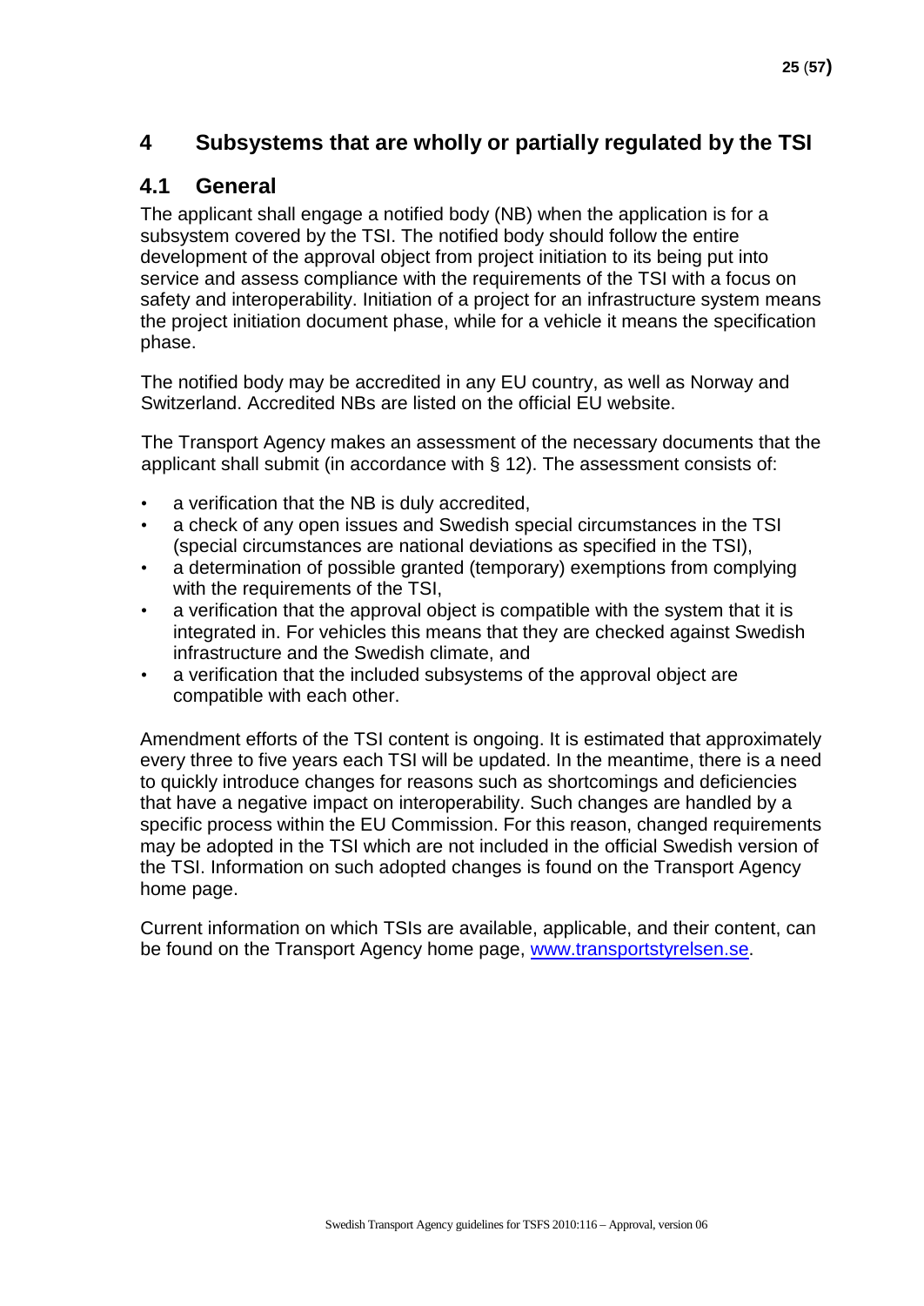# 4 Subsystems that are wholly or partially regulated by the TSI

## 4.1 General

The applicant shall engage a notified body (NB) when the application is for a subsystem covered by the TSI. The notified body should follow the entire development of the approval object from project initiation to its being put into service and assess compliance with the requirements of the TSI with a focus on safety and interoperability. Initiation of a project for an infrastructure system means the project initiation document phase, while for a vehicle it means the specification phase.

The notified body may be accredited in any EU country, as well as Norway and Switzerland. Accredited NBs are listed on the official EU website.

The Transport Agency makes an assessment of the necessary documents that the applicant shall submit (in accordance with § 12). The assessment consists of:

- a verification that the NB is duly accredited,
- a check of any open issues and Swedish special circumstances in the TSI (special circumstances are national deviations as specified in the TSI),
- a determination of possible granted (temporary) exemptions from complying with the requirements of the TSI,
- a verification that the approval object is compatible with the system that it is integrated in. For vehicles this means that they are checked against Swedish infrastructure and the Swedish climate, and
- a verification that the included subsystems of the approval object are compatible with each other.

Amendment efforts of the TSI content is ongoing. It is estimated that approximately every three to five years each TSI will be updated. In the meantime, there is a need to quickly introduce changes for reasons such as shortcomings and deficiencies that have a negative impact on interoperability. Such changes are handled by a specific process within the EU Commission. For this reason, changed requirements may be adopted in the TSI which are not included in the official Swedish version of the TSI. Information on such adopted changes is found on the Transport Agency home page.

Current information on which TSIs are available, applicable, and their content, can be found on the Transport Agency home page, [www.transportstyrelsen.se](http://www.transportstyrelsen.se).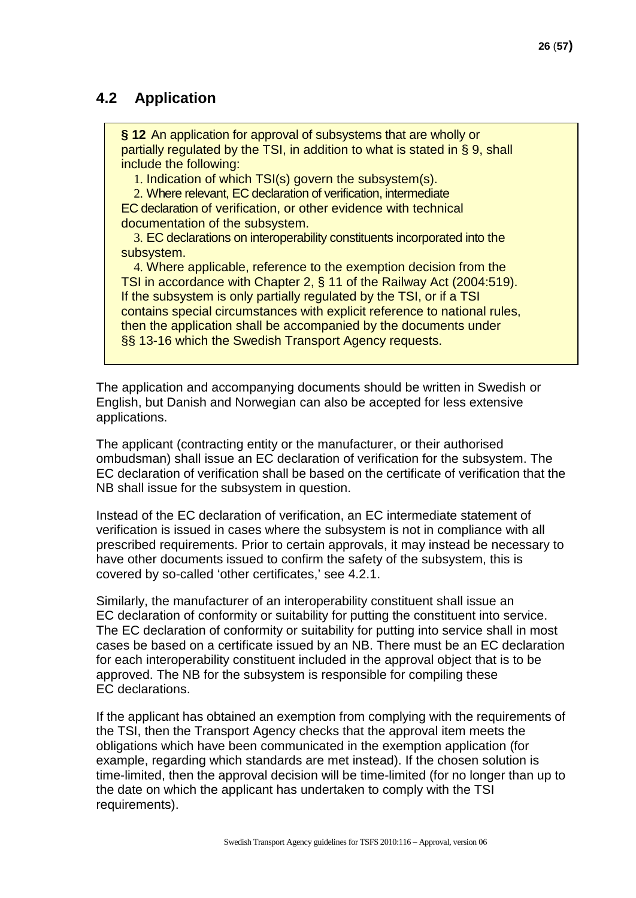## 4.2 Application

> **§ 12** An application for approval of subsystems that are wholly or partially regulated by the TSI, in addition to what is stated in § 9, shall include the following:
>
> 1. Indication of which TSI(s) govern the subsystem(s).
> 2. Where relevant, EC declaration of verification, intermediate EC declaration of verification, or other evidence with technical documentation of the subsystem.
> 3. EC declarations on interoperability constituents incorporated into the subsystem.
> 4. Where applicable, reference to the exemption decision from the TSI in accordance with Chapter 2, § 11 of the Railway Act (2004:519).
>
> If the subsystem is only partially regulated by the TSI, or if a TSI contains special circumstances with explicit reference to national rules, then the application shall be accompanied by the documents under §§ 13-16 which the Swedish Transport Agency requests.

The application and accompanying documents should be written in Swedish or English, but Danish and Norwegian can also be accepted for less extensive applications.

The applicant (contracting entity or the manufacturer, or their authorised ombudsman) shall issue an EC declaration of verification for the subsystem. The EC declaration of verification shall be based on the certificate of verification that the NB shall issue for the subsystem in question.

Instead of the EC declaration of verification, an EC intermediate statement of verification is issued in cases where the subsystem is not in compliance with all prescribed requirements. Prior to certain approvals, it may instead be necessary to have other documents issued to confirm the safety of the subsystem, this is covered by so-called 'other certificates,' see 4.2.1.

Similarly, the manufacturer of an interoperability constituent shall issue an EC declaration of conformity or suitability for putting the constituent into service. The EC declaration of conformity or suitability for putting into service shall in most cases be based on a certificate issued by an NB. There must be an EC declaration for each interoperability constituent included in the approval object that is to be approved. The NB for the subsystem is responsible for compiling these EC declarations.

If the applicant has obtained an exemption from complying with the requirements of the TSI, then the Transport Agency checks that the approval item meets the obligations which have been communicated in the exemption application (for example, regarding which standards are met instead). If the chosen solution is time-limited, then the approval decision will be time-limited (for no longer than up to the date on which the applicant has undertaken to comply with the TSI requirements).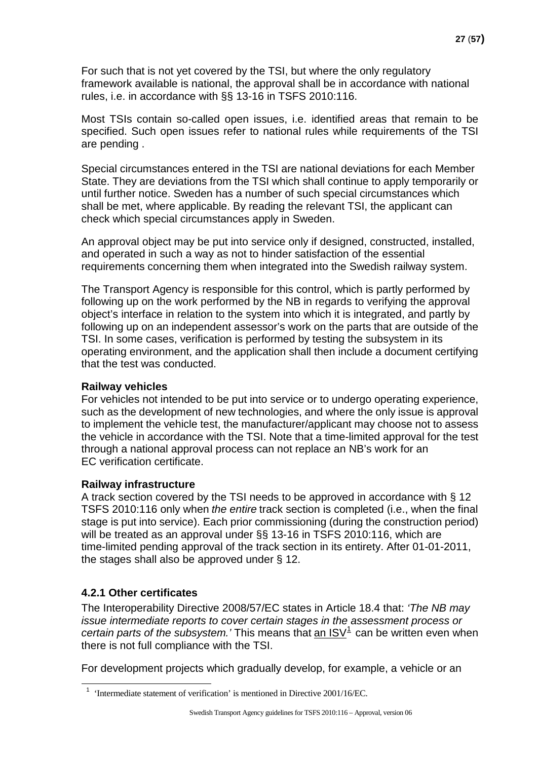For such that is not yet covered by the TSI, but where the only regulatory framework available is national, the approval shall be in accordance with national rules, i.e. in accordance with §§ 13-16 in TSFS 2010:116.

Most TSIs contain so-called open issues, i.e. identified areas that remain to be specified. Such open issues refer to national rules while requirements of the TSI are pending .

Special circumstances entered in the TSI are national deviations for each Member State. They are deviations from the TSI which shall continue to apply temporarily or until further notice. Sweden has a number of such special circumstances which shall be met, where applicable. By reading the relevant TSI, the applicant can check which special circumstances apply in Sweden.

An approval object may be put into service only if designed, constructed, installed, and operated in such a way as not to hinder satisfaction of the essential requirements concerning them when integrated into the Swedish railway system.

The Transport Agency is responsible for this control, which is partly performed by following up on the work performed by the NB in regards to verifying the approval object's interface in relation to the system into which it is integrated, and partly by following up on an independent assessor's work on the parts that are outside of the TSI. In some cases, verification is performed by testing the subsystem in its operating environment, and the application shall then include a document certifying that the test was conducted.

**Railway vehicles**

For vehicles not intended to be put into service or to undergo operating experience, such as the development of new technologies, and where the only issue is approval to implement the vehicle test, the manufacturer/applicant may choose not to assess the vehicle in accordance with the TSI. Note that a time-limited approval for the test through a national approval process can not replace an NB's work for an EC verification certificate.

**Railway infrastructure**

A track section covered by the TSI needs to be approved in accordance with § 12 TSFS 2010:116 only when *the entire* track section is completed (i.e., when the final stage is put into service). Each prior commissioning (during the construction period) will be treated as an approval under §§ 13-16 in TSFS 2010:116, which are time-limited pending approval of the track section in its entirety. After 01-01-2011, the stages shall also be approved under § 12.

### 4.2.1 Other certificates

The Interoperability Directive 2008/57/EC states in Article 18.4 that: *'The NB may issue intermediate reports to cover certain stages in the assessment process or certain parts of the subsystem.'* This means that an ISV[1] can be written even when there is not full compliance with the TSI.

For development projects which gradually develop, for example, a vehicle or an

[1] 'Intermediate statement of verification' is mentioned in Directive 2001/16/EC.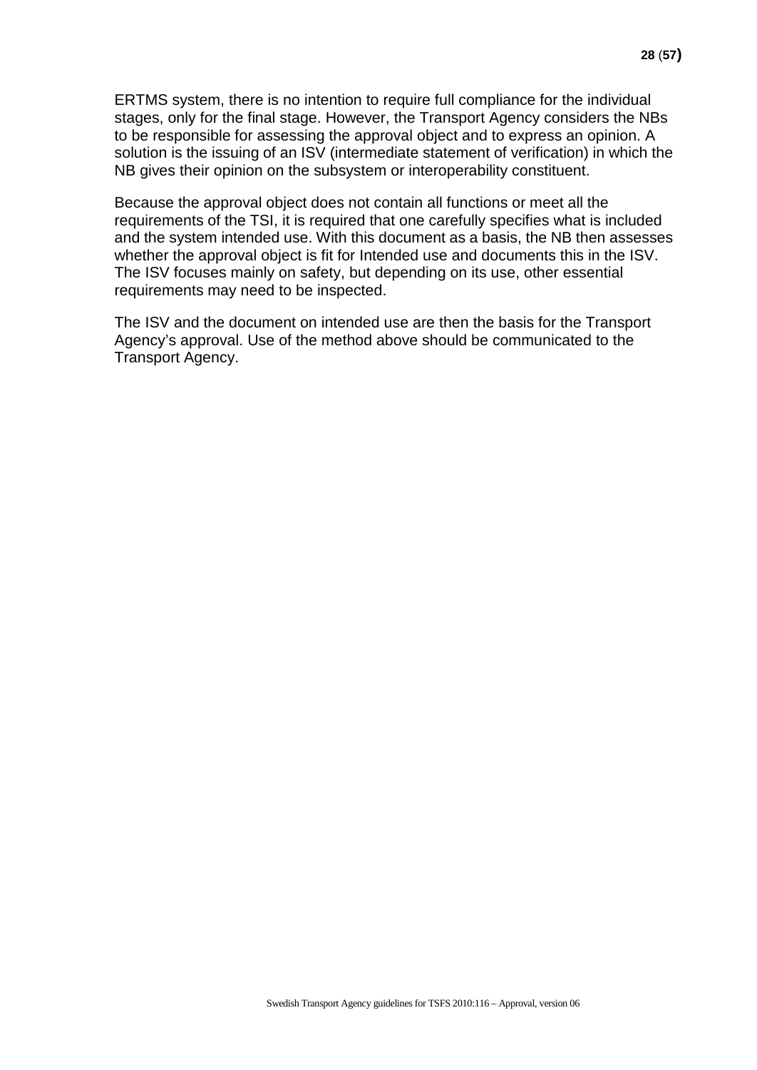ERTMS system, there is no intention to require full compliance for the individual stages, only for the final stage. However, the Transport Agency considers the NBs to be responsible for assessing the approval object and to express an opinion. A solution is the issuing of an ISV (intermediate statement of verification) in which the NB gives their opinion on the subsystem or interoperability constituent.

Because the approval object does not contain all functions or meet all the requirements of the TSI, it is required that one carefully specifies what is included and the system intended use. With this document as a basis, the NB then assesses whether the approval object is fit for Intended use and documents this in the ISV. The ISV focuses mainly on safety, but depending on its use, other essential requirements may need to be inspected.

The ISV and the document on intended use are then the basis for the Transport Agency's approval. Use of the method above should be communicated to the Transport Agency.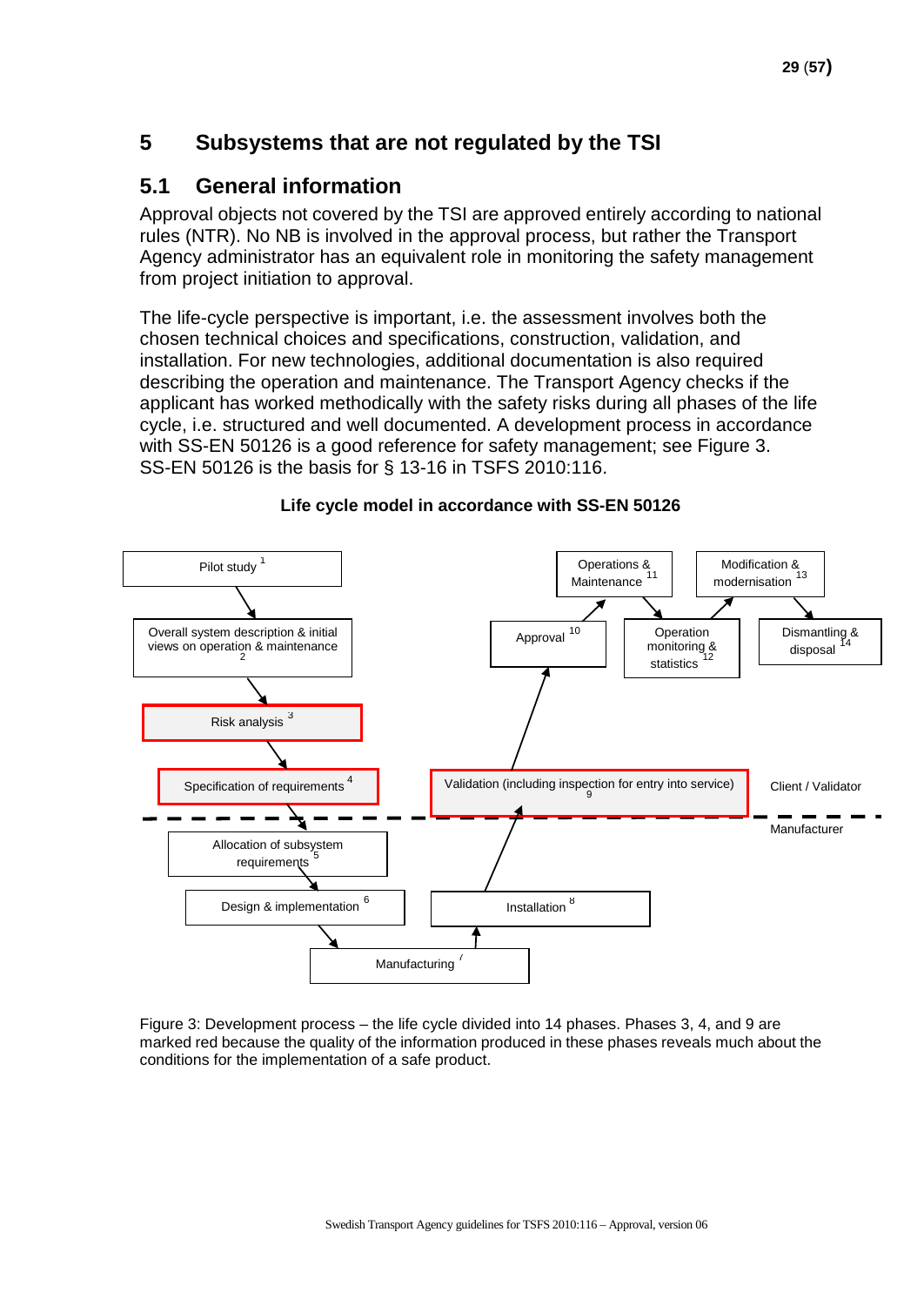# 5 Subsystems that are not regulated by the TSI

## 5.1 General information

Approval objects not covered by the TSI are approved entirely according to national rules (NTR). No NB is involved in the approval process, but rather the Transport Agency administrator has an equivalent role in monitoring the safety management from project initiation to approval.

The life-cycle perspective is important, i.e. the assessment involves both the chosen technical choices and specifications, construction, validation, and installation. For new technologies, additional documentation is also required describing the operation and maintenance. The Transport Agency checks if the applicant has worked methodically with the safety risks during all phases of the life cycle, i.e. structured and well documented. A development process in accordance with SS-EN 50126 is a good reference for safety management; see Figure 3. SS-EN 50126 is the basis for § 13-16 in TSFS 2010:116.

**Life cycle model in accordance with SS-EN 50126**

Pilot study 1

Overall system description & initial views on operation & maintenance 2

Risk analysis 3

Specification of requirements 4

Allocation of subsystem requirements 5

Design & implementation 6

Manufacturing 7

Installation 8

Validation (including inspection for entry into service) 9

Approval 10

Operations & Maintenance 11

Operation monitoring & statistics 12

Modification & modernisation 13

Dismantling & disposal 14

Client / Validator

Manufacturer

Figure 3: Development process – the life cycle divided into 14 phases. Phases 3, 4, and 9 are marked red because the quality of the information produced in these phases reveals much about the conditions for the implementation of a safe product.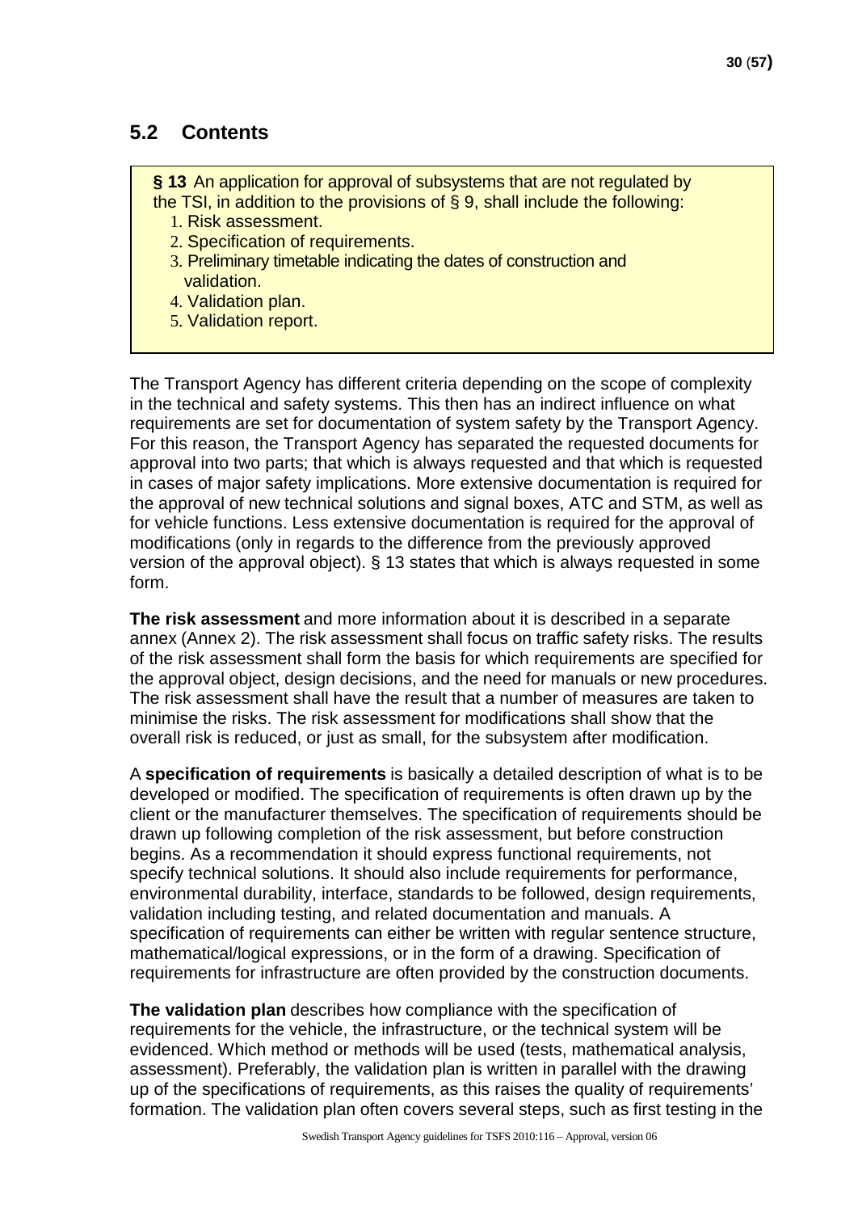## 5.2 Contents

> **§ 13** An application for approval of subsystems that are not regulated by the TSI, in addition to the provisions of § 9, shall include the following:
> 1. Risk assessment.
> 2. Specification of requirements.
> 3. Preliminary timetable indicating the dates of construction and validation.
> 4. Validation plan.
> 5. Validation report.

The Transport Agency has different criteria depending on the scope of complexity in the technical and safety systems. This then has an indirect influence on what requirements are set for documentation of system safety by the Transport Agency. For this reason, the Transport Agency has separated the requested documents for approval into two parts; that which is always requested and that which is requested in cases of major safety implications. More extensive documentation is required for the approval of new technical solutions and signal boxes, ATC and STM, as well as for vehicle functions. Less extensive documentation is required for the approval of modifications (only in regards to the difference from the previously approved version of the approval object). § 13 states that which is always requested in some form.

**The risk assessment** and more information about it is described in a separate annex (Annex 2). The risk assessment shall focus on traffic safety risks. The results of the risk assessment shall form the basis for which requirements are specified for the approval object, design decisions, and the need for manuals or new procedures. The risk assessment shall have the result that a number of measures are taken to minimise the risks. The risk assessment for modifications shall show that the overall risk is reduced, or just as small, for the subsystem after modification.

A **specification of requirements** is basically a detailed description of what is to be developed or modified. The specification of requirements is often drawn up by the client or the manufacturer themselves. The specification of requirements should be drawn up following completion of the risk assessment, but before construction begins. As a recommendation it should express functional requirements, not specify technical solutions. It should also include requirements for performance, environmental durability, interface, standards to be followed, design requirements, validation including testing, and related documentation and manuals. A specification of requirements can either be written with regular sentence structure, mathematical/logical expressions, or in the form of a drawing. Specification of requirements for infrastructure are often provided by the construction documents.

**The validation plan** describes how compliance with the specification of requirements for the vehicle, the infrastructure, or the technical system will be evidenced. Which method or methods will be used (tests, mathematical analysis, assessment). Preferably, the validation plan is written in parallel with the drawing up of the specifications of requirements, as this raises the quality of requirements' formation. The validation plan often covers several steps, such as first testing in the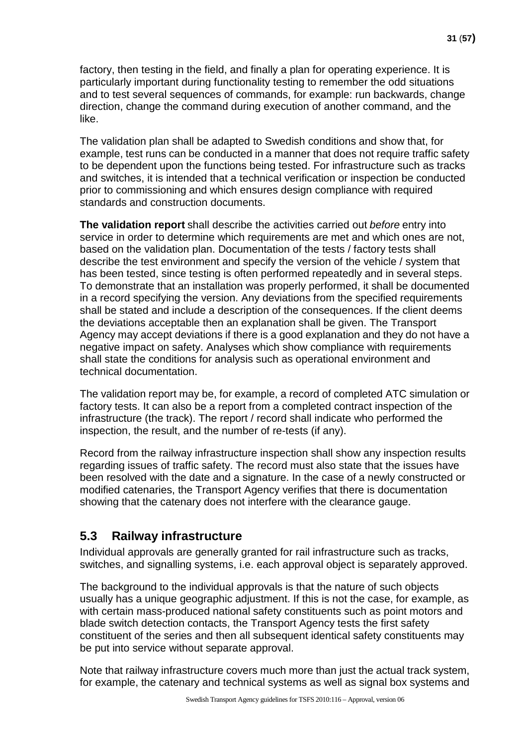factory, then testing in the field, and finally a plan for operating experience. It is particularly important during functionality testing to remember the odd situations and to test several sequences of commands, for example: run backwards, change direction, change the command during execution of another command, and the like.

The validation plan shall be adapted to Swedish conditions and show that, for example, test runs can be conducted in a manner that does not require traffic safety to be dependent upon the functions being tested. For infrastructure such as tracks and switches, it is intended that a technical verification or inspection be conducted prior to commissioning and which ensures design compliance with required standards and construction documents.

**The validation report** shall describe the activities carried out *before* entry into service in order to determine which requirements are met and which ones are not, based on the validation plan. Documentation of the tests / factory tests shall describe the test environment and specify the version of the vehicle / system that has been tested, since testing is often performed repeatedly and in several steps. To demonstrate that an installation was properly performed, it shall be documented in a record specifying the version. Any deviations from the specified requirements shall be stated and include a description of the consequences. If the client deems the deviations acceptable then an explanation shall be given. The Transport Agency may accept deviations if there is a good explanation and they do not have a negative impact on safety. Analyses which show compliance with requirements shall state the conditions for analysis such as operational environment and technical documentation.

The validation report may be, for example, a record of completed ATC simulation or factory tests. It can also be a report from a completed contract inspection of the infrastructure (the track). The report / record shall indicate who performed the inspection, the result, and the number of re-tests (if any).

Record from the railway infrastructure inspection shall show any inspection results regarding issues of traffic safety. The record must also state that the issues have been resolved with the date and a signature. In the case of a newly constructed or modified catenaries, the Transport Agency verifies that there is documentation showing that the catenary does not interfere with the clearance gauge.

## 5.3 Railway infrastructure

Individual approvals are generally granted for rail infrastructure such as tracks, switches, and signalling systems, i.e. each approval object is separately approved.

The background to the individual approvals is that the nature of such objects usually has a unique geographic adjustment. If this is not the case, for example, as with certain mass-produced national safety constituents such as point motors and blade switch detection contacts, the Transport Agency tests the first safety constituent of the series and then all subsequent identical safety constituents may be put into service without separate approval.

Note that railway infrastructure covers much more than just the actual track system, for example, the catenary and technical systems as well as signal box systems and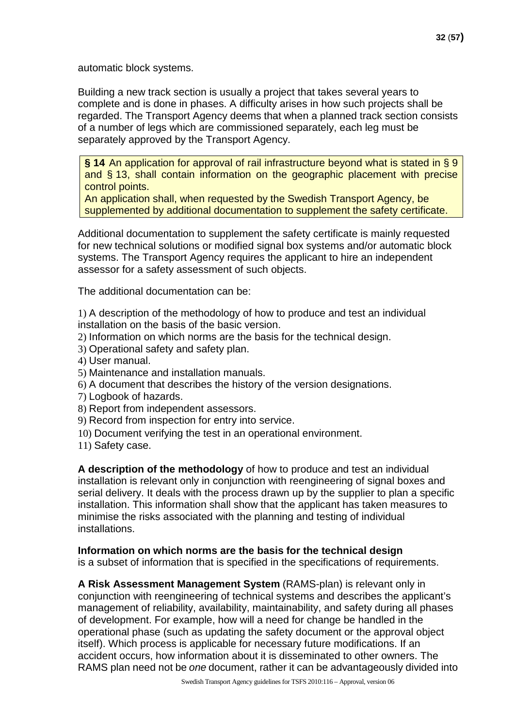automatic block systems.

Building a new track section is usually a project that takes several years to complete and is done in phases. A difficulty arises in how such projects shall be regarded. The Transport Agency deems that when a planned track section consists of a number of legs which are commissioned separately, each leg must be separately approved by the Transport Agency.

> **§ 14** An application for approval of rail infrastructure beyond what is stated in § 9 and § 13, shall contain information on the geographic placement with precise control points.
> An application shall, when requested by the Swedish Transport Agency, be supplemented by additional documentation to supplement the safety certificate.

Additional documentation to supplement the safety certificate is mainly requested for new technical solutions or modified signal box systems and/or automatic block systems. The Transport Agency requires the applicant to hire an independent assessor for a safety assessment of such objects.

The additional documentation can be:

1) A description of the methodology of how to produce and test an individual installation on the basis of the basic version.
2) Information on which norms are the basis for the technical design.
3) Operational safety and safety plan.
4) User manual.
5) Maintenance and installation manuals.
6) A document that describes the history of the version designations.
7) Logbook of hazards.
8) Report from independent assessors.
9) Record from inspection for entry into service.
10) Document verifying the test in an operational environment.
11) Safety case.

**A description of the methodology** of how to produce and test an individual installation is relevant only in conjunction with reengineering of signal boxes and serial delivery. It deals with the process drawn up by the supplier to plan a specific installation. This information shall show that the applicant has taken measures to minimise the risks associated with the planning and testing of individual installations.

**Information on which norms are the basis for the technical design** is a subset of information that is specified in the specifications of requirements.

**A Risk Assessment Management System** (RAMS-plan) is relevant only in conjunction with reengineering of technical systems and describes the applicant's management of reliability, availability, maintainability, and safety during all phases of development. For example, how will a need for change be handled in the operational phase (such as updating the safety document or the approval object itself). Which process is applicable for necessary future modifications. If an accident occurs, how information about it is disseminated to other owners. The RAMS plan need not be *one* document, rather it can be advantageously divided into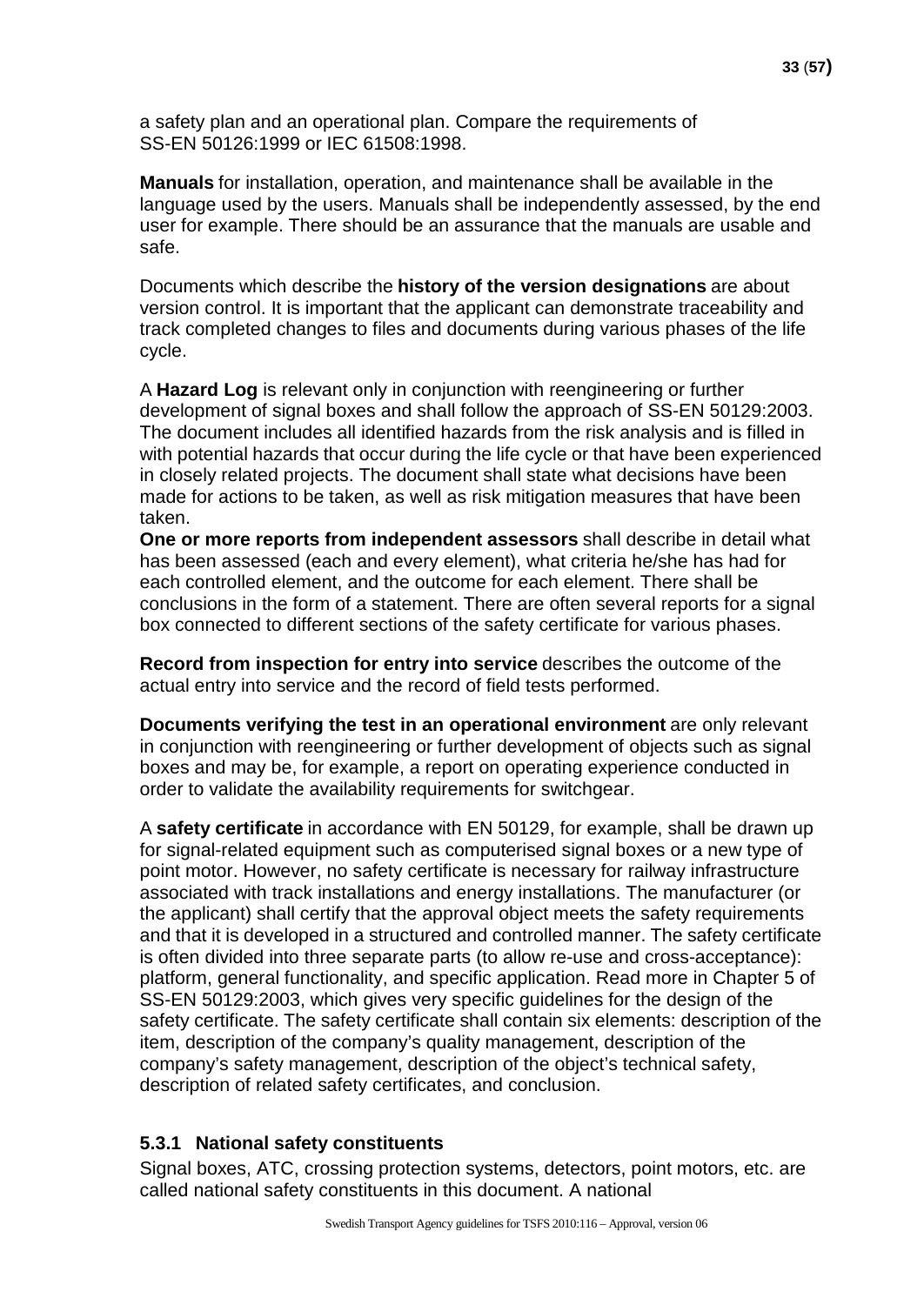a safety plan and an operational plan. Compare the requirements of SS-EN 50126:1999 or IEC 61508:1998.

**Manuals** for installation, operation, and maintenance shall be available in the language used by the users. Manuals shall be independently assessed, by the end user for example. There should be an assurance that the manuals are usable and safe.

Documents which describe the **history of the version designations** are about version control. It is important that the applicant can demonstrate traceability and track completed changes to files and documents during various phases of the life cycle.

A **Hazard Log** is relevant only in conjunction with reengineering or further development of signal boxes and shall follow the approach of SS-EN 50129:2003. The document includes all identified hazards from the risk analysis and is filled in with potential hazards that occur during the life cycle or that have been experienced in closely related projects. The document shall state what decisions have been made for actions to be taken, as well as risk mitigation measures that have been taken.

**One or more reports from independent assessors** shall describe in detail what has been assessed (each and every element), what criteria he/she has had for each controlled element, and the outcome for each element. There shall be conclusions in the form of a statement. There are often several reports for a signal box connected to different sections of the safety certificate for various phases.

**Record from inspection for entry into service** describes the outcome of the actual entry into service and the record of field tests performed.

**Documents verifying the test in an operational environment** are only relevant in conjunction with reengineering or further development of objects such as signal boxes and may be, for example, a report on operating experience conducted in order to validate the availability requirements for switchgear.

A **safety certificate** in accordance with EN 50129, for example, shall be drawn up for signal-related equipment such as computerised signal boxes or a new type of point motor. However, no safety certificate is necessary for railway infrastructure associated with track installations and energy installations. The manufacturer (or the applicant) shall certify that the approval object meets the safety requirements and that it is developed in a structured and controlled manner. The safety certificate is often divided into three separate parts (to allow re-use and cross-acceptance): platform, general functionality, and specific application. Read more in Chapter 5 of SS-EN 50129:2003, which gives very specific guidelines for the design of the safety certificate. The safety certificate shall contain six elements: description of the item, description of the company's quality management, description of the company's safety management, description of the object's technical safety, description of related safety certificates, and conclusion.

### 5.3.1 National safety constituents

Signal boxes, ATC, crossing protection systems, detectors, point motors, etc. are called national safety constituents in this document. A national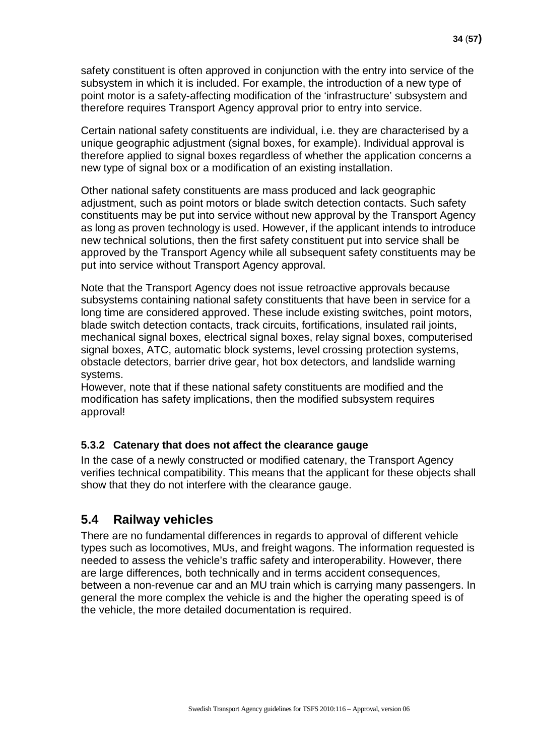safety constituent is often approved in conjunction with the entry into service of the subsystem in which it is included. For example, the introduction of a new type of point motor is a safety-affecting modification of the 'infrastructure' subsystem and therefore requires Transport Agency approval prior to entry into service.

Certain national safety constituents are individual, i.e. they are characterised by a unique geographic adjustment (signal boxes, for example). Individual approval is therefore applied to signal boxes regardless of whether the application concerns a new type of signal box or a modification of an existing installation.

Other national safety constituents are mass produced and lack geographic adjustment, such as point motors or blade switch detection contacts. Such safety constituents may be put into service without new approval by the Transport Agency as long as proven technology is used. However, if the applicant intends to introduce new technical solutions, then the first safety constituent put into service shall be approved by the Transport Agency while all subsequent safety constituents may be put into service without Transport Agency approval.

Note that the Transport Agency does not issue retroactive approvals because subsystems containing national safety constituents that have been in service for a long time are considered approved. These include existing switches, point motors, blade switch detection contacts, track circuits, fortifications, insulated rail joints, mechanical signal boxes, electrical signal boxes, relay signal boxes, computerised signal boxes, ATC, automatic block systems, level crossing protection systems, obstacle detectors, barrier drive gear, hot box detectors, and landslide warning systems.
However, note that if these national safety constituents are modified and the modification has safety implications, then the modified subsystem requires approval!

### 5.3.2 Catenary that does not affect the clearance gauge

In the case of a newly constructed or modified catenary, the Transport Agency verifies technical compatibility. This means that the applicant for these objects shall show that they do not interfere with the clearance gauge.

## 5.4 Railway vehicles

There are no fundamental differences in regards to approval of different vehicle types such as locomotives, MUs, and freight wagons. The information requested is needed to assess the vehicle's traffic safety and interoperability. However, there are large differences, both technically and in terms accident consequences, between a non-revenue car and an MU train which is carrying many passengers. In general the more complex the vehicle is and the higher the operating speed is of the vehicle, the more detailed documentation is required.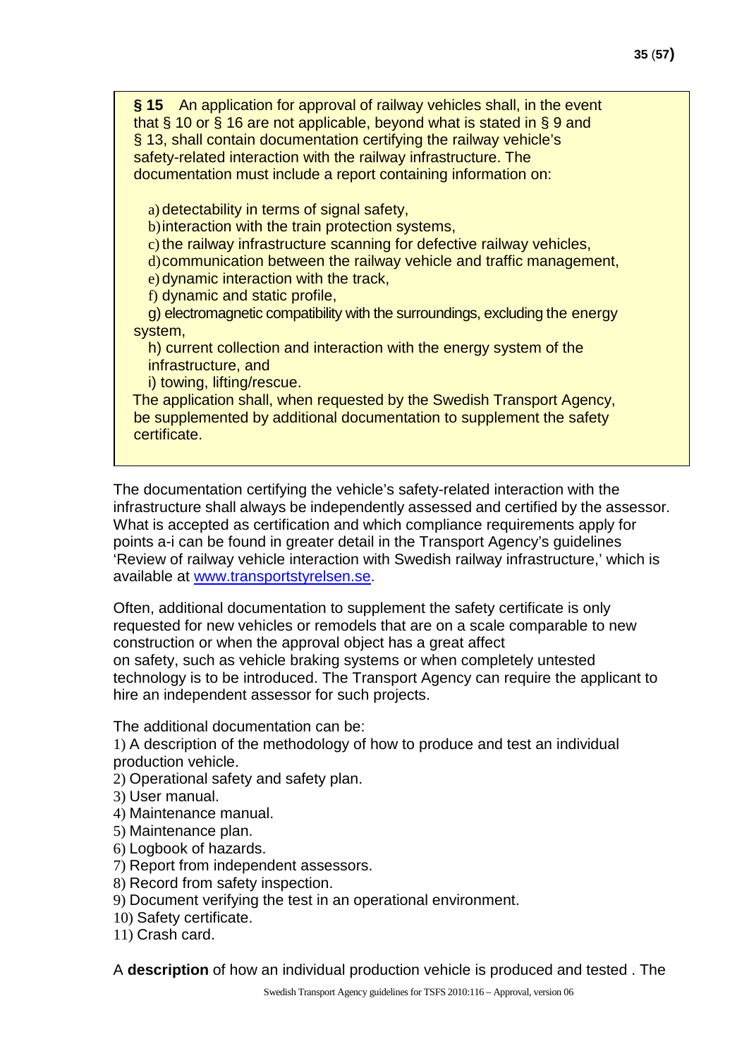**§ 15** An application for approval of railway vehicles shall, in the event that § 10 or § 16 are not applicable, beyond what is stated in § 9 and § 13, shall contain documentation certifying the railway vehicle's safety-related interaction with the railway infrastructure. The documentation must include a report containing information on:

a) detectability in terms of signal safety,
b) interaction with the train protection systems,
c) the railway infrastructure scanning for defective railway vehicles,
d) communication between the railway vehicle and traffic management,
e) dynamic interaction with the track,
f) dynamic and static profile,
g) electromagnetic compatibility with the surroundings, excluding the energy system,
h) current collection and interaction with the energy system of the infrastructure, and
i) towing, lifting/rescue.

The application shall, when requested by the Swedish Transport Agency, be supplemented by additional documentation to supplement the safety certificate.

The documentation certifying the vehicle's safety-related interaction with the infrastructure shall always be independently assessed and certified by the assessor. What is accepted as certification and which compliance requirements apply for points a-i can be found in greater detail in the Transport Agency's guidelines 'Review of railway vehicle interaction with Swedish railway infrastructure,' which is available at [www.transportstyrelsen.se](http://www.transportstyrelsen.se).

Often, additional documentation to supplement the safety certificate is only requested for new vehicles or remodels that are on a scale comparable to new construction or when the approval object has a great affect on safety, such as vehicle braking systems or when completely untested technology is to be introduced. The Transport Agency can require the applicant to hire an independent assessor for such projects.

The additional documentation can be:

1) A description of the methodology of how to produce and test an individual production vehicle.
2) Operational safety and safety plan.
3) User manual.
4) Maintenance manual.
5) Maintenance plan.
6) Logbook of hazards.
7) Report from independent assessors.
8) Record from safety inspection.
9) Document verifying the test in an operational environment.
10) Safety certificate.
11) Crash card.

A **description** of how an individual production vehicle is produced and tested . The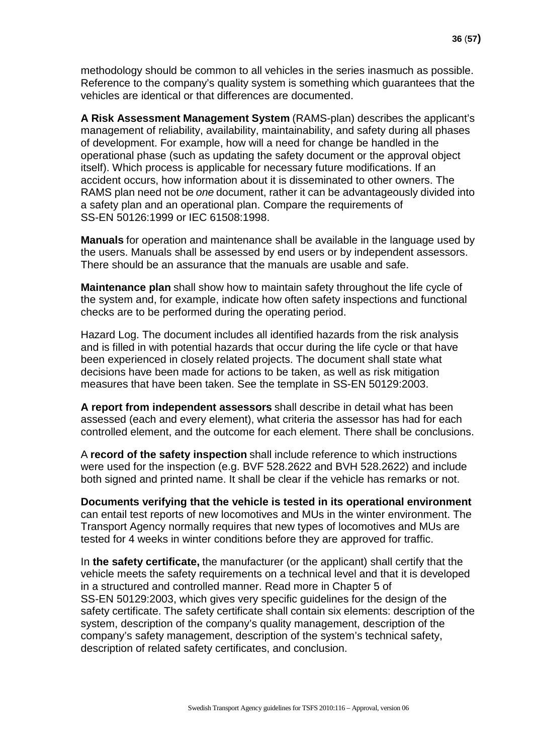methodology should be common to all vehicles in the series inasmuch as possible. Reference to the company's quality system is something which guarantees that the vehicles are identical or that differences are documented.

**A Risk Assessment Management System** (RAMS-plan) describes the applicant's management of reliability, availability, maintainability, and safety during all phases of development. For example, how will a need for change be handled in the operational phase (such as updating the safety document or the approval object itself). Which process is applicable for necessary future modifications. If an accident occurs, how information about it is disseminated to other owners. The RAMS plan need not be *one* document, rather it can be advantageously divided into a safety plan and an operational plan. Compare the requirements of SS-EN 50126:1999 or IEC 61508:1998.

**Manuals** for operation and maintenance shall be available in the language used by the users. Manuals shall be assessed by end users or by independent assessors. There should be an assurance that the manuals are usable and safe.

**Maintenance plan** shall show how to maintain safety throughout the life cycle of the system and, for example, indicate how often safety inspections and functional checks are to be performed during the operating period.

Hazard Log. The document includes all identified hazards from the risk analysis and is filled in with potential hazards that occur during the life cycle or that have been experienced in closely related projects. The document shall state what decisions have been made for actions to be taken, as well as risk mitigation measures that have been taken. See the template in SS-EN 50129:2003.

**A report from independent assessors** shall describe in detail what has been assessed (each and every element), what criteria the assessor has had for each controlled element, and the outcome for each element. There shall be conclusions.

A **record of the safety inspection** shall include reference to which instructions were used for the inspection (e.g. BVF 528.2622 and BVH 528.2622) and include both signed and printed name. It shall be clear if the vehicle has remarks or not.

**Documents verifying that the vehicle is tested in its operational environment** can entail test reports of new locomotives and MUs in the winter environment. The Transport Agency normally requires that new types of locomotives and MUs are tested for 4 weeks in winter conditions before they are approved for traffic.

In **the safety certificate,** the manufacturer (or the applicant) shall certify that the vehicle meets the safety requirements on a technical level and that it is developed in a structured and controlled manner. Read more in Chapter 5 of SS-EN 50129:2003, which gives very specific guidelines for the design of the safety certificate. The safety certificate shall contain six elements: description of the system, description of the company's quality management, description of the company's safety management, description of the system's technical safety, description of related safety certificates, and conclusion.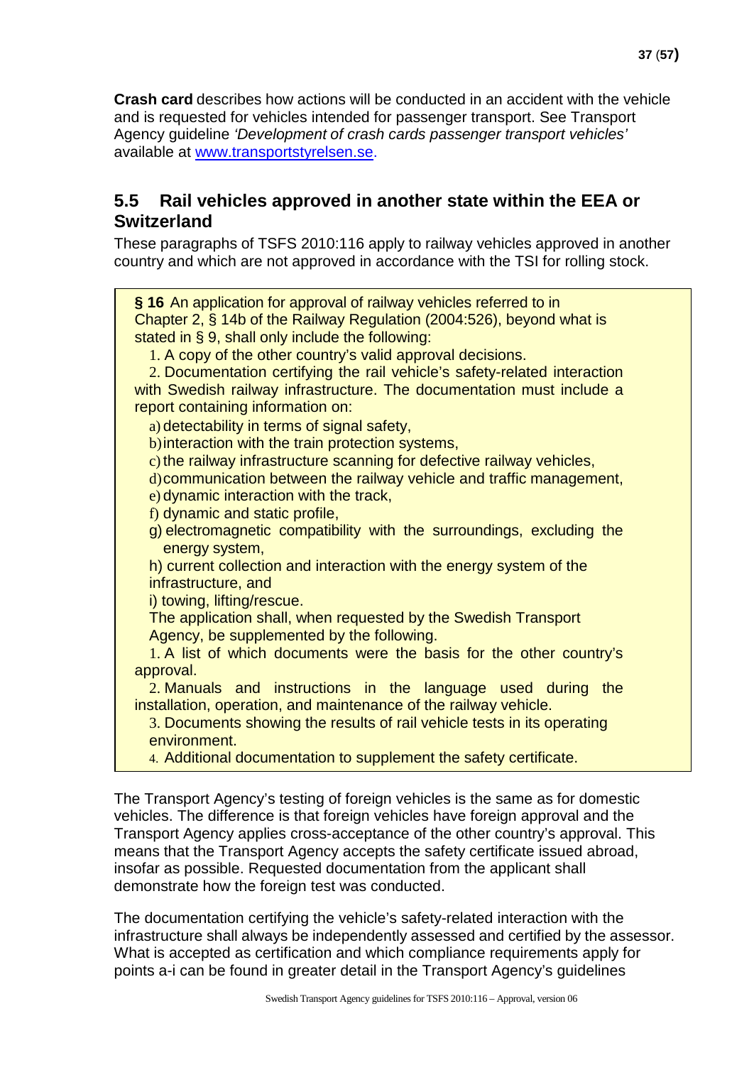**Crash card** describes how actions will be conducted in an accident with the vehicle and is requested for vehicles intended for passenger transport. See Transport Agency guideline *'Development of crash cards passenger transport vehicles'* available at www.transportstyrelsen.se.

## 5.5 Rail vehicles approved in another state within the EEA or Switzerland

These paragraphs of TSFS 2010:116 apply to railway vehicles approved in another country and which are not approved in accordance with the TSI for rolling stock.

> **§ 16** An application for approval of railway vehicles referred to in Chapter 2, § 14b of the Railway Regulation (2004:526), beyond what is stated in § 9, shall only include the following:
>
> 1. A copy of the other country's valid approval decisions.
> 2. Documentation certifying the rail vehicle's safety-related interaction with Swedish railway infrastructure. The documentation must include a report containing information on:
>    a) detectability in terms of signal safety,
>    b) interaction with the train protection systems,
>    c) the railway infrastructure scanning for defective railway vehicles,
>    d) communication between the railway vehicle and traffic management,
>    e) dynamic interaction with the track,
>    f) dynamic and static profile,
>    g) electromagnetic compatibility with the surroundings, excluding the energy system,
>    h) current collection and interaction with the energy system of the infrastructure, and
>    i) towing, lifting/rescue.
>
> The application shall, when requested by the Swedish Transport Agency, be supplemented by the following.
>
> 1. A list of which documents were the basis for the other country's approval.
> 2. Manuals and instructions in the language used during the installation, operation, and maintenance of the railway vehicle.
> 3. Documents showing the results of rail vehicle tests in its operating environment.
> 4. Additional documentation to supplement the safety certificate.

The Transport Agency's testing of foreign vehicles is the same as for domestic vehicles. The difference is that foreign vehicles have foreign approval and the Transport Agency applies cross-acceptance of the other country's approval. This means that the Transport Agency accepts the safety certificate issued abroad, insofar as possible. Requested documentation from the applicant shall demonstrate how the foreign test was conducted.

The documentation certifying the vehicle's safety-related interaction with the infrastructure shall always be independently assessed and certified by the assessor. What is accepted as certification and which compliance requirements apply for points a-i can be found in greater detail in the Transport Agency's guidelines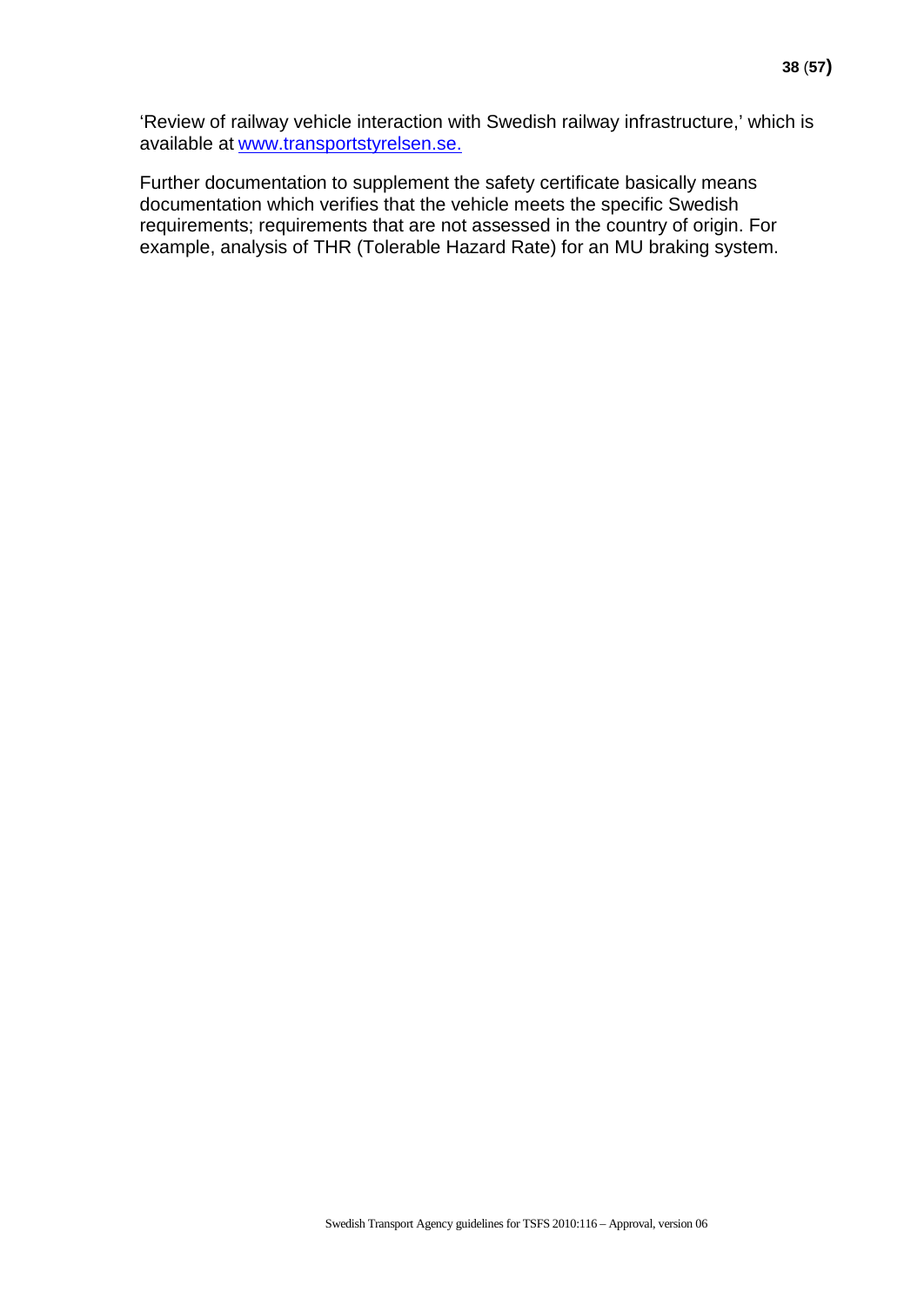'Review of railway vehicle interaction with Swedish railway infrastructure,' which is available at www.transportstyrelsen.se.

Further documentation to supplement the safety certificate basically means documentation which verifies that the vehicle meets the specific Swedish requirements; requirements that are not assessed in the country of origin. For example, analysis of THR (Tolerable Hazard Rate) for an MU braking system.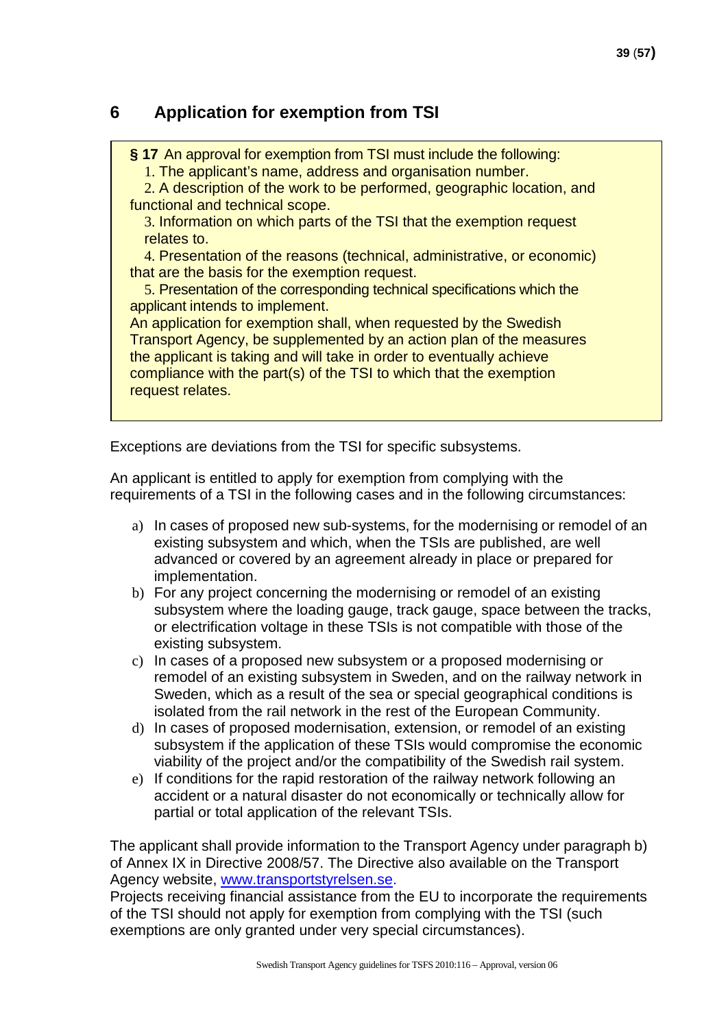## 6 Application for exemption from TSI

> **§ 17** An approval for exemption from TSI must include the following:
>
> 1. The applicant's name, address and organisation number.
> 2. A description of the work to be performed, geographic location, and functional and technical scope.
> 3. Information on which parts of the TSI that the exemption request relates to.
> 4. Presentation of the reasons (technical, administrative, or economic) that are the basis for the exemption request.
> 5. Presentation of the corresponding technical specifications which the applicant intends to implement.
>
> An application for exemption shall, when requested by the Swedish Transport Agency, be supplemented by an action plan of the measures the applicant is taking and will take in order to eventually achieve compliance with the part(s) of the TSI to which that the exemption request relates.

Exceptions are deviations from the TSI for specific subsystems.

An applicant is entitled to apply for exemption from complying with the requirements of a TSI in the following cases and in the following circumstances:

a) In cases of proposed new sub-systems, for the modernising or remodel of an existing subsystem and which, when the TSIs are published, are well advanced or covered by an agreement already in place or prepared for implementation.

b) For any project concerning the modernising or remodel of an existing subsystem where the loading gauge, track gauge, space between the tracks, or electrification voltage in these TSIs is not compatible with those of the existing subsystem.

c) In cases of a proposed new subsystem or a proposed modernising or remodel of an existing subsystem in Sweden, and on the railway network in Sweden, which as a result of the sea or special geographical conditions is isolated from the rail network in the rest of the European Community.

d) In cases of proposed modernisation, extension, or remodel of an existing subsystem if the application of these TSIs would compromise the economic viability of the project and/or the compatibility of the Swedish rail system.

e) If conditions for the rapid restoration of the railway network following an accident or a natural disaster do not economically or technically allow for partial or total application of the relevant TSIs.

The applicant shall provide information to the Transport Agency under paragraph b) of Annex IX in Directive 2008/57. The Directive also available on the Transport Agency website, www.transportstyrelsen.se.
Projects receiving financial assistance from the EU to incorporate the requirements of the TSI should not apply for exemption from complying with the TSI (such exemptions are only granted under very special circumstances).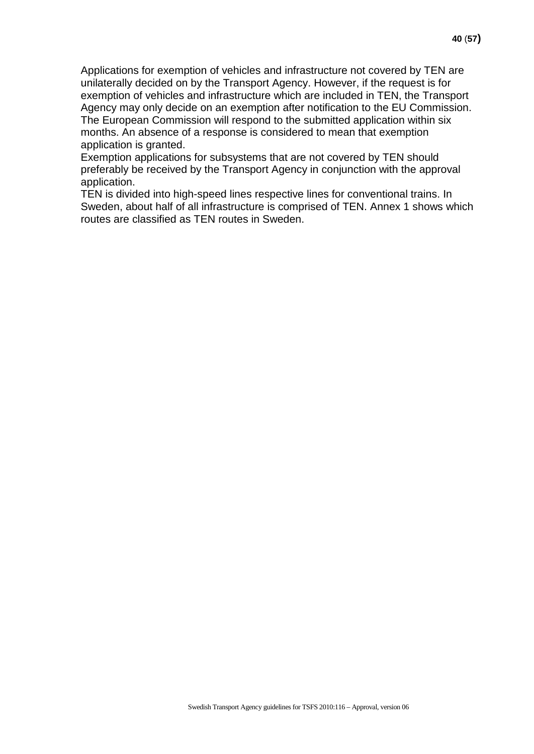Applications for exemption of vehicles and infrastructure not covered by TEN are unilaterally decided on by the Transport Agency. However, if the request is for exemption of vehicles and infrastructure which are included in TEN, the Transport Agency may only decide on an exemption after notification to the EU Commission. The European Commission will respond to the submitted application within six months. An absence of a response is considered to mean that exemption application is granted.

Exemption applications for subsystems that are not covered by TEN should preferably be received by the Transport Agency in conjunction with the approval application.

TEN is divided into high-speed lines respective lines for conventional trains. In Sweden, about half of all infrastructure is comprised of TEN. Annex 1 shows which routes are classified as TEN routes in Sweden.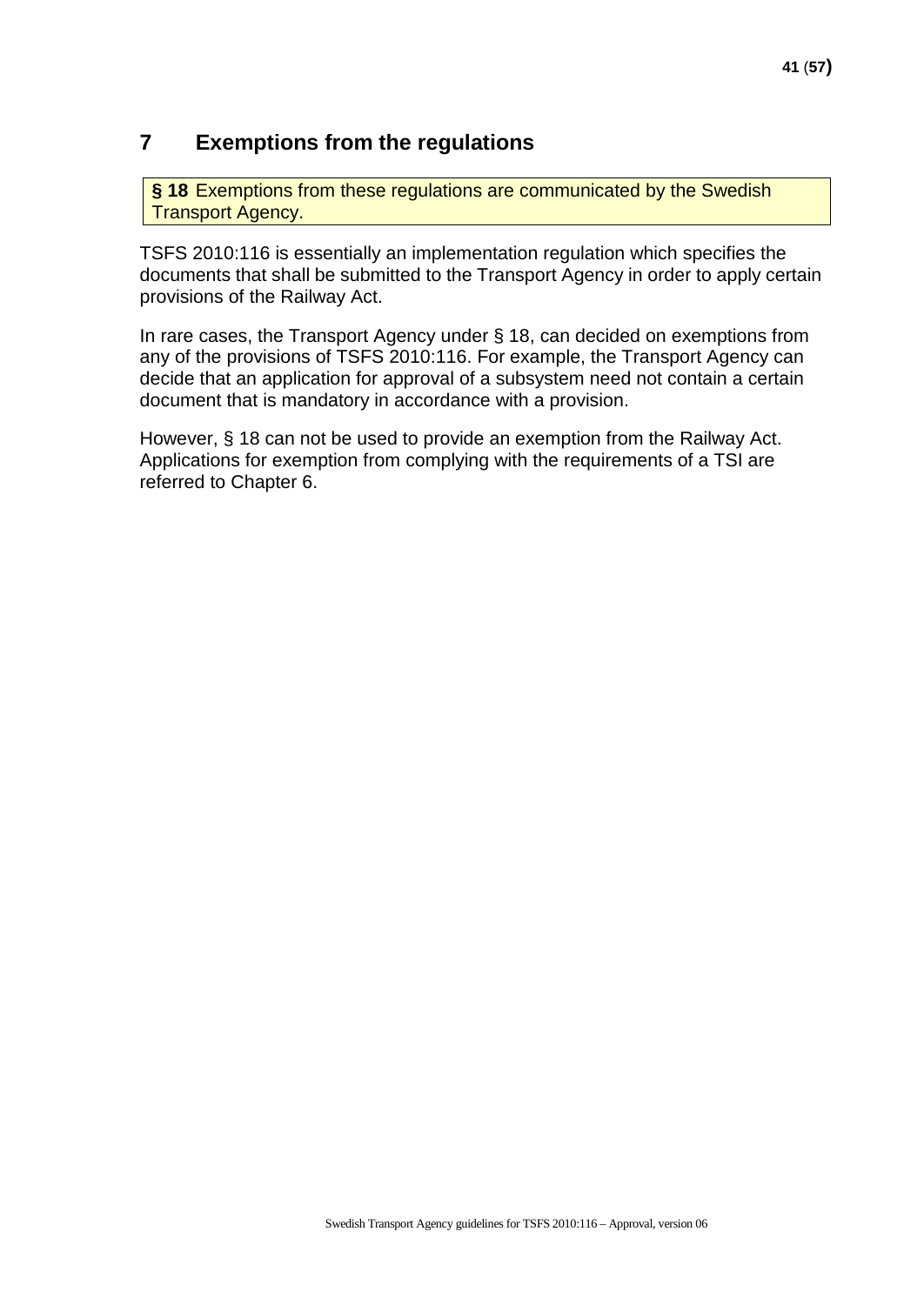# 7 Exemptions from the regulations

**§ 18** Exemptions from these regulations are communicated by the Swedish Transport Agency.

TSFS 2010:116 is essentially an implementation regulation which specifies the documents that shall be submitted to the Transport Agency in order to apply certain provisions of the Railway Act.

In rare cases, the Transport Agency under § 18, can decided on exemptions from any of the provisions of TSFS 2010:116. For example, the Transport Agency can decide that an application for approval of a subsystem need not contain a certain document that is mandatory in accordance with a provision.

However, § 18 can not be used to provide an exemption from the Railway Act. Applications for exemption from complying with the requirements of a TSI are referred to Chapter 6.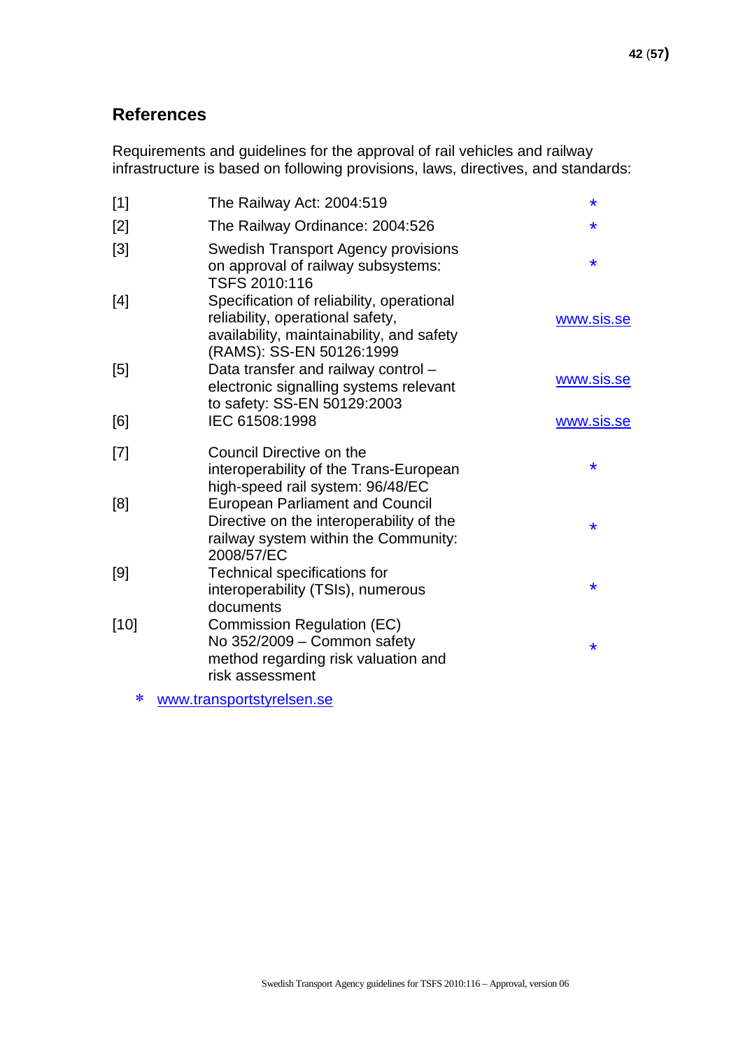## References

Requirements and guidelines for the approval of rail vehicles and railway infrastructure is based on following provisions, laws, directives, and standards:

| | | |
|---|---|---|
| [1] | The Railway Act: 2004:519 | * |
| [2] | The Railway Ordinance: 2004:526 | * |
| [3] | Swedish Transport Agency provisions on approval of railway subsystems: TSFS 2010:116 | * |
| [4] | Specification of reliability, operational reliability, operational safety, availability, maintainability, and safety (RAMS): SS-EN 50126:1999 | www.sis.se |
| [5] | Data transfer and railway control – electronic signalling systems relevant to safety: SS-EN 50129:2003 | www.sis.se |
| [6] | IEC 61508:1998 | www.sis.se |
| [7] | Council Directive on the interoperability of the Trans-European high-speed rail system: 96/48/EC | * |
| [8] | European Parliament and Council Directive on the interoperability of the railway system within the Community: 2008/57/EC | * |
| [9] | Technical specifications for interoperability (TSIs), numerous documents | * |
| [10] | Commission Regulation (EC) No 352/2009 – Common safety method regarding risk valuation and risk assessment | * |

* www.transportstyrelsen.se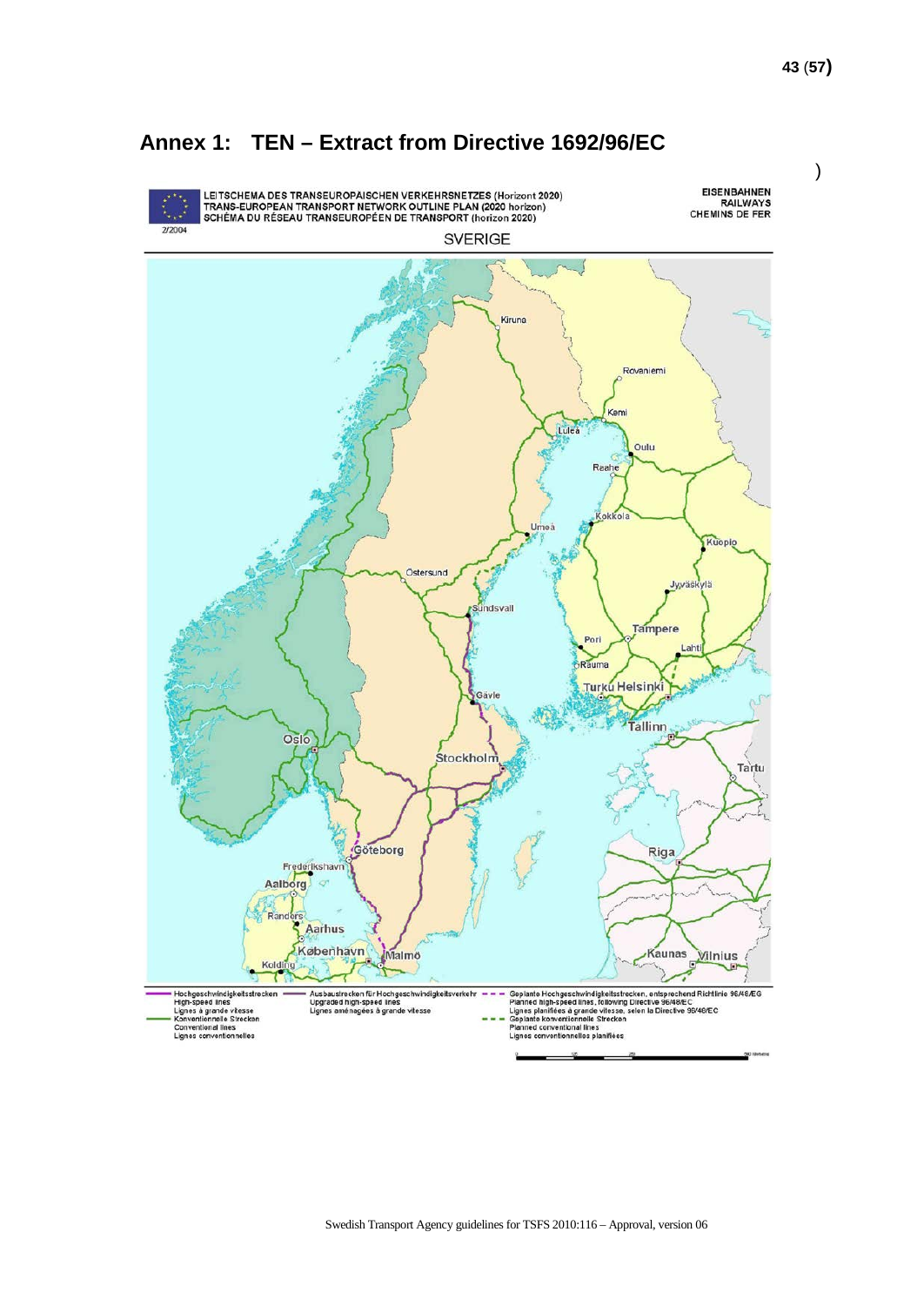# Annex 1: TEN – Extract from Directive 1692/96/EC

LEITSCHEMA DES TRANSEUROPÄISCHEN VERKEHRSNETZES (Horizont 2020)
TRANS-EUROPEAN TRANSPORT NETWORK OUTLINE PLAN (2020 horizon)
SCHÉMA DU RÉSEAU TRANSEUROPÉEN DE TRANSPORT (horizon 2020)

2/2004

EISENBAHNEN
RAILWAYS
CHEMINS DE FER

SVERIGE

Kiruna, Rovaniemi, Kemi, Luleå, Oulu, Raahe, Kokkola, Umeå, Kuopio, Östersund, Jyväskylä, Sundsvall, Tampere, Pori, Lahti, Rauma, Turku, Helsinki, Gävle, Tallinn, Oslo, Stockholm, Tartu, Göteborg, Riga, Frederikshavn, Aalborg, Randers, Aarhus, København, Malmö, Kaunas, Vilnius, Kolding

Hochgeschwindigkeitsstrecken
High-speed lines
Lignes à grande vitesse

Ausbaustrecken für Hochgeschwindigkeitsverkehr
Upgraded high-speed lines
Lignes aménagées à grande vitesse

Geplante Hochgeschwindigkeitsstrecken, entsprechend Richtlinie 96/48/EG
Planned high-speed lines, following Directive 96/48/EC
Lignes planifiées à grande vitesse, selon la Directive 96/48/EC

Konventionelle Strecken
Conventional lines
Lignes conventionnelles

Geplante konventionelle Strecken
Planned conventional lines
Lignes conventionnelles planifiées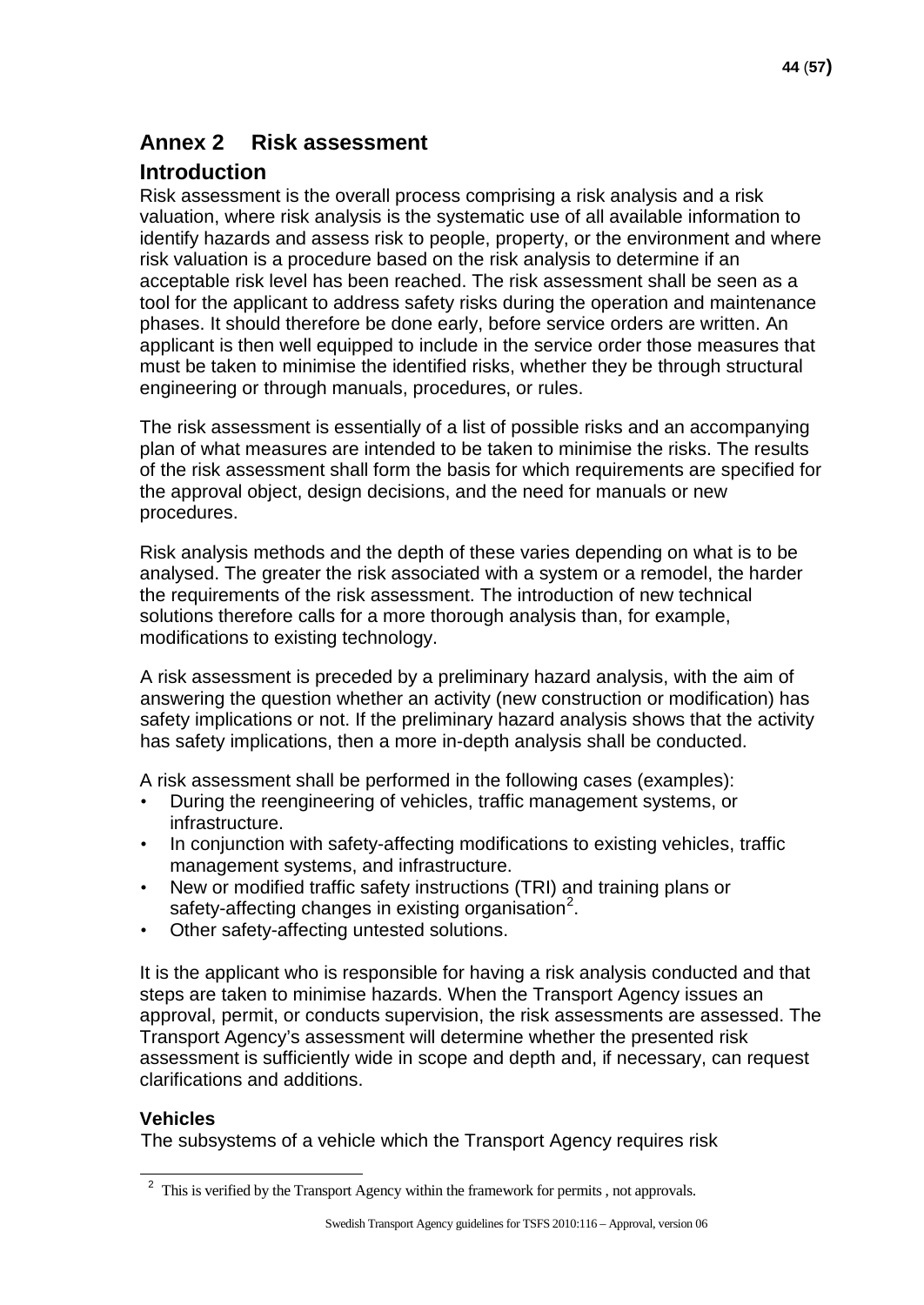# Annex 2 Risk assessment

## Introduction

Risk assessment is the overall process comprising a risk analysis and a risk valuation, where risk analysis is the systematic use of all available information to identify hazards and assess risk to people, property, or the environment and where risk valuation is a procedure based on the risk analysis to determine if an acceptable risk level has been reached. The risk assessment shall be seen as a tool for the applicant to address safety risks during the operation and maintenance phases. It should therefore be done early, before service orders are written. An applicant is then well equipped to include in the service order those measures that must be taken to minimise the identified risks, whether they be through structural engineering or through manuals, procedures, or rules.

The risk assessment is essentially of a list of possible risks and an accompanying plan of what measures are intended to be taken to minimise the risks. The results of the risk assessment shall form the basis for which requirements are specified for the approval object, design decisions, and the need for manuals or new procedures.

Risk analysis methods and the depth of these varies depending on what is to be analysed. The greater the risk associated with a system or a remodel, the harder the requirements of the risk assessment. The introduction of new technical solutions therefore calls for a more thorough analysis than, for example, modifications to existing technology.

A risk assessment is preceded by a preliminary hazard analysis, with the aim of answering the question whether an activity (new construction or modification) has safety implications or not. If the preliminary hazard analysis shows that the activity has safety implications, then a more in-depth analysis shall be conducted.

A risk assessment shall be performed in the following cases (examples):

- During the reengineering of vehicles, traffic management systems, or infrastructure.
- In conjunction with safety-affecting modifications to existing vehicles, traffic management systems, and infrastructure.
- New or modified traffic safety instructions (TRI) and training plans or safety-affecting changes in existing organisation[2].
- Other safety-affecting untested solutions.

It is the applicant who is responsible for having a risk analysis conducted and that steps are taken to minimise hazards. When the Transport Agency issues an approval, permit, or conducts supervision, the risk assessments are assessed. The Transport Agency's assessment will determine whether the presented risk assessment is sufficiently wide in scope and depth and, if necessary, can request clarifications and additions.

### Vehicles

The subsystems of a vehicle which the Transport Agency requires risk

---

[2] This is verified by the Transport Agency within the framework for permits , not approvals.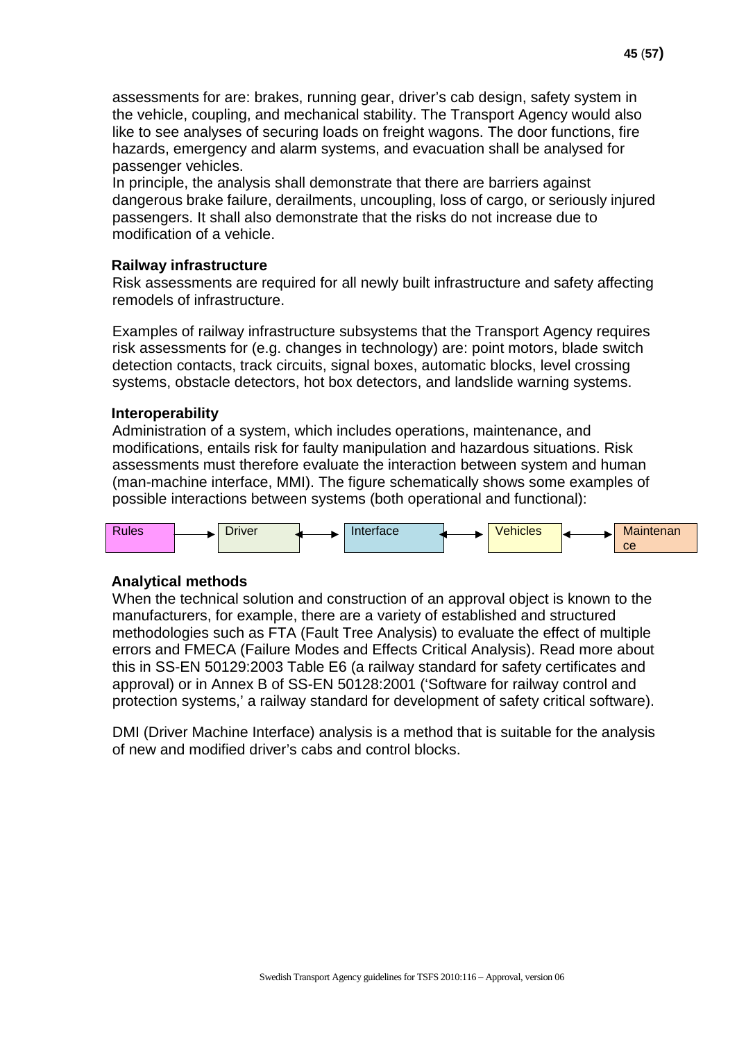assessments for are: brakes, running gear, driver's cab design, safety system in the vehicle, coupling, and mechanical stability. The Transport Agency would also like to see analyses of securing loads on freight wagons. The door functions, fire hazards, emergency and alarm systems, and evacuation shall be analysed for passenger vehicles.
In principle, the analysis shall demonstrate that there are barriers against dangerous brake failure, derailments, uncoupling, loss of cargo, or seriously injured passengers. It shall also demonstrate that the risks do not increase due to modification of a vehicle.

**Railway infrastructure**

Risk assessments are required for all newly built infrastructure and safety affecting remodels of infrastructure.

Examples of railway infrastructure subsystems that the Transport Agency requires risk assessments for (e.g. changes in technology) are: point motors, blade switch detection contacts, track circuits, signal boxes, automatic blocks, level crossing systems, obstacle detectors, hot box detectors, and landslide warning systems.

**Interoperability**

Administration of a system, which includes operations, maintenance, and modifications, entails risk for faulty manipulation and hazardous situations. Risk assessments must therefore evaluate the interaction between system and human (man-machine interface, MMI). The figure schematically shows some examples of possible interactions between systems (both operational and functional):

Rules → Driver ↔ Interface ↔ Vehicles ↔ Maintenance

**Analytical methods**

When the technical solution and construction of an approval object is known to the manufacturers, for example, there are a variety of established and structured methodologies such as FTA (Fault Tree Analysis) to evaluate the effect of multiple errors and FMECA (Failure Modes and Effects Critical Analysis). Read more about this in SS-EN 50129:2003 Table E6 (a railway standard for safety certificates and approval) or in Annex B of SS-EN 50128:2001 ('Software for railway control and protection systems,' a railway standard for development of safety critical software).

DMI (Driver Machine Interface) analysis is a method that is suitable for the analysis of new and modified driver's cabs and control blocks.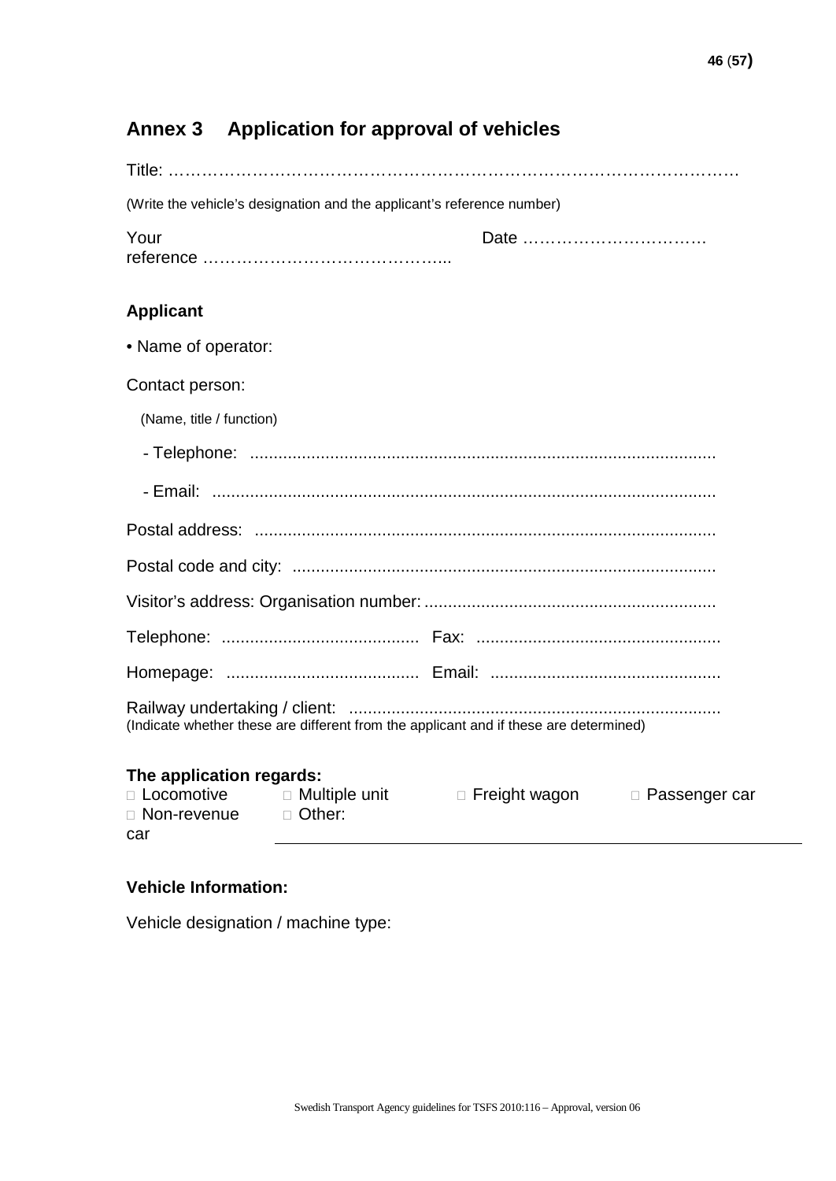## Annex 3 Application for approval of vehicles

Title: ………………………………………………………………………………………

(Write the vehicle's designation and the applicant's reference number)

Your reference …………………………………….. Date ……………………………

### Applicant

• Name of operator:

Contact person:

(Name, title / function)

- Telephone: ........................................................................................
- Email: ...............................................................................................

Postal address: ........................................................................................

Postal code and city: ................................................................................

Visitor's address: Organisation number: ...................................................

Telephone: .......................................... Fax: ..................................................

Homepage: ......................................... Email: ................................................

Railway undertaking / client: ..............................................................................
(Indicate whether these are different from the applicant and if these are determined)

### The application regards:

□ Locomotive □ Multiple unit □ Freight wagon □ Passenger car
□ Non-revenue car □ Other: ____________________

### Vehicle Information:

Vehicle designation / machine type: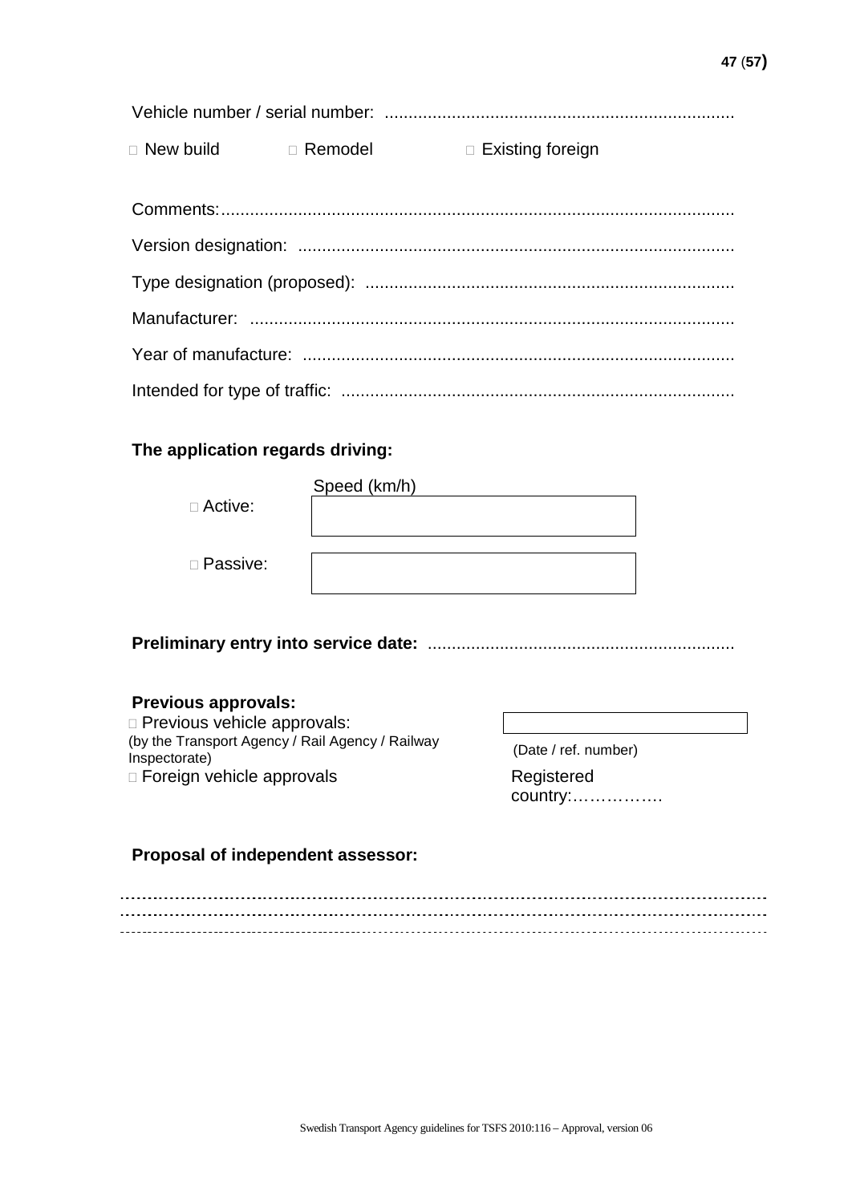Vehicle number / serial number: ........................................................................

☐ New build ☐ Remodel ☐ Existing foreign

Comments:.........................................................................................................

Version designation: .........................................................................................

Type designation (proposed): ............................................................................

Manufacturer: ....................................................................................................

Year of manufacture: .........................................................................................

Intended for type of traffic: .................................................................................

**The application regards driving:**

| | Speed (km/h) |
|---|---|
| ☐ Active: | |
| ☐ Passive: | |

**Preliminary entry into service date:** ...............................................................

**Previous approvals:**

☐ Previous vehicle approvals:
(by the Transport Agency / Rail Agency / Railway Inspectorate)

(Date / ref. number)

☐ Foreign vehicle approvals

Registered country:…………….

**Proposal of independent assessor:**

..................................................................................................................................
..................................................................................................................................
..................................................................................................................................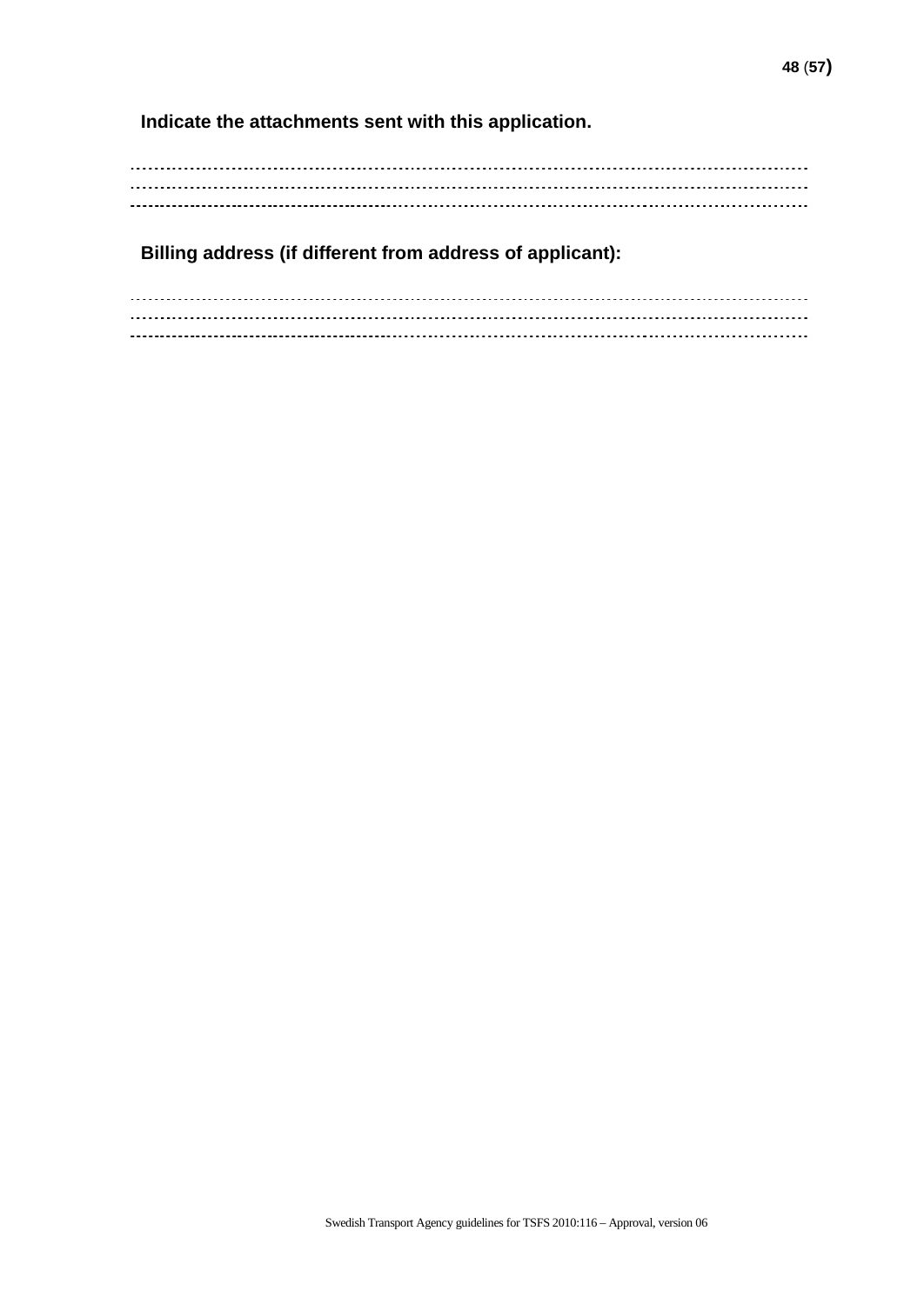**Indicate the attachments sent with this application.**

..........................................................................................................................................
..........................................................................................................................................
..........................................................................................................................................

**Billing address (if different from address of applicant):**

..........................................................................................................................................
..........................................................................................................................................
..........................................................................................................................................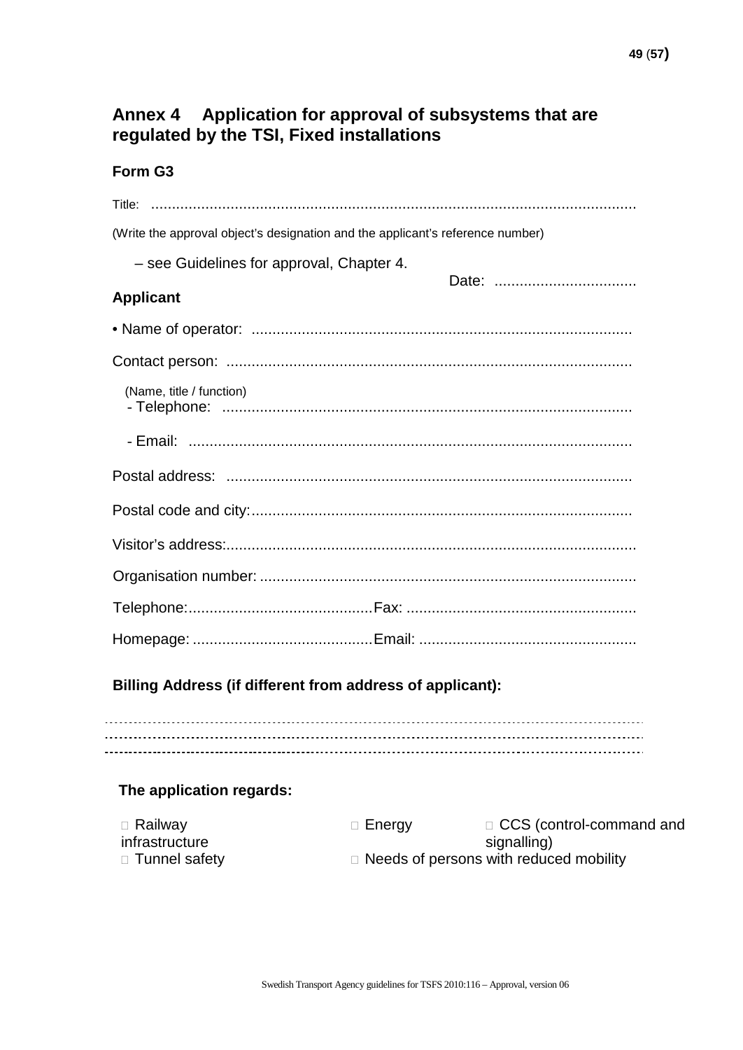# Annex 4 Application for approval of subsystems that are regulated by the TSI, Fixed installations

## Form G3

Title: ..................................................................................................................

(Write the approval object's designation and the applicant's reference number)

– see Guidelines for approval, Chapter 4.

Date: ..................................

### Applicant

• Name of operator: ..........................................................................................

Contact person: ................................................................................................

(Name, title / function)

- Telephone: .................................................................................................

- Email: .........................................................................................................

Postal address: ................................................................................................

Postal code and city:..........................................................................................

Visitor's address:.................................................................................................

Organisation number: .........................................................................................

Telephone:...........................................Fax: .......................................................

Homepage: ..........................................Email: ....................................................

### Billing Address (if different from address of applicant):

..........................................................................................................................

..........................................................................................................................

..........................................................................................................................

### The application regards:

□ Railway infrastructure

□ Energy

□ CCS (control-command and signalling)

□ Tunnel safety

□ Needs of persons with reduced mobility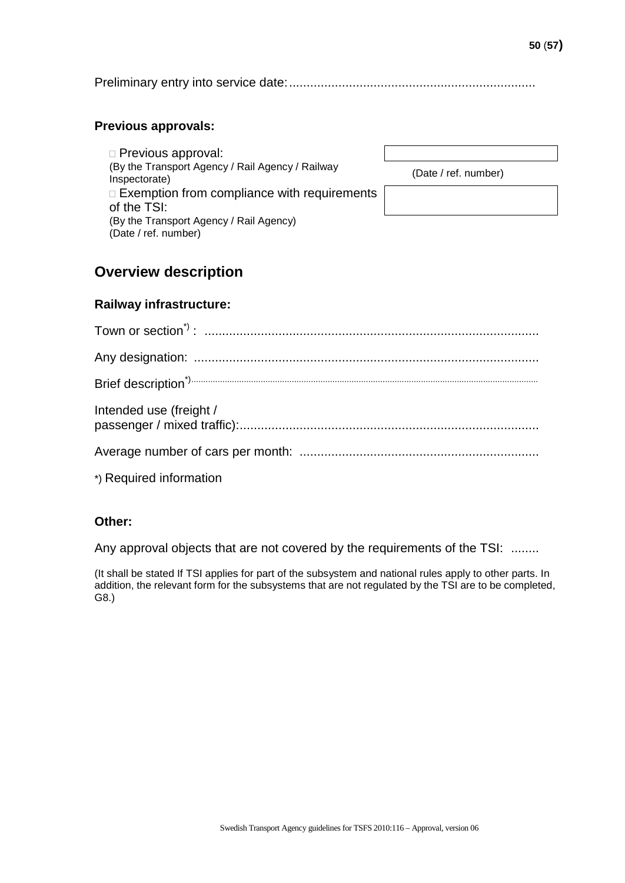Preliminary entry into service date: ......................................................................

### Previous approvals:

□ Previous approval:
(By the Transport Agency / Rail Agency / Railway Inspectorate)

(Date / ref. number)

□ Exemption from compliance with requirements of the TSI:
(By the Transport Agency / Rail Agency)
(Date / ref. number)

## Overview description

### Railway infrastructure:

Town or section*) : ..............................................................................................

Any designation: .................................................................................................

Brief description*).................................................................................................

Intended use (freight / passenger / mixed traffic):....................................................................................

Average number of cars per month: ...................................................................

*) Required information

### Other:

Any approval objects that are not covered by the requirements of the TSI: ........

(It shall be stated If TSI applies for part of the subsystem and national rules apply to other parts. In addition, the relevant form for the subsystems that are not regulated by the TSI are to be completed, G8.)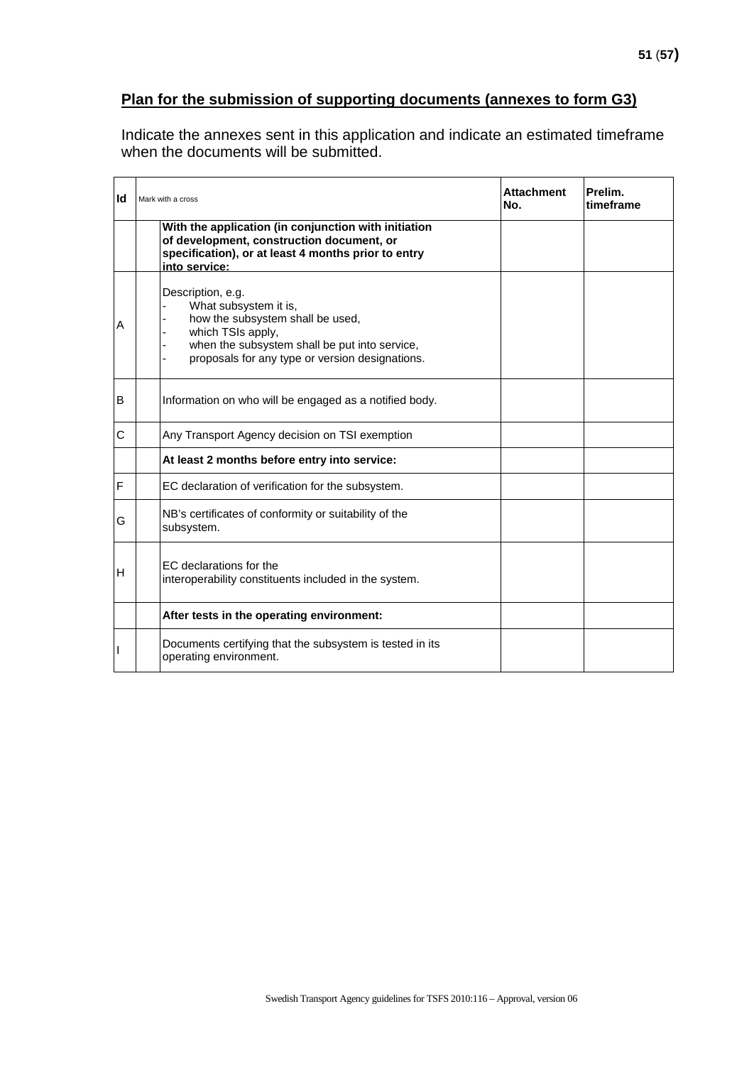## Plan for the submission of supporting documents (annexes to form G3)

Indicate the annexes sent in this application and indicate an estimated timeframe when the documents will be submitted.

| Id | Mark with a cross | | Attachment No. | Prelim. timeframe |
|---|---|---|---|---|
| | | **With the application (in conjunction with initiation of development, construction document, or specification), or at least 4 months prior to entry into service:** | | |
| A | | Description, e.g.<br>- What subsystem it is,<br>- how the subsystem shall be used,<br>- which TSIs apply,<br>- when the subsystem shall be put into service,<br>- proposals for any type or version designations. | | |
| B | | Information on who will be engaged as a notified body. | | |
| C | | Any Transport Agency decision on TSI exemption | | |
| | | **At least 2 months before entry into service:** | | |
| F | | EC declaration of verification for the subsystem. | | |
| G | | NB's certificates of conformity or suitability of the subsystem. | | |
| H | | EC declarations for the interoperability constituents included in the system. | | |
| | | **After tests in the operating environment:** | | |
| I | | Documents certifying that the subsystem is tested in its operating environment. | | |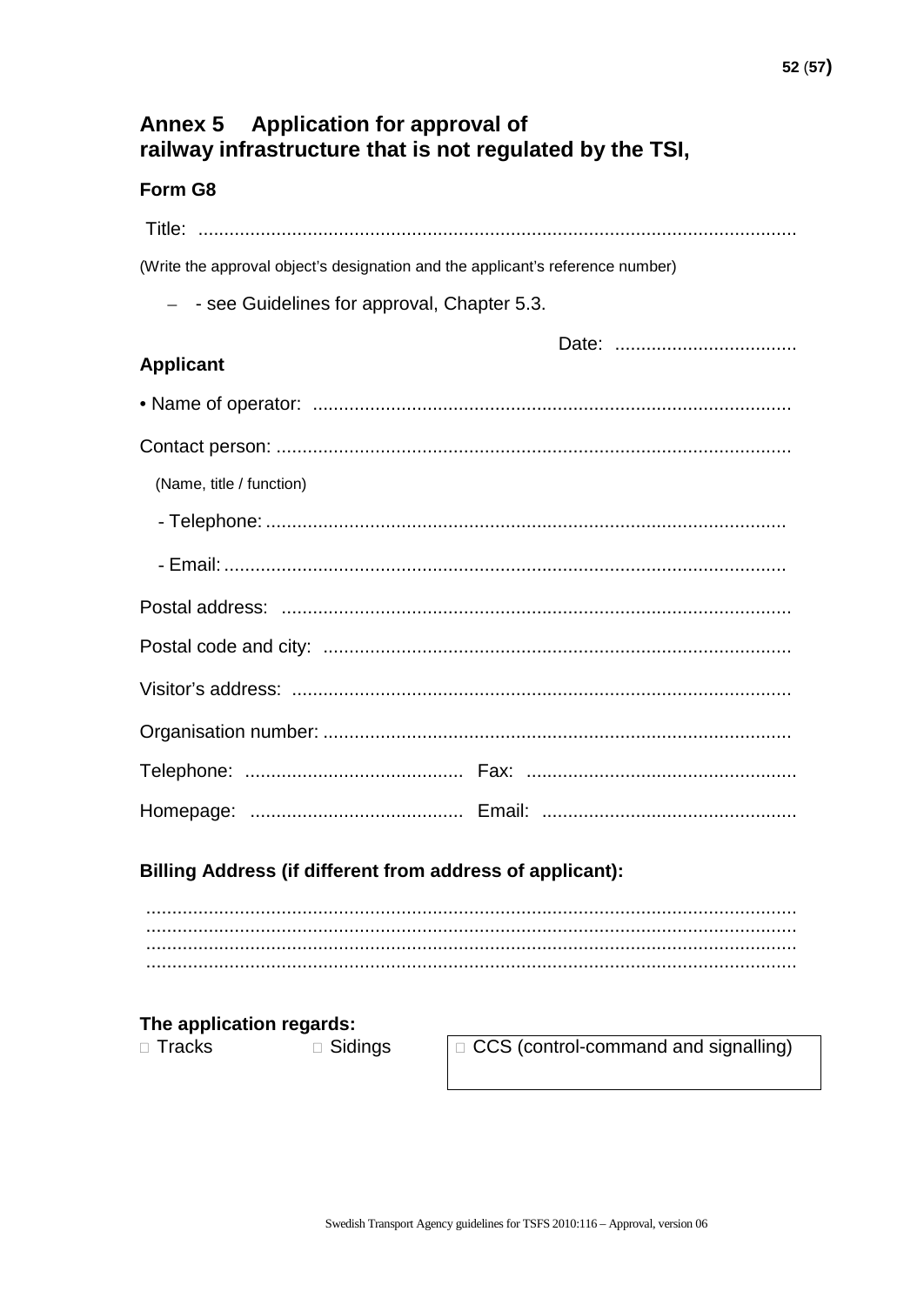# Annex 5 Application for approval of railway infrastructure that is not regulated by the TSI,

## Form G8

Title: ..................................................................................................................

(Write the approval object's designation and the applicant's reference number)

– - see Guidelines for approval, Chapter 5.3.

Date: ...................................

## Applicant

• Name of operator: ..........................................................................................

Contact person: .................................................................................................

(Name, title / function)

- Telephone: ...................................................................................................
- Email: ..........................................................................................................

Postal address: .................................................................................................

Postal code and city: ........................................................................................

Visitor's address: ...............................................................................................

Organisation number: ........................................................................................

Telephone: .......................................... Fax: ...................................................

Homepage: ......................................... Email: .................................................

## Billing Address (if different from address of applicant):

............................................................................................................................
............................................................................................................................
............................................................................................................................
............................................................................................................................

## The application regards:

□ Tracks □ Sidings □ CCS (control-command and signalling)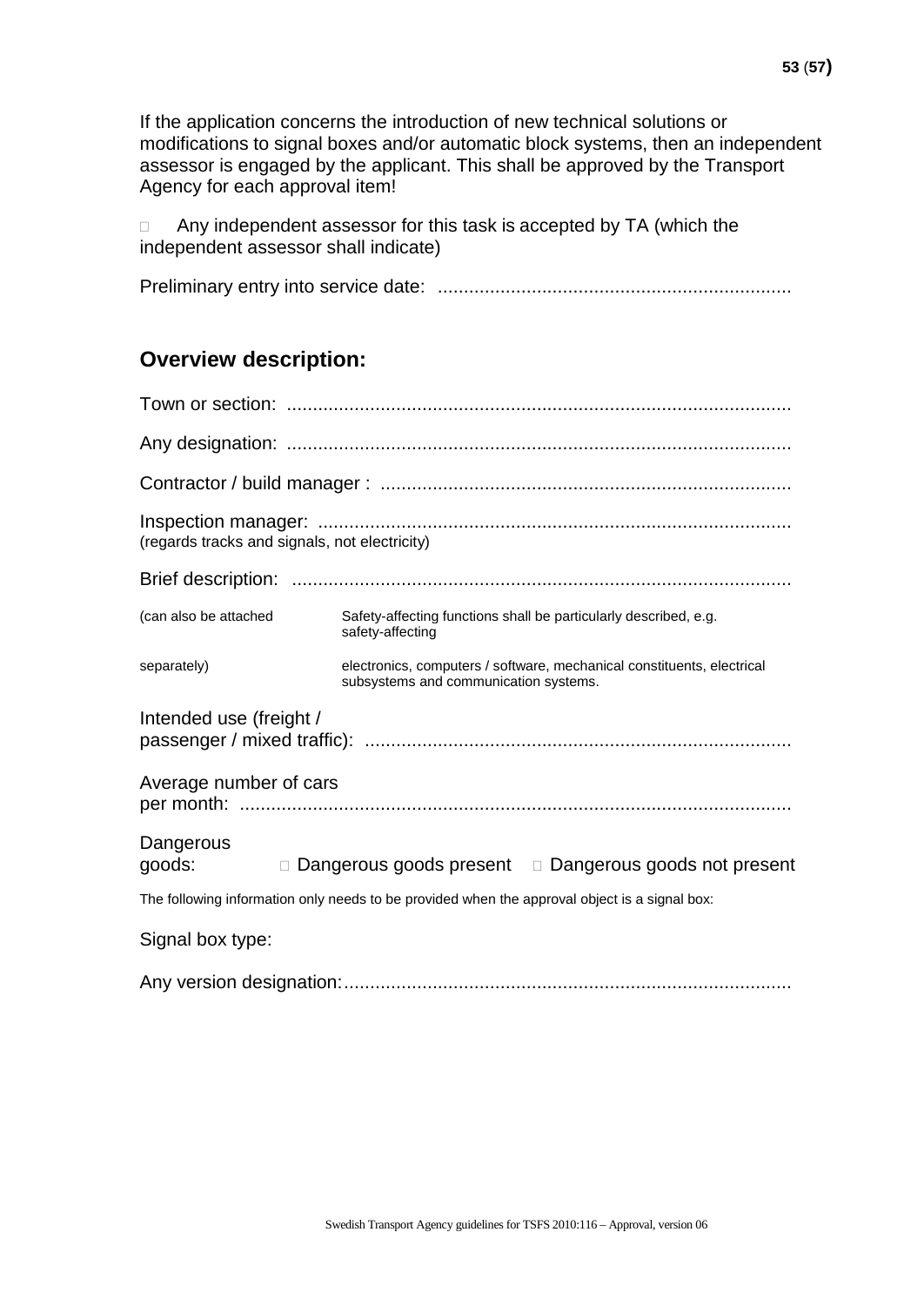If the application concerns the introduction of new technical solutions or modifications to signal boxes and/or automatic block systems, then an independent assessor is engaged by the applicant. This shall be approved by the Transport Agency for each approval item!

☐ Any independent assessor for this task is accepted by TA (which the independent assessor shall indicate)

Preliminary entry into service date: ...................................................................

## Overview description:

Town or section: ...............................................................................................

Any designation: ...............................................................................................

Contractor / build manager : ..............................................................................

Inspection manager: ..........................................................................................
(regards tracks and signals, not electricity)

Brief description: ...............................................................................................

(can also be attached separately) — Safety-affecting functions shall be particularly described, e.g. safety-affecting electronics, computers / software, mechanical constituents, electrical subsystems and communication systems.

Intended use (freight / passenger / mixed traffic): .................................................................................

Average number of cars per month: .........................................................................................................

Dangerous goods: ☐ Dangerous goods present ☐ Dangerous goods not present

The following information only needs to be provided when the approval object is a signal box:

Signal box type:

Any version designation:.....................................................................................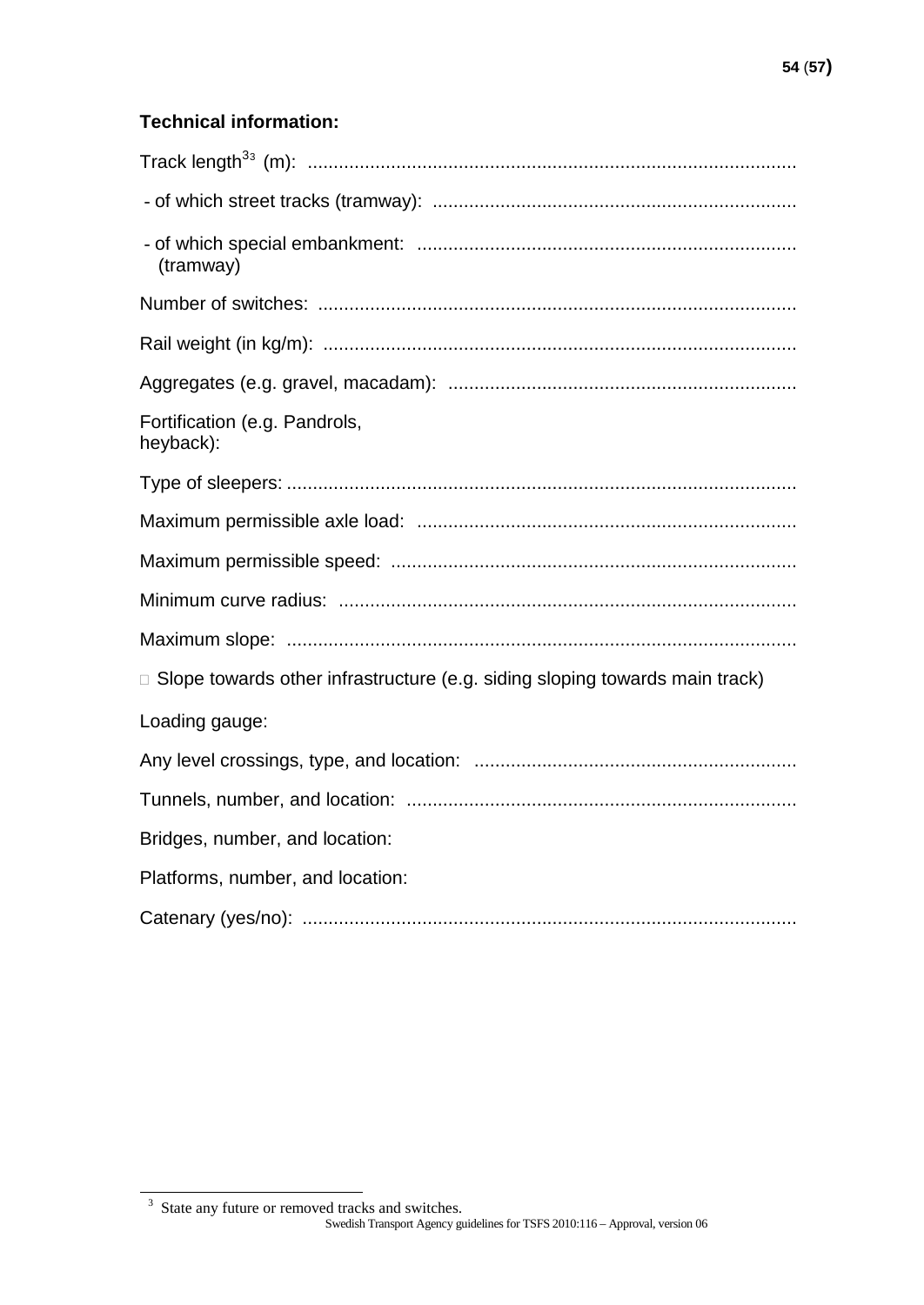**Technical information:**

Track length[3] (m): ............................................................................................

- of which street tracks (tramway): .....................................................................

- of which special embankment: ........................................................................
  (tramway)

Number of switches: ...........................................................................................

Rail weight (in kg/m): ..........................................................................................

Aggregates (e.g. gravel, macadam): ..................................................................

Fortification (e.g. Pandrols,
heyback):

Type of sleepers: .................................................................................................

Maximum permissible axle load: ........................................................................

Maximum permissible speed: .............................................................................

Minimum curve radius: .......................................................................................

Maximum slope: .................................................................................................

□ Slope towards other infrastructure (e.g. siding sloping towards main track)

Loading gauge:

Any level crossings, type, and location: .............................................................

Tunnels, number, and location: ..........................................................................

Bridges, number, and location:

Platforms, number, and location:

Catenary (yes/no): ..............................................................................................

[3] State any future or removed tracks and switches.

Swedish Transport Agency guidelines for TSFS 2010:116 – Approval, version 06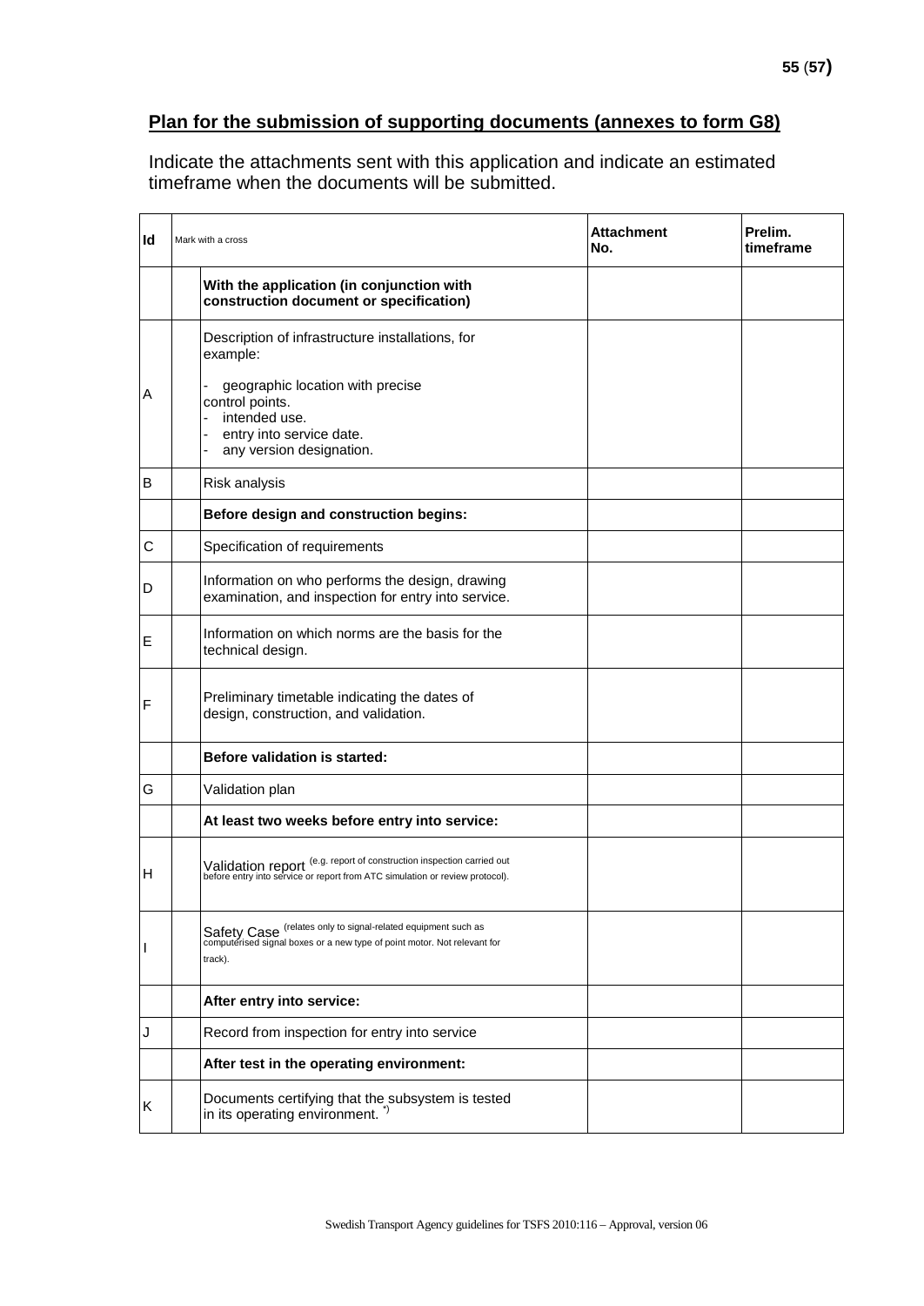## Plan for the submission of supporting documents (annexes to form G8)

Indicate the attachments sent with this application and indicate an estimated timeframe when the documents will be submitted.

| Id | Mark with a cross | | Attachment No. | Prelim. timeframe |
|---|---|---|---|---|
| | | **With the application (in conjunction with construction document or specification)** | | |
| A | | Description of infrastructure installations, for example:<br>- geographic location with precise control points.<br>- intended use.<br>- entry into service date.<br>- any version designation. | | |
| B | | Risk analysis | | |
| | | **Before design and construction begins:** | | |
| C | | Specification of requirements | | |
| D | | Information on who performs the design, drawing examination, and inspection for entry into service. | | |
| E | | Information on which norms are the basis for the technical design. | | |
| F | | Preliminary timetable indicating the dates of design, construction, and validation. | | |
| | | **Before validation is started:** | | |
| G | | Validation plan | | |
| | | **At least two weeks before entry into service:** | | |
| H | | Validation report (e.g. report of construction inspection carried out before entry into service or report from ATC simulation or review protocol). | | |
| I | | Safety Case (relates only to signal-related equipment such as computerised signal boxes or a new type of point motor. Not relevant for track). | | |
| | | **After entry into service:** | | |
| J | | Record from inspection for entry into service | | |
| | | **After test in the operating environment:** | | |
| K | | Documents certifying that the subsystem is tested in its operating environment. *) | | |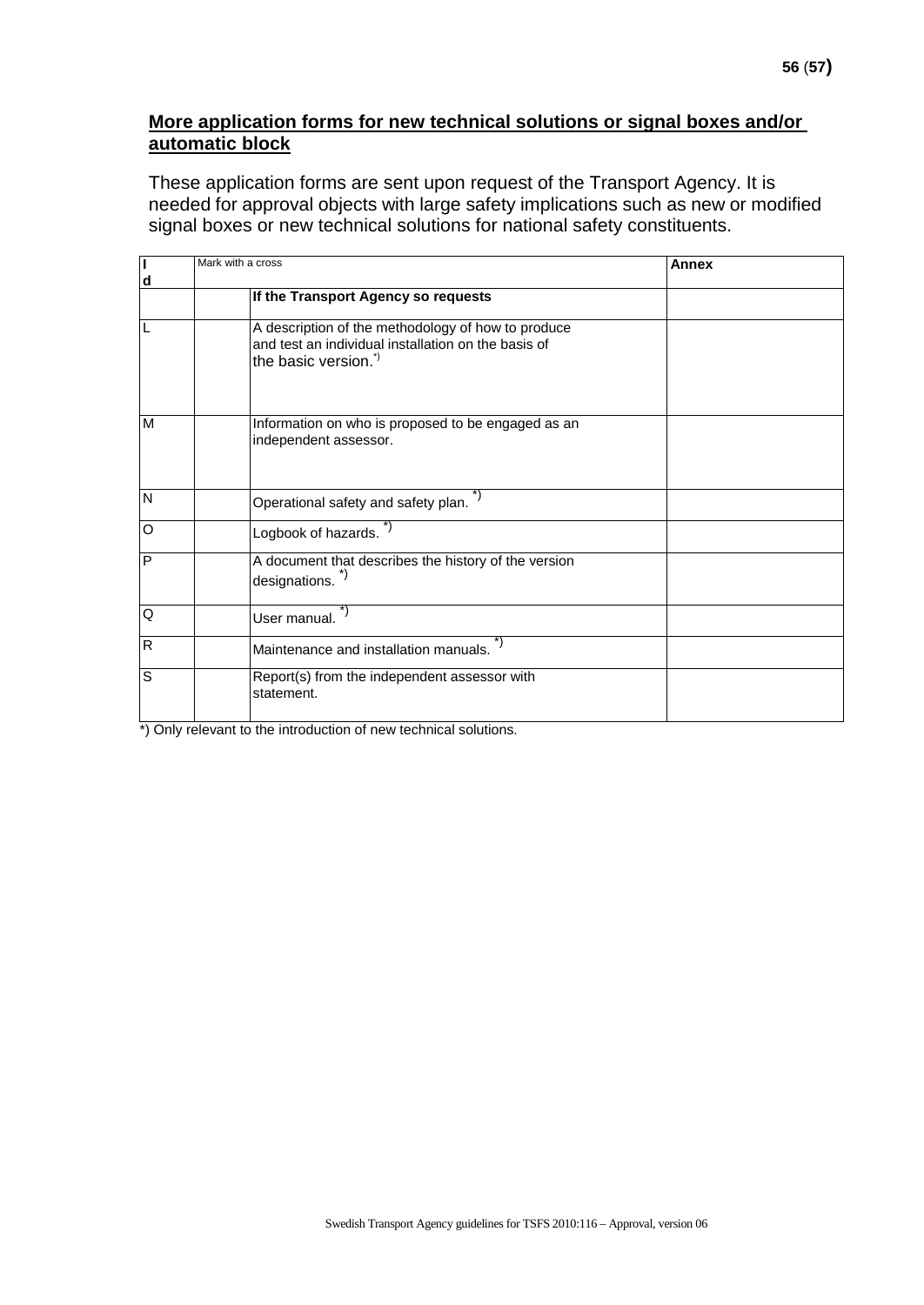**More application forms for new technical solutions or signal boxes and/or automatic block**

These application forms are sent upon request of the Transport Agency. It is needed for approval objects with large safety implications such as new or modified signal boxes or new technical solutions for national safety constituents.

| Id | Mark with a cross | | Annex |
|---|---|---|---|
| | | **If the Transport Agency so requests** | |
| L | | A description of the methodology of how to produce and test an individual installation on the basis of the basic version.*) | |
| M | | Information on who is proposed to be engaged as an independent assessor. | |
| N | | Operational safety and safety plan. *) | |
| O | | Logbook of hazards. *) | |
| P | | A document that describes the history of the version designations. *) | |
| Q | | User manual. *) | |
| R | | Maintenance and installation manuals. *) | |
| S | | Report(s) from the independent assessor with statement. | |

*) Only relevant to the introduction of new technical solutions.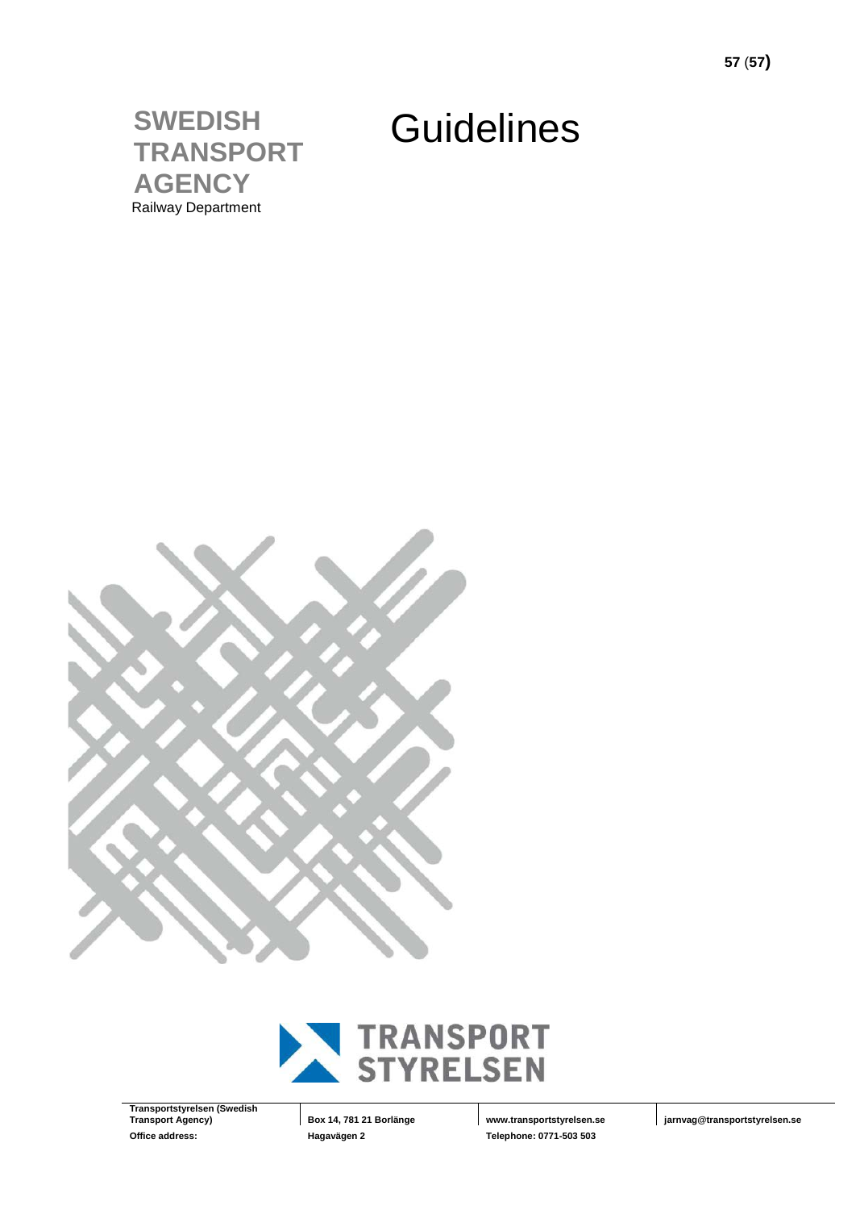**SWEDISH TRANSPORT AGENCY**
Railway Department

# Guidelines

**TRANSPORT STYRELSEN**

**Transportstyrelsen (Swedish Transport Agency)** | **Box 14, 781 21 Borlänge** | **www.transportstyrelsen.se** | **jarnvag@transportstyrelsen.se**

**Office address:** | **Hagavägen 2** | **Telephone: 0771-503 503**